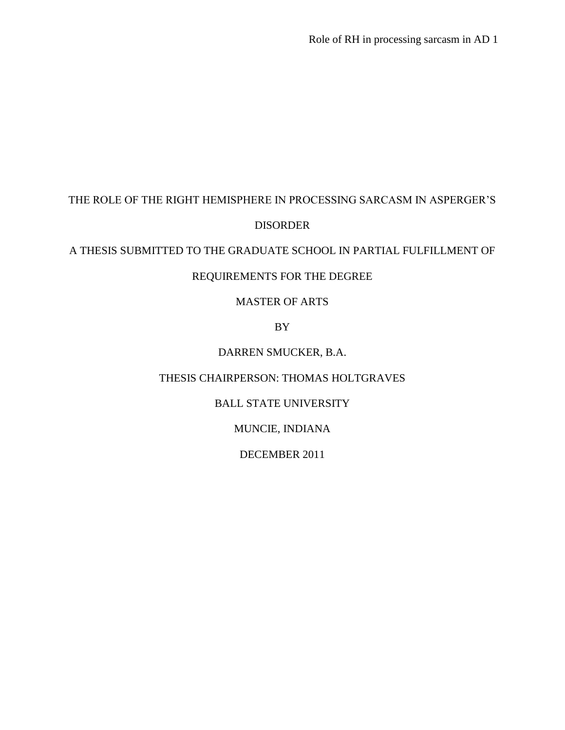# THE ROLE OF THE RIGHT HEMISPHERE IN PROCESSING SARCASM IN ASPERGER'S DISORDER

A THESIS SUBMITTED TO THE GRADUATE SCHOOL IN PARTIAL FULFILLMENT OF REQUIREMENTS FOR THE DEGREE

MASTER OF ARTS

BY

DARREN SMUCKER, B.A.

THESIS CHAIRPERSON: THOMAS HOLTGRAVES

BALL STATE UNIVERSITY

MUNCIE, INDIANA

DECEMBER 2011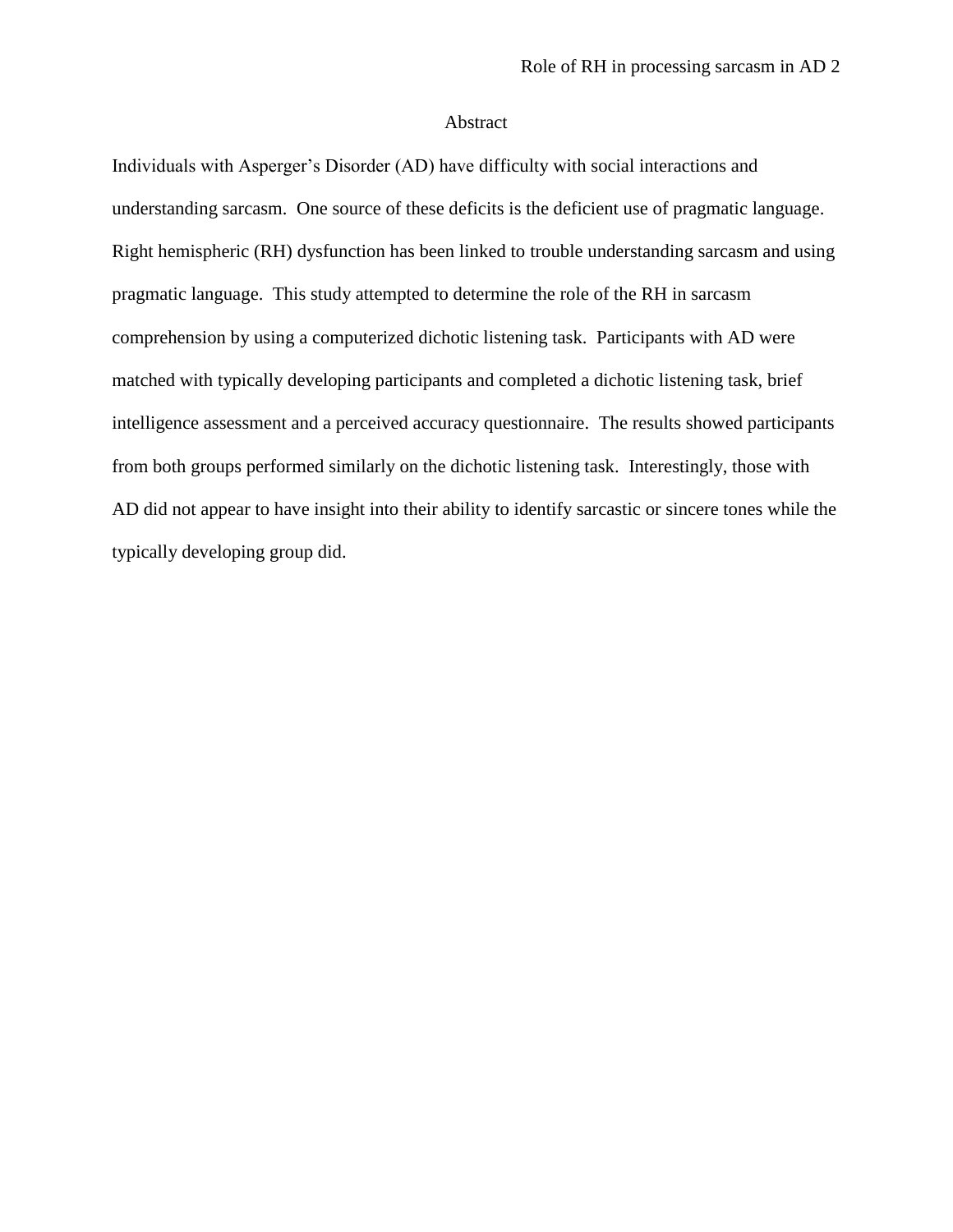# Abstract

Individuals with Asperger's Disorder (AD) have difficulty with social interactions and understanding sarcasm. One source of these deficits is the deficient use of pragmatic language. Right hemispheric (RH) dysfunction has been linked to trouble understanding sarcasm and using pragmatic language. This study attempted to determine the role of the RH in sarcasm comprehension by using a computerized dichotic listening task. Participants with AD were matched with typically developing participants and completed a dichotic listening task, brief intelligence assessment and a perceived accuracy questionnaire. The results showed participants from both groups performed similarly on the dichotic listening task. Interestingly, those with AD did not appear to have insight into their ability to identify sarcastic or sincere tones while the typically developing group did.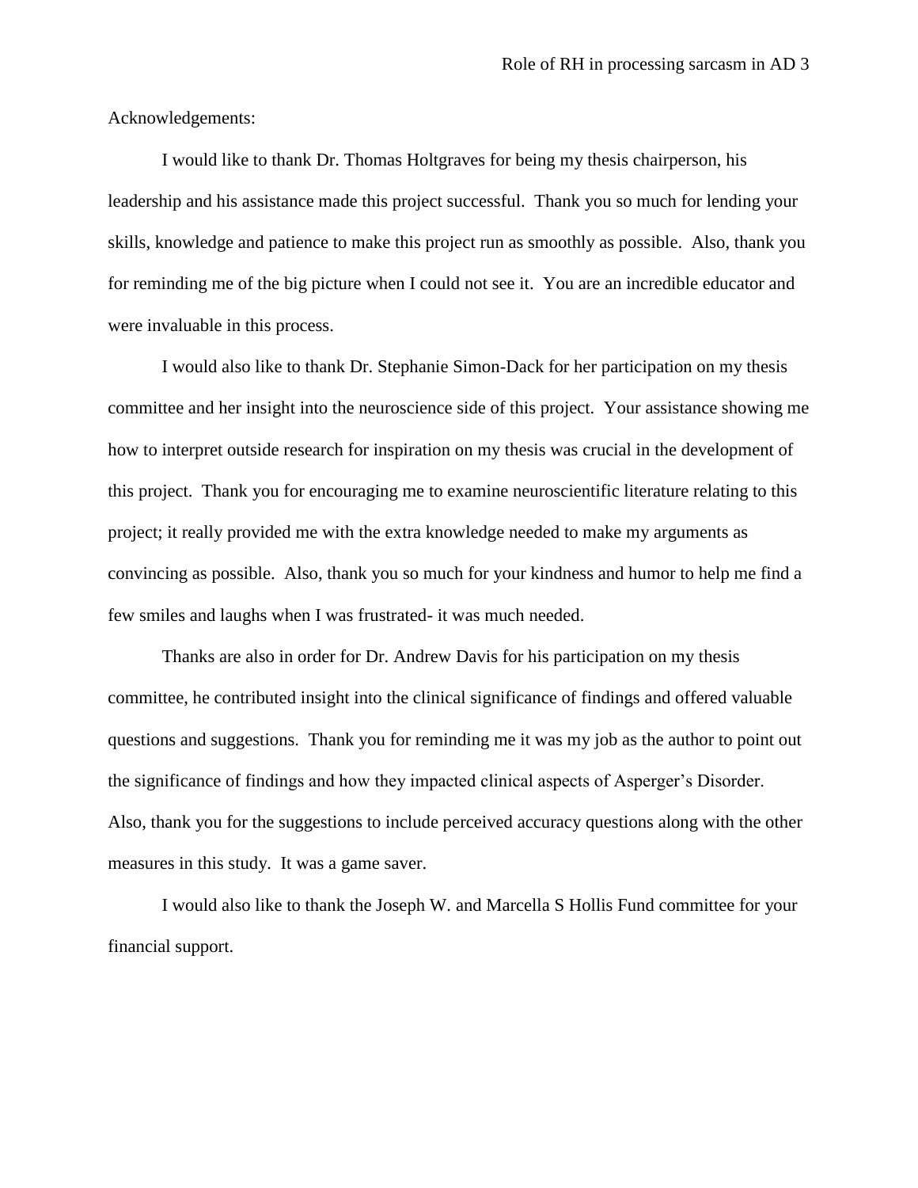Acknowledgements:

I would like to thank Dr. Thomas Holtgraves for being my thesis chairperson, his leadership and his assistance made this project successful. Thank you so much for lending your skills, knowledge and patience to make this project run as smoothly as possible. Also, thank you for reminding me of the big picture when I could not see it. You are an incredible educator and were invaluable in this process.

I would also like to thank Dr. Stephanie Simon-Dack for her participation on my thesis committee and her insight into the neuroscience side of this project. Your assistance showing me how to interpret outside research for inspiration on my thesis was crucial in the development of this project. Thank you for encouraging me to examine neuroscientific literature relating to this project; it really provided me with the extra knowledge needed to make my arguments as convincing as possible. Also, thank you so much for your kindness and humor to help me find a few smiles and laughs when I was frustrated- it was much needed.

Thanks are also in order for Dr. Andrew Davis for his participation on my thesis committee, he contributed insight into the clinical significance of findings and offered valuable questions and suggestions. Thank you for reminding me it was my job as the author to point out the significance of findings and how they impacted clinical aspects of Asperger's Disorder. Also, thank you for the suggestions to include perceived accuracy questions along with the other measures in this study. It was a game saver.

I would also like to thank the Joseph W. and Marcella S Hollis Fund committee for your financial support.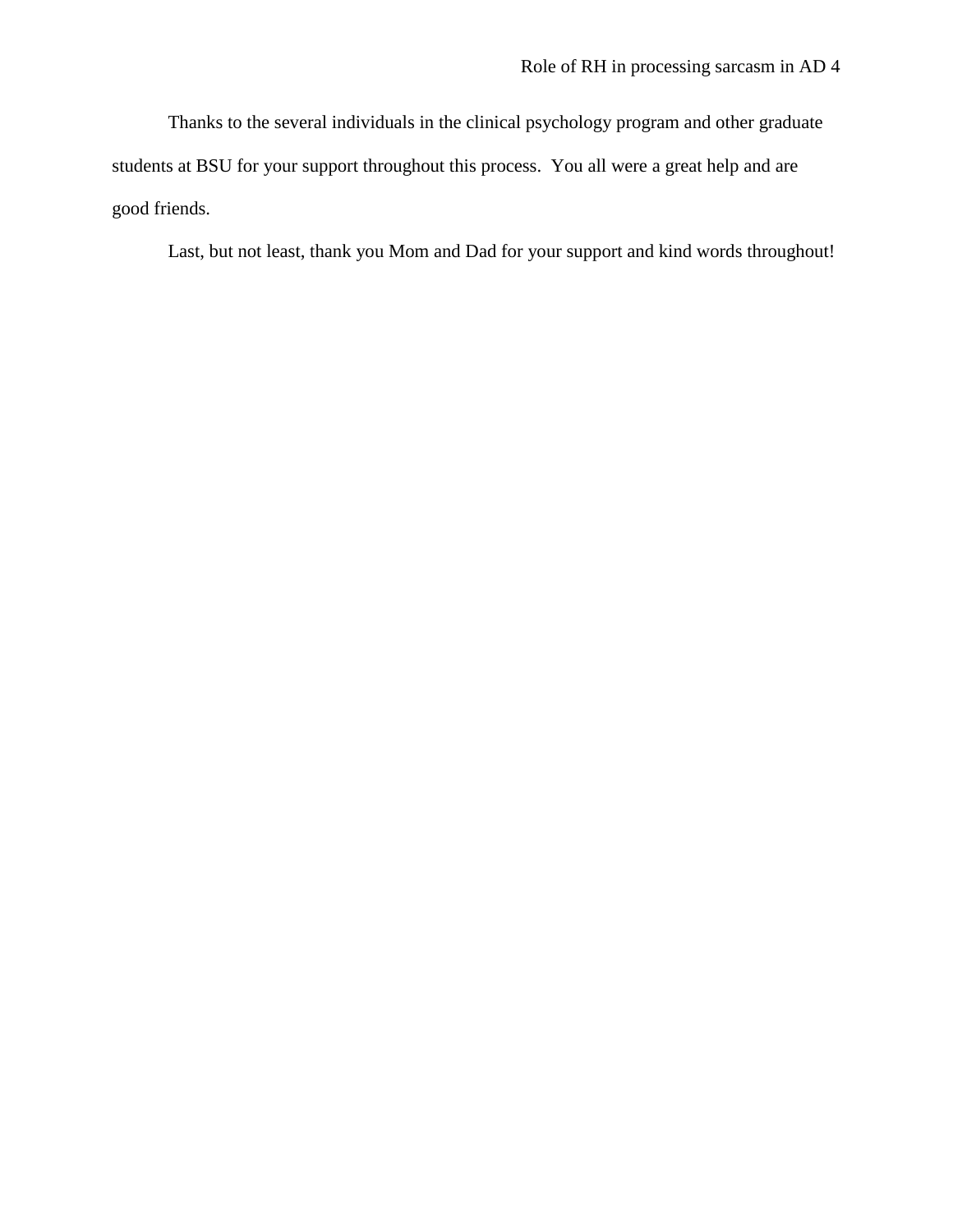Thanks to the several individuals in the clinical psychology program and other graduate students at BSU for your support throughout this process.  You all were a great help and are good friends.

Last, but not least, thank you Mom and Dad for your support and kind words throughout!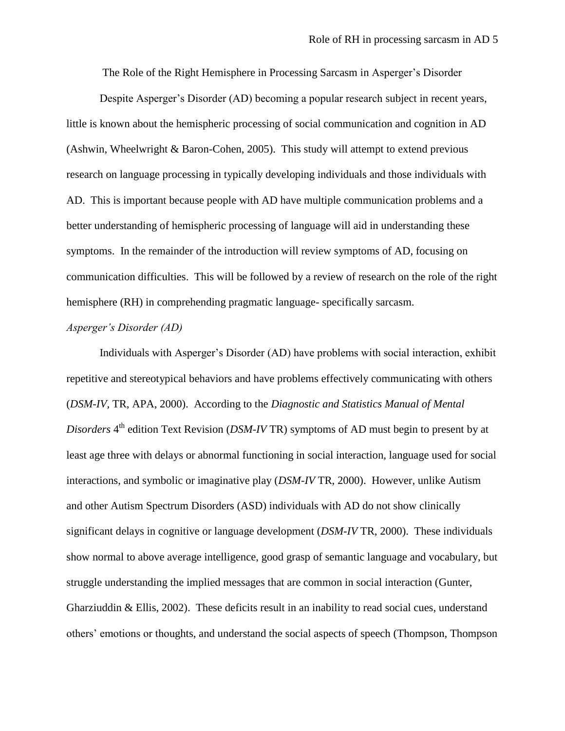The Role of the Right Hemisphere in Processing Sarcasm in Asperger's Disorder

Despite Asperger's Disorder (AD) becoming a popular research subject in recent years, little is known about the hemispheric processing of social communication and cognition in AD (Ashwin, Wheelwright & Baron-Cohen, 2005). This study will attempt to extend previous research on language processing in typically developing individuals and those individuals with AD. This is important because people with AD have multiple communication problems and a better understanding of hemispheric processing of language will aid in understanding these symptoms. In the remainder of the introduction will review symptoms of AD, focusing on communication difficulties. This will be followed by a review of research on the role of the right hemisphere (RH) in comprehending pragmatic language- specifically sarcasm.

*Asperger's Disorder (AD)*

Individuals with Asperger's Disorder (AD) have problems with social interaction, exhibit repetitive and stereotypical behaviors and have problems effectively communicating with others (*DSM-IV*, TR, APA, 2000). According to the *Diagnostic and Statistics Manual of Mental Disorders* 4th edition Text Revision (*DSM-IV* TR) symptoms of AD must begin to present by at least age three with delays or abnormal functioning in social interaction, language used for social interactions, and symbolic or imaginative play (*DSM-IV* TR, 2000). However, unlike Autism and other Autism Spectrum Disorders (ASD) individuals with AD do not show clinically significant delays in cognitive or language development (*DSM-IV* TR, 2000). These individuals show normal to above average intelligence, good grasp of semantic language and vocabulary, but struggle understanding the implied messages that are common in social interaction (Gunter, Gharziuddin & Ellis, 2002). These deficits result in an inability to read social cues, understand others' emotions or thoughts, and understand the social aspects of speech (Thompson, Thompson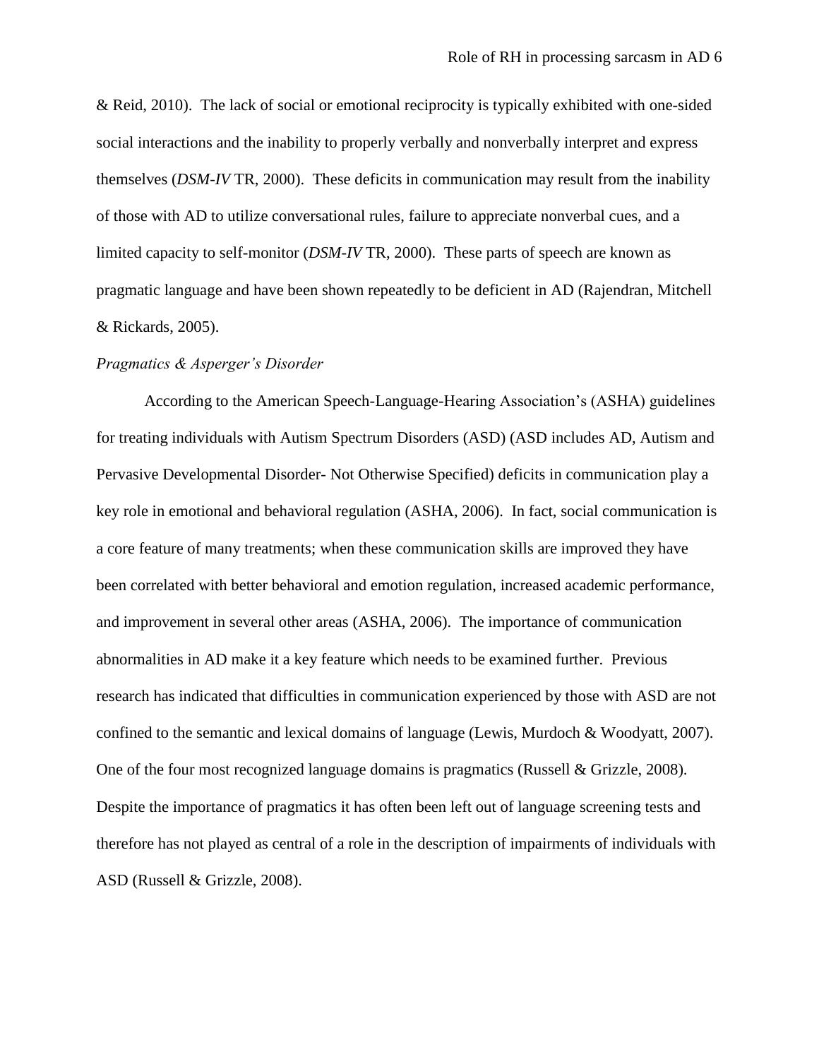& Reid, 2010). The lack of social or emotional reciprocity is typically exhibited with one-sided social interactions and the inability to properly verbally and nonverbally interpret and express themselves (*DSM-IV* TR, 2000). These deficits in communication may result from the inability of those with AD to utilize conversational rules, failure to appreciate nonverbal cues, and a limited capacity to self-monitor (*DSM-IV* TR, 2000). These parts of speech are known as pragmatic language and have been shown repeatedly to be deficient in AD (Rajendran, Mitchell & Rickards, 2005).

*Pragmatics & Asperger's Disorder*

According to the American Speech-Language-Hearing Association's (ASHA) guidelines for treating individuals with Autism Spectrum Disorders (ASD) (ASD includes AD, Autism and Pervasive Developmental Disorder- Not Otherwise Specified) deficits in communication play a key role in emotional and behavioral regulation (ASHA, 2006). In fact, social communication is a core feature of many treatments; when these communication skills are improved they have been correlated with better behavioral and emotion regulation, increased academic performance, and improvement in several other areas (ASHA, 2006). The importance of communication abnormalities in AD make it a key feature which needs to be examined further. Previous research has indicated that difficulties in communication experienced by those with ASD are not confined to the semantic and lexical domains of language (Lewis, Murdoch & Woodyatt, 2007). One of the four most recognized language domains is pragmatics (Russell & Grizzle, 2008). Despite the importance of pragmatics it has often been left out of language screening tests and therefore has not played as central of a role in the description of impairments of individuals with ASD (Russell & Grizzle, 2008).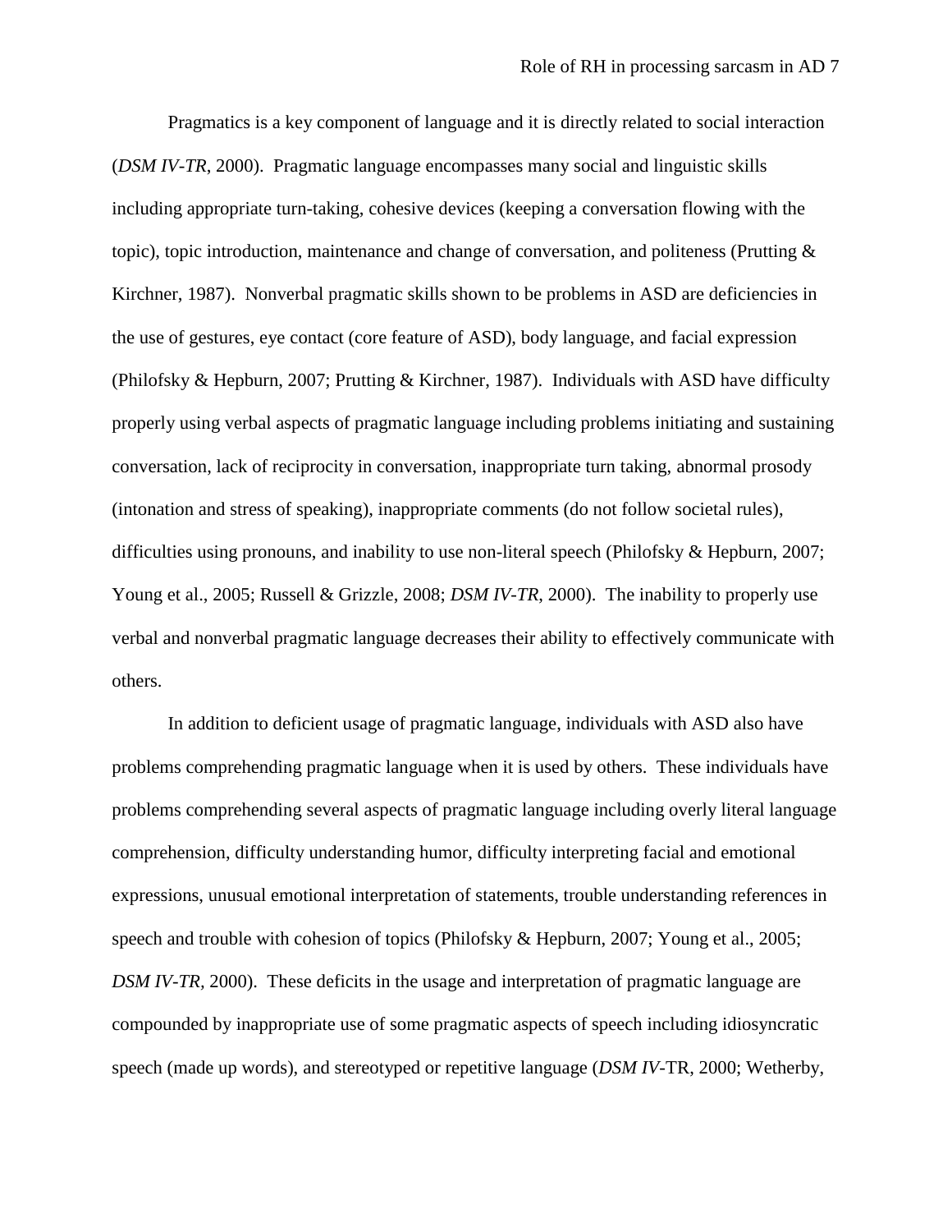Pragmatics is a key component of language and it is directly related to social interaction (*DSM IV-TR*, 2000). Pragmatic language encompasses many social and linguistic skills including appropriate turn-taking, cohesive devices (keeping a conversation flowing with the topic), topic introduction, maintenance and change of conversation, and politeness (Prutting & Kirchner, 1987). Nonverbal pragmatic skills shown to be problems in ASD are deficiencies in the use of gestures, eye contact (core feature of ASD), body language, and facial expression (Philofsky & Hepburn, 2007; Prutting & Kirchner, 1987). Individuals with ASD have difficulty properly using verbal aspects of pragmatic language including problems initiating and sustaining conversation, lack of reciprocity in conversation, inappropriate turn taking, abnormal prosody (intonation and stress of speaking), inappropriate comments (do not follow societal rules), difficulties using pronouns, and inability to use non-literal speech (Philofsky & Hepburn, 2007; Young et al., 2005; Russell & Grizzle, 2008; *DSM IV-TR*, 2000). The inability to properly use verbal and nonverbal pragmatic language decreases their ability to effectively communicate with others.

In addition to deficient usage of pragmatic language, individuals with ASD also have problems comprehending pragmatic language when it is used by others. These individuals have problems comprehending several aspects of pragmatic language including overly literal language comprehension, difficulty understanding humor, difficulty interpreting facial and emotional expressions, unusual emotional interpretation of statements, trouble understanding references in speech and trouble with cohesion of topics (Philofsky & Hepburn, 2007; Young et al., 2005; *DSM IV-TR*, 2000). These deficits in the usage and interpretation of pragmatic language are compounded by inappropriate use of some pragmatic aspects of speech including idiosyncratic speech (made up words), and stereotyped or repetitive language (*DSM IV*-TR, 2000; Wetherby,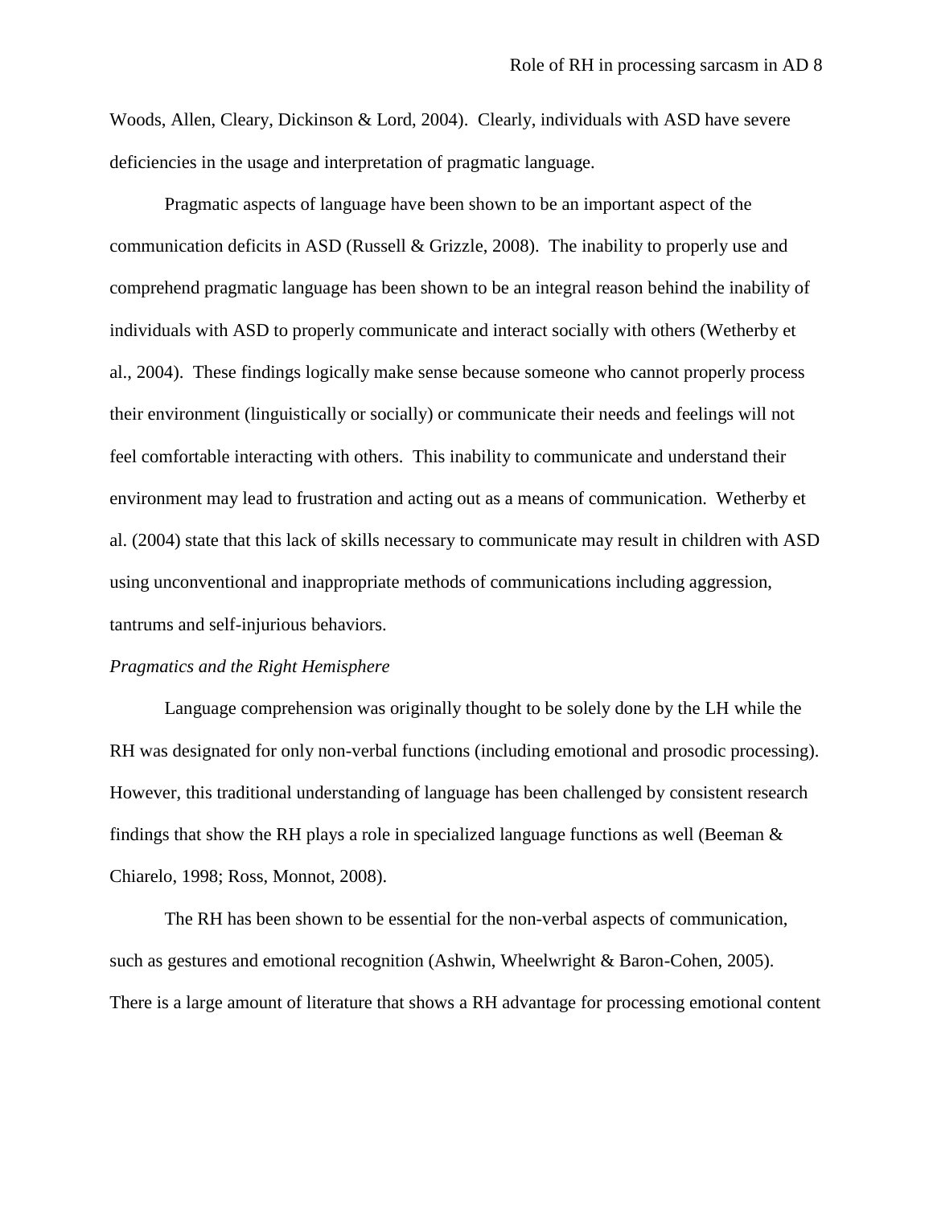Woods, Allen, Cleary, Dickinson & Lord, 2004). Clearly, individuals with ASD have severe deficiencies in the usage and interpretation of pragmatic language.

Pragmatic aspects of language have been shown to be an important aspect of the communication deficits in ASD (Russell & Grizzle, 2008). The inability to properly use and comprehend pragmatic language has been shown to be an integral reason behind the inability of individuals with ASD to properly communicate and interact socially with others (Wetherby et al., 2004). These findings logically make sense because someone who cannot properly process their environment (linguistically or socially) or communicate their needs and feelings will not feel comfortable interacting with others. This inability to communicate and understand their environment may lead to frustration and acting out as a means of communication. Wetherby et al. (2004) state that this lack of skills necessary to communicate may result in children with ASD using unconventional and inappropriate methods of communications including aggression, tantrums and self-injurious behaviors.

*Pragmatics and the Right Hemisphere*

Language comprehension was originally thought to be solely done by the LH while the RH was designated for only non-verbal functions (including emotional and prosodic processing). However, this traditional understanding of language has been challenged by consistent research findings that show the RH plays a role in specialized language functions as well (Beeman & Chiarelo, 1998; Ross, Monnot, 2008).

The RH has been shown to be essential for the non-verbal aspects of communication, such as gestures and emotional recognition (Ashwin, Wheelwright & Baron-Cohen, 2005). There is a large amount of literature that shows a RH advantage for processing emotional content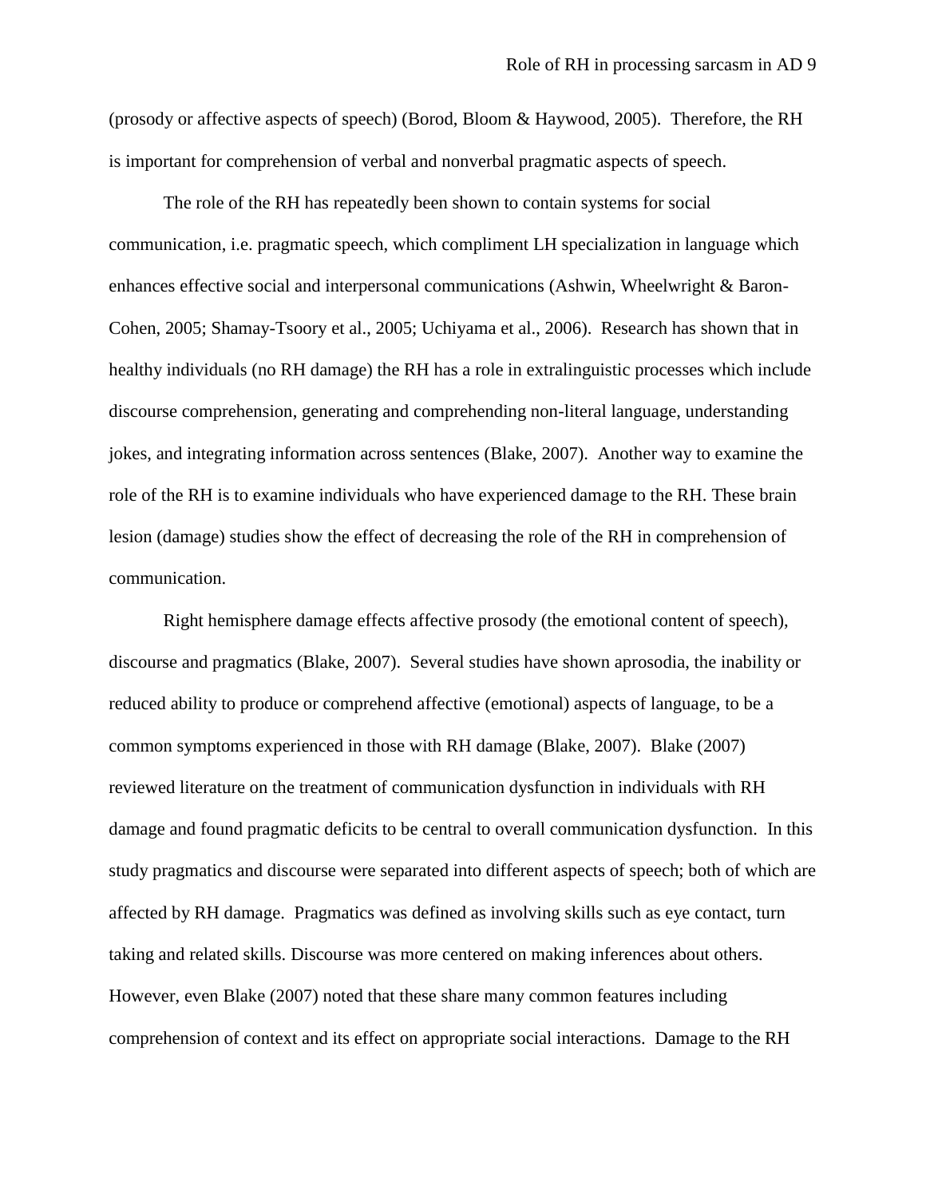(prosody or affective aspects of speech) (Borod, Bloom & Haywood, 2005). Therefore, the RH is important for comprehension of verbal and nonverbal pragmatic aspects of speech.

The role of the RH has repeatedly been shown to contain systems for social communication, i.e. pragmatic speech, which compliment LH specialization in language which enhances effective social and interpersonal communications (Ashwin, Wheelwright & Baron-Cohen, 2005; Shamay-Tsoory et al., 2005; Uchiyama et al., 2006). Research has shown that in healthy individuals (no RH damage) the RH has a role in extralinguistic processes which include discourse comprehension, generating and comprehending non-literal language, understanding jokes, and integrating information across sentences (Blake, 2007). Another way to examine the role of the RH is to examine individuals who have experienced damage to the RH. These brain lesion (damage) studies show the effect of decreasing the role of the RH in comprehension of communication.

Right hemisphere damage effects affective prosody (the emotional content of speech), discourse and pragmatics (Blake, 2007). Several studies have shown aprosodia, the inability or reduced ability to produce or comprehend affective (emotional) aspects of language, to be a common symptoms experienced in those with RH damage (Blake, 2007). Blake (2007) reviewed literature on the treatment of communication dysfunction in individuals with RH damage and found pragmatic deficits to be central to overall communication dysfunction. In this study pragmatics and discourse were separated into different aspects of speech; both of which are affected by RH damage. Pragmatics was defined as involving skills such as eye contact, turn taking and related skills. Discourse was more centered on making inferences about others. However, even Blake (2007) noted that these share many common features including comprehension of context and its effect on appropriate social interactions. Damage to the RH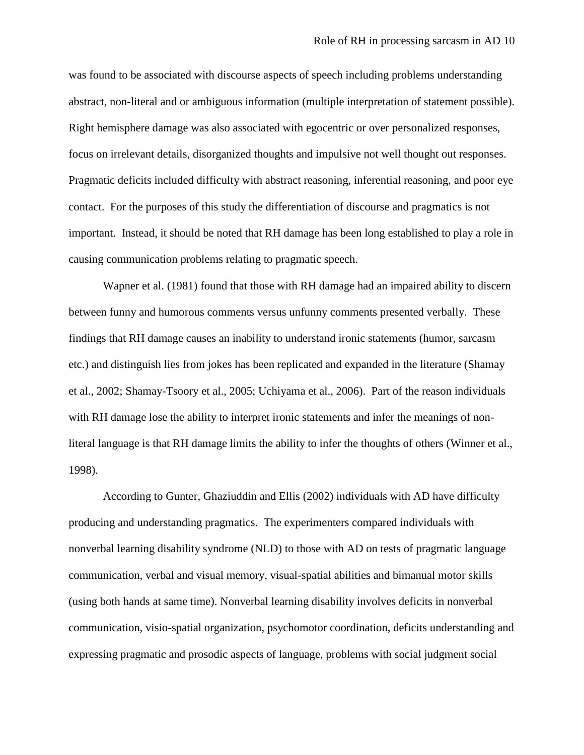was found to be associated with discourse aspects of speech including problems understanding abstract, non-literal and or ambiguous information (multiple interpretation of statement possible). Right hemisphere damage was also associated with egocentric or over personalized responses, focus on irrelevant details, disorganized thoughts and impulsive not well thought out responses. Pragmatic deficits included difficulty with abstract reasoning, inferential reasoning, and poor eye contact. For the purposes of this study the differentiation of discourse and pragmatics is not important. Instead, it should be noted that RH damage has been long established to play a role in causing communication problems relating to pragmatic speech.

Wapner et al. (1981) found that those with RH damage had an impaired ability to discern between funny and humorous comments versus unfunny comments presented verbally. These findings that RH damage causes an inability to understand ironic statements (humor, sarcasm etc.) and distinguish lies from jokes has been replicated and expanded in the literature (Shamay et al., 2002; Shamay-Tsoory et al., 2005; Uchiyama et al., 2006). Part of the reason individuals with RH damage lose the ability to interpret ironic statements and infer the meanings of non-literal language is that RH damage limits the ability to infer the thoughts of others (Winner et al., 1998).

According to Gunter, Ghaziuddin and Ellis (2002) individuals with AD have difficulty producing and understanding pragmatics. The experimenters compared individuals with nonverbal learning disability syndrome (NLD) to those with AD on tests of pragmatic language communication, verbal and visual memory, visual-spatial abilities and bimanual motor skills (using both hands at same time). Nonverbal learning disability involves deficits in nonverbal communication, visio-spatial organization, psychomotor coordination, deficits understanding and expressing pragmatic and prosodic aspects of language, problems with social judgment social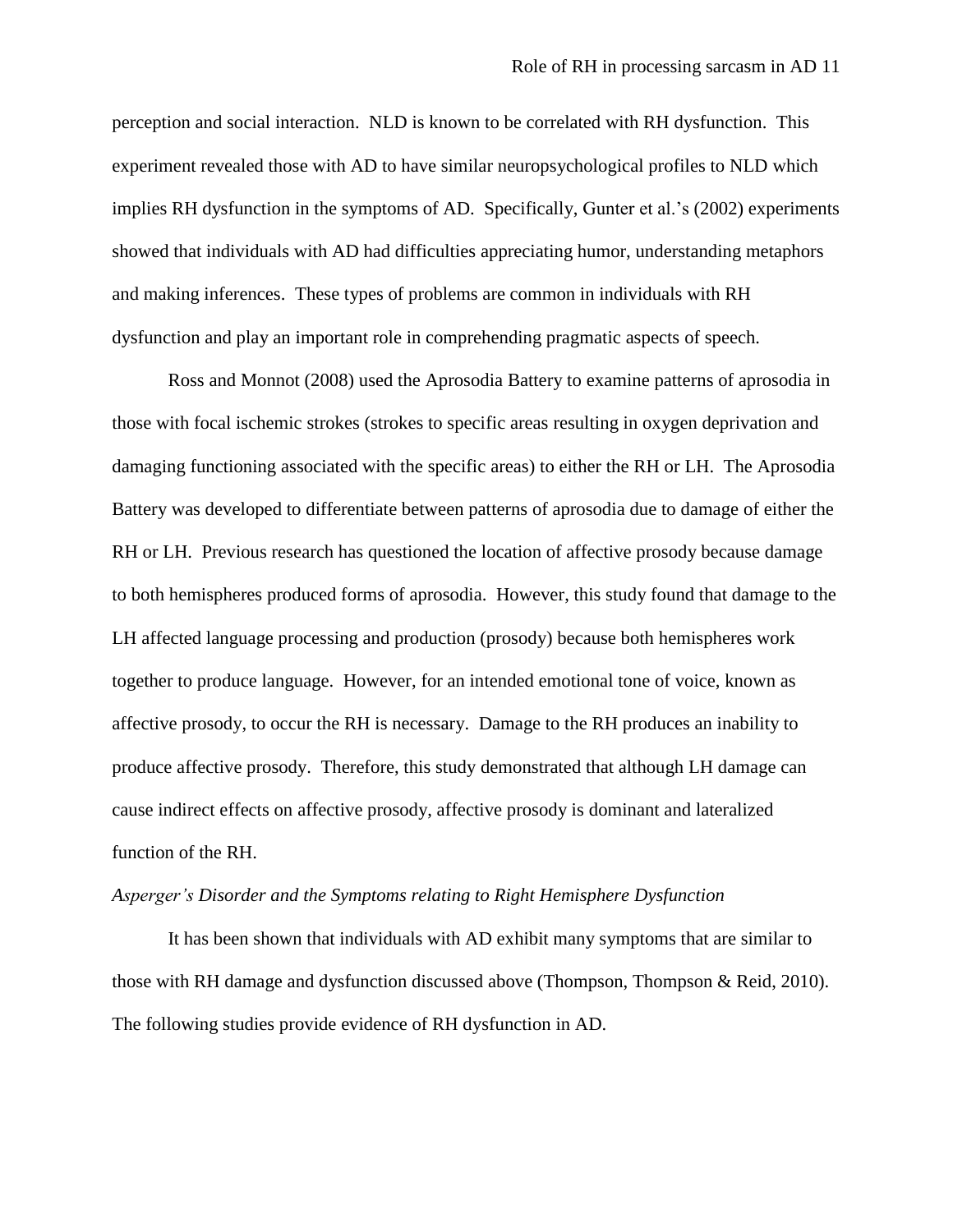perception and social interaction. NLD is known to be correlated with RH dysfunction. This experiment revealed those with AD to have similar neuropsychological profiles to NLD which implies RH dysfunction in the symptoms of AD. Specifically, Gunter et al.'s (2002) experiments showed that individuals with AD had difficulties appreciating humor, understanding metaphors and making inferences. These types of problems are common in individuals with RH dysfunction and play an important role in comprehending pragmatic aspects of speech.

Ross and Monnot (2008) used the Aprosodia Battery to examine patterns of aprosodia in those with focal ischemic strokes (strokes to specific areas resulting in oxygen deprivation and damaging functioning associated with the specific areas) to either the RH or LH. The Aprosodia Battery was developed to differentiate between patterns of aprosodia due to damage of either the RH or LH. Previous research has questioned the location of affective prosody because damage to both hemispheres produced forms of aprosodia. However, this study found that damage to the LH affected language processing and production (prosody) because both hemispheres work together to produce language. However, for an intended emotional tone of voice, known as affective prosody, to occur the RH is necessary. Damage to the RH produces an inability to produce affective prosody. Therefore, this study demonstrated that although LH damage can cause indirect effects on affective prosody, affective prosody is dominant and lateralized function of the RH.

*Asperger's Disorder and the Symptoms relating to Right Hemisphere Dysfunction*

It has been shown that individuals with AD exhibit many symptoms that are similar to those with RH damage and dysfunction discussed above (Thompson, Thompson & Reid, 2010). The following studies provide evidence of RH dysfunction in AD.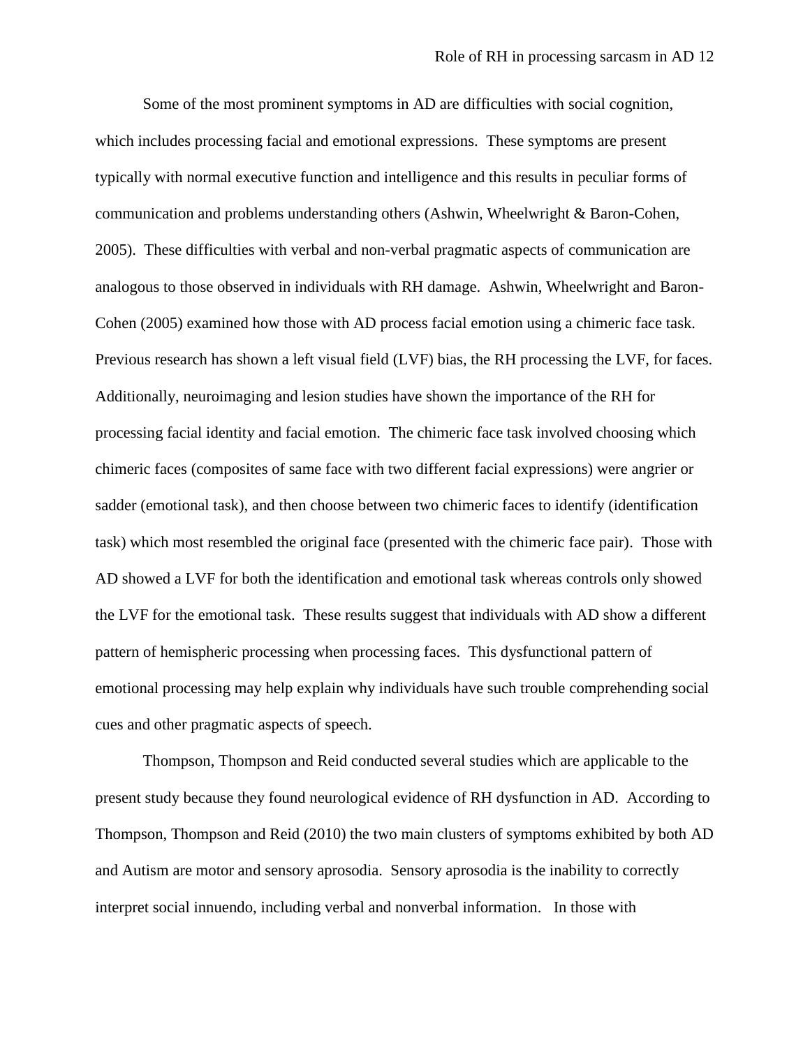Some of the most prominent symptoms in AD are difficulties with social cognition, which includes processing facial and emotional expressions. These symptoms are present typically with normal executive function and intelligence and this results in peculiar forms of communication and problems understanding others (Ashwin, Wheelwright & Baron-Cohen, 2005). These difficulties with verbal and non-verbal pragmatic aspects of communication are analogous to those observed in individuals with RH damage. Ashwin, Wheelwright and Baron-Cohen (2005) examined how those with AD process facial emotion using a chimeric face task. Previous research has shown a left visual field (LVF) bias, the RH processing the LVF, for faces. Additionally, neuroimaging and lesion studies have shown the importance of the RH for processing facial identity and facial emotion. The chimeric face task involved choosing which chimeric faces (composites of same face with two different facial expressions) were angrier or sadder (emotional task), and then choose between two chimeric faces to identify (identification task) which most resembled the original face (presented with the chimeric face pair). Those with AD showed a LVF for both the identification and emotional task whereas controls only showed the LVF for the emotional task. These results suggest that individuals with AD show a different pattern of hemispheric processing when processing faces. This dysfunctional pattern of emotional processing may help explain why individuals have such trouble comprehending social cues and other pragmatic aspects of speech.

Thompson, Thompson and Reid conducted several studies which are applicable to the present study because they found neurological evidence of RH dysfunction in AD. According to Thompson, Thompson and Reid (2010) the two main clusters of symptoms exhibited by both AD and Autism are motor and sensory aprosodia. Sensory aprosodia is the inability to correctly interpret social innuendo, including verbal and nonverbal information. In those with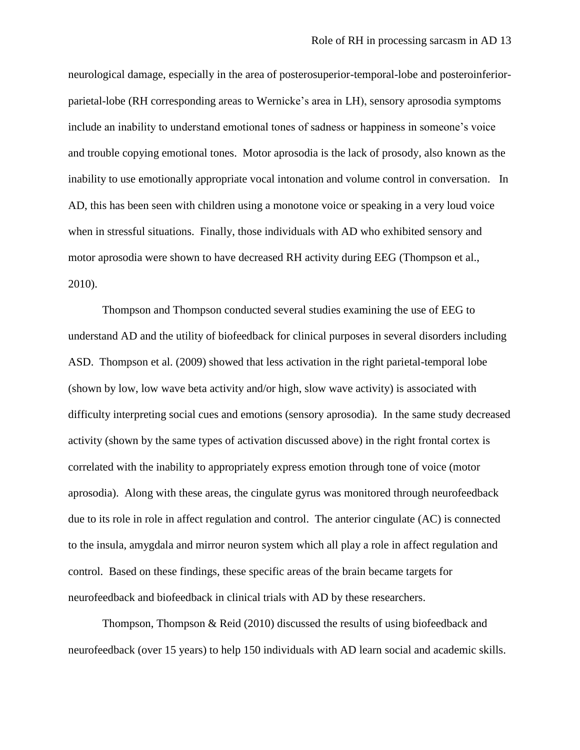neurological damage, especially in the area of posterosuperior-temporal-lobe and posteroinferior-parietal-lobe (RH corresponding areas to Wernicke's area in LH), sensory aprosodia symptoms include an inability to understand emotional tones of sadness or happiness in someone's voice and trouble copying emotional tones. Motor aprosodia is the lack of prosody, also known as the inability to use emotionally appropriate vocal intonation and volume control in conversation. In AD, this has been seen with children using a monotone voice or speaking in a very loud voice when in stressful situations. Finally, those individuals with AD who exhibited sensory and motor aprosodia were shown to have decreased RH activity during EEG (Thompson et al., 2010).

Thompson and Thompson conducted several studies examining the use of EEG to understand AD and the utility of biofeedback for clinical purposes in several disorders including ASD. Thompson et al. (2009) showed that less activation in the right parietal-temporal lobe (shown by low, low wave beta activity and/or high, slow wave activity) is associated with difficulty interpreting social cues and emotions (sensory aprosodia). In the same study decreased activity (shown by the same types of activation discussed above) in the right frontal cortex is correlated with the inability to appropriately express emotion through tone of voice (motor aprosodia). Along with these areas, the cingulate gyrus was monitored through neurofeedback due to its role in role in affect regulation and control. The anterior cingulate (AC) is connected to the insula, amygdala and mirror neuron system which all play a role in affect regulation and control. Based on these findings, these specific areas of the brain became targets for neurofeedback and biofeedback in clinical trials with AD by these researchers.

Thompson, Thompson & Reid (2010) discussed the results of using biofeedback and neurofeedback (over 15 years) to help 150 individuals with AD learn social and academic skills.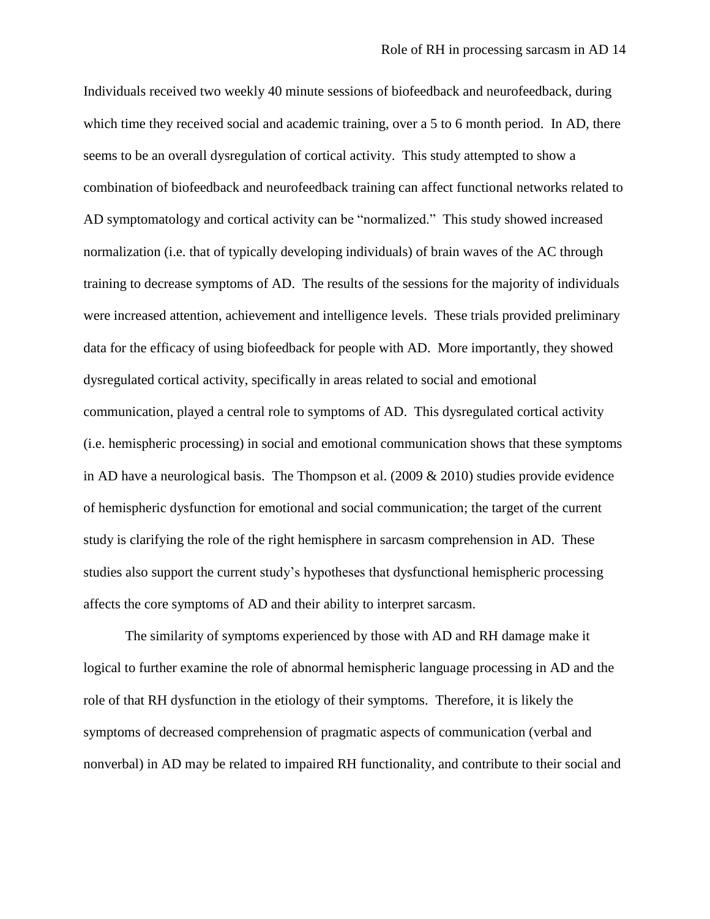Individuals received two weekly 40 minute sessions of biofeedback and neurofeedback, during which time they received social and academic training, over a 5 to 6 month period. In AD, there seems to be an overall dysregulation of cortical activity. This study attempted to show a combination of biofeedback and neurofeedback training can affect functional networks related to AD symptomatology and cortical activity can be "normalized." This study showed increased normalization (i.e. that of typically developing individuals) of brain waves of the AC through training to decrease symptoms of AD. The results of the sessions for the majority of individuals were increased attention, achievement and intelligence levels. These trials provided preliminary data for the efficacy of using biofeedback for people with AD. More importantly, they showed dysregulated cortical activity, specifically in areas related to social and emotional communication, played a central role to symptoms of AD. This dysregulated cortical activity (i.e. hemispheric processing) in social and emotional communication shows that these symptoms in AD have a neurological basis. The Thompson et al. (2009 & 2010) studies provide evidence of hemispheric dysfunction for emotional and social communication; the target of the current study is clarifying the role of the right hemisphere in sarcasm comprehension in AD. These studies also support the current study's hypotheses that dysfunctional hemispheric processing affects the core symptoms of AD and their ability to interpret sarcasm.

The similarity of symptoms experienced by those with AD and RH damage make it logical to further examine the role of abnormal hemispheric language processing in AD and the role of that RH dysfunction in the etiology of their symptoms. Therefore, it is likely the symptoms of decreased comprehension of pragmatic aspects of communication (verbal and nonverbal) in AD may be related to impaired RH functionality, and contribute to their social and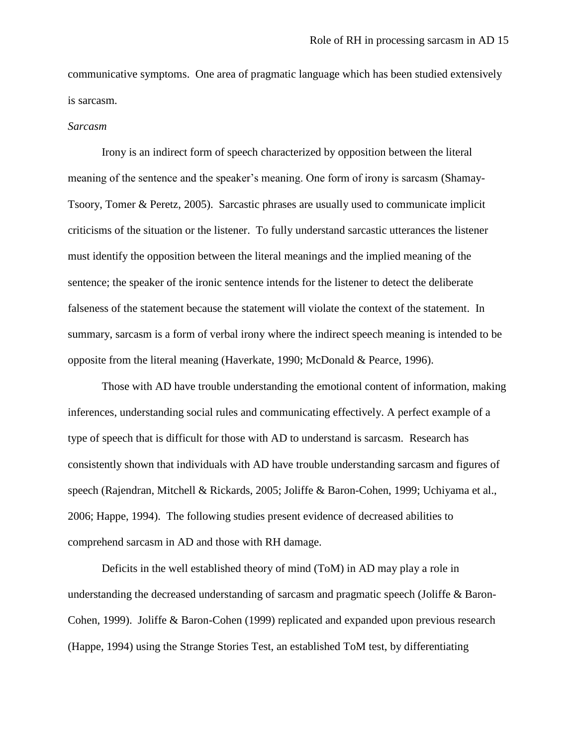communicative symptoms. One area of pragmatic language which has been studied extensively is sarcasm.

*Sarcasm*

Irony is an indirect form of speech characterized by opposition between the literal meaning of the sentence and the speaker's meaning. One form of irony is sarcasm (Shamay-Tsoory, Tomer & Peretz, 2005). Sarcastic phrases are usually used to communicate implicit criticisms of the situation or the listener. To fully understand sarcastic utterances the listener must identify the opposition between the literal meanings and the implied meaning of the sentence; the speaker of the ironic sentence intends for the listener to detect the deliberate falseness of the statement because the statement will violate the context of the statement. In summary, sarcasm is a form of verbal irony where the indirect speech meaning is intended to be opposite from the literal meaning (Haverkate, 1990; McDonald & Pearce, 1996).

Those with AD have trouble understanding the emotional content of information, making inferences, understanding social rules and communicating effectively. A perfect example of a type of speech that is difficult for those with AD to understand is sarcasm. Research has consistently shown that individuals with AD have trouble understanding sarcasm and figures of speech (Rajendran, Mitchell & Rickards, 2005; Joliffe & Baron-Cohen, 1999; Uchiyama et al., 2006; Happe, 1994). The following studies present evidence of decreased abilities to comprehend sarcasm in AD and those with RH damage.

Deficits in the well established theory of mind (ToM) in AD may play a role in understanding the decreased understanding of sarcasm and pragmatic speech (Joliffe & Baron-Cohen, 1999). Joliffe & Baron-Cohen (1999) replicated and expanded upon previous research (Happe, 1994) using the Strange Stories Test, an established ToM test, by differentiating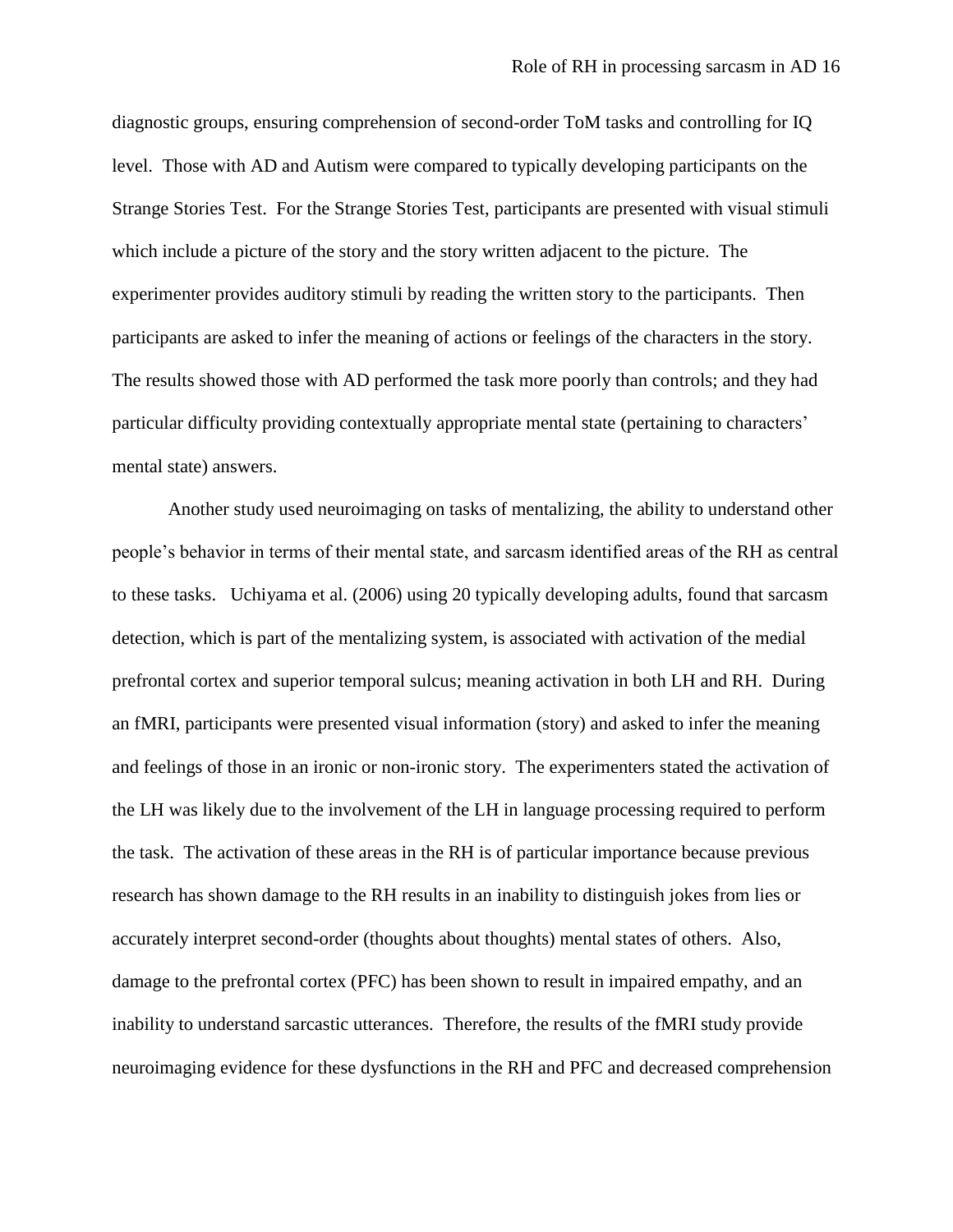diagnostic groups, ensuring comprehension of second-order ToM tasks and controlling for IQ level. Those with AD and Autism were compared to typically developing participants on the Strange Stories Test. For the Strange Stories Test, participants are presented with visual stimuli which include a picture of the story and the story written adjacent to the picture. The experimenter provides auditory stimuli by reading the written story to the participants. Then participants are asked to infer the meaning of actions or feelings of the characters in the story. The results showed those with AD performed the task more poorly than controls; and they had particular difficulty providing contextually appropriate mental state (pertaining to characters' mental state) answers.

Another study used neuroimaging on tasks of mentalizing, the ability to understand other people's behavior in terms of their mental state, and sarcasm identified areas of the RH as central to these tasks. Uchiyama et al. (2006) using 20 typically developing adults, found that sarcasm detection, which is part of the mentalizing system, is associated with activation of the medial prefrontal cortex and superior temporal sulcus; meaning activation in both LH and RH. During an fMRI, participants were presented visual information (story) and asked to infer the meaning and feelings of those in an ironic or non-ironic story. The experimenters stated the activation of the LH was likely due to the involvement of the LH in language processing required to perform the task. The activation of these areas in the RH is of particular importance because previous research has shown damage to the RH results in an inability to distinguish jokes from lies or accurately interpret second-order (thoughts about thoughts) mental states of others. Also, damage to the prefrontal cortex (PFC) has been shown to result in impaired empathy, and an inability to understand sarcastic utterances. Therefore, the results of the fMRI study provide neuroimaging evidence for these dysfunctions in the RH and PFC and decreased comprehension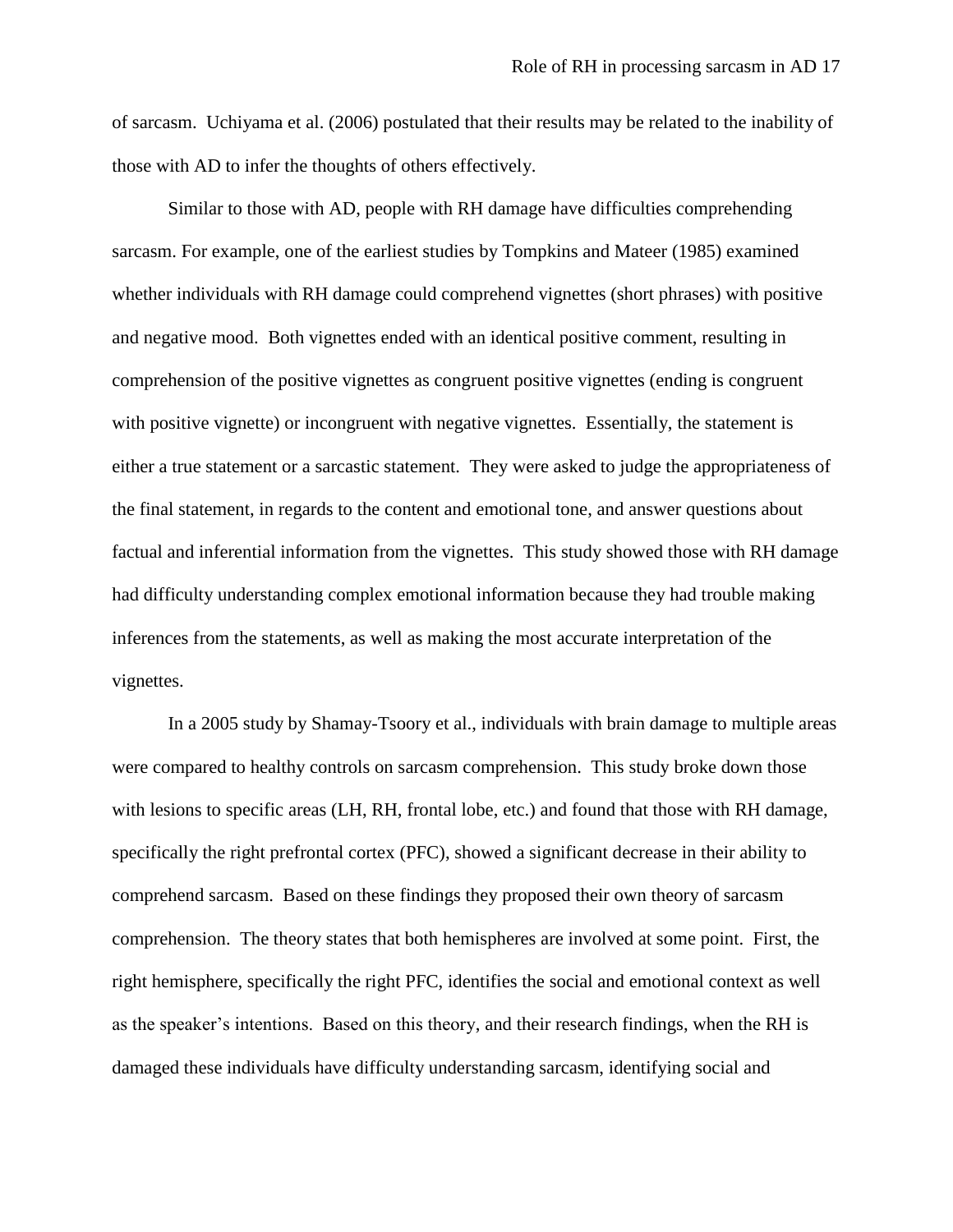of sarcasm. Uchiyama et al. (2006) postulated that their results may be related to the inability of those with AD to infer the thoughts of others effectively.

Similar to those with AD, people with RH damage have difficulties comprehending sarcasm. For example, one of the earliest studies by Tompkins and Mateer (1985) examined whether individuals with RH damage could comprehend vignettes (short phrases) with positive and negative mood. Both vignettes ended with an identical positive comment, resulting in comprehension of the positive vignettes as congruent positive vignettes (ending is congruent with positive vignette) or incongruent with negative vignettes. Essentially, the statement is either a true statement or a sarcastic statement. They were asked to judge the appropriateness of the final statement, in regards to the content and emotional tone, and answer questions about factual and inferential information from the vignettes. This study showed those with RH damage had difficulty understanding complex emotional information because they had trouble making inferences from the statements, as well as making the most accurate interpretation of the vignettes.

In a 2005 study by Shamay-Tsoory et al., individuals with brain damage to multiple areas were compared to healthy controls on sarcasm comprehension. This study broke down those with lesions to specific areas (LH, RH, frontal lobe, etc.) and found that those with RH damage, specifically the right prefrontal cortex (PFC), showed a significant decrease in their ability to comprehend sarcasm. Based on these findings they proposed their own theory of sarcasm comprehension. The theory states that both hemispheres are involved at some point. First, the right hemisphere, specifically the right PFC, identifies the social and emotional context as well as the speaker's intentions. Based on this theory, and their research findings, when the RH is damaged these individuals have difficulty understanding sarcasm, identifying social and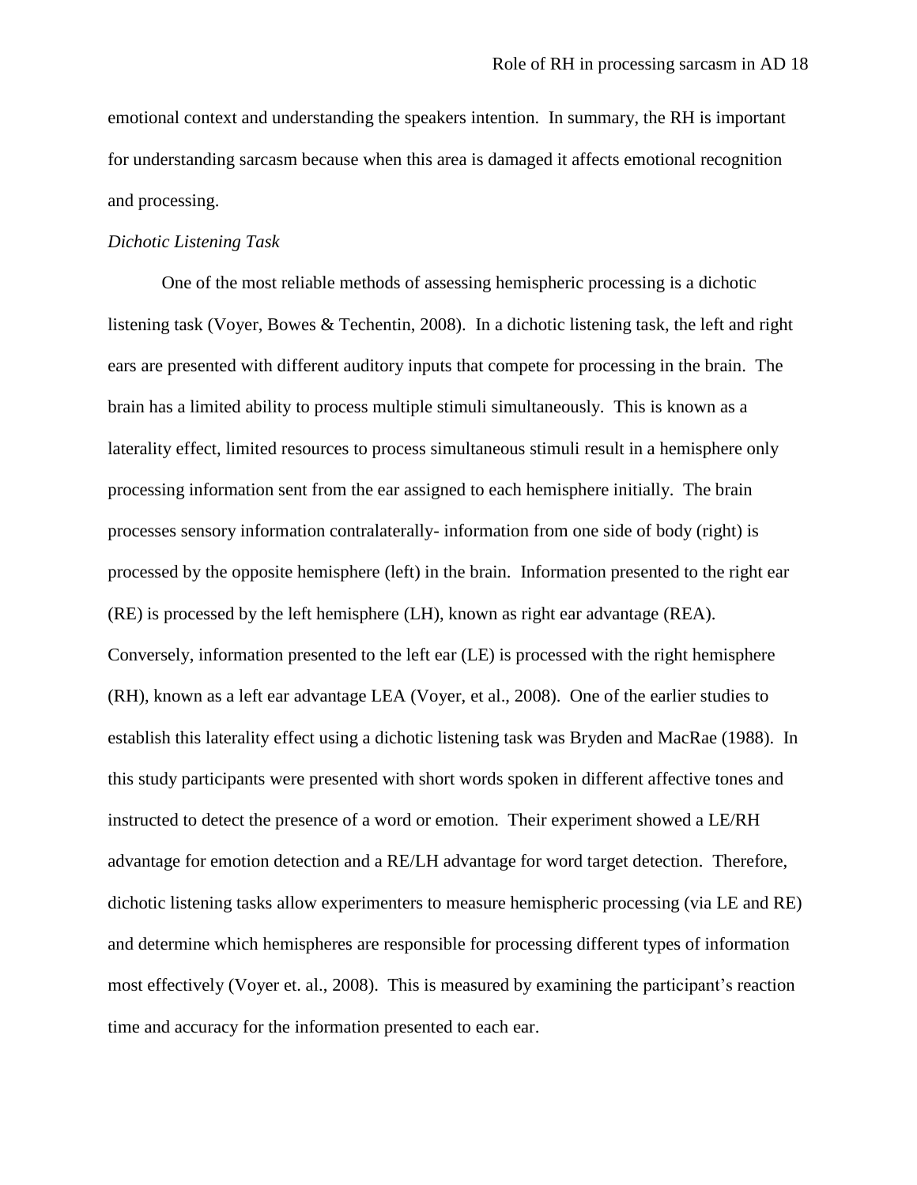emotional context and understanding the speakers intention. In summary, the RH is important for understanding sarcasm because when this area is damaged it affects emotional recognition and processing.

*Dichotic Listening Task*

One of the most reliable methods of assessing hemispheric processing is a dichotic listening task (Voyer, Bowes & Techentin, 2008). In a dichotic listening task, the left and right ears are presented with different auditory inputs that compete for processing in the brain. The brain has a limited ability to process multiple stimuli simultaneously. This is known as a laterality effect, limited resources to process simultaneous stimuli result in a hemisphere only processing information sent from the ear assigned to each hemisphere initially. The brain processes sensory information contralaterally- information from one side of body (right) is processed by the opposite hemisphere (left) in the brain. Information presented to the right ear (RE) is processed by the left hemisphere (LH), known as right ear advantage (REA). Conversely, information presented to the left ear (LE) is processed with the right hemisphere (RH), known as a left ear advantage LEA (Voyer, et al., 2008). One of the earlier studies to establish this laterality effect using a dichotic listening task was Bryden and MacRae (1988). In this study participants were presented with short words spoken in different affective tones and instructed to detect the presence of a word or emotion. Their experiment showed a LE/RH advantage for emotion detection and a RE/LH advantage for word target detection. Therefore, dichotic listening tasks allow experimenters to measure hemispheric processing (via LE and RE) and determine which hemispheres are responsible for processing different types of information most effectively (Voyer et. al., 2008). This is measured by examining the participant's reaction time and accuracy for the information presented to each ear.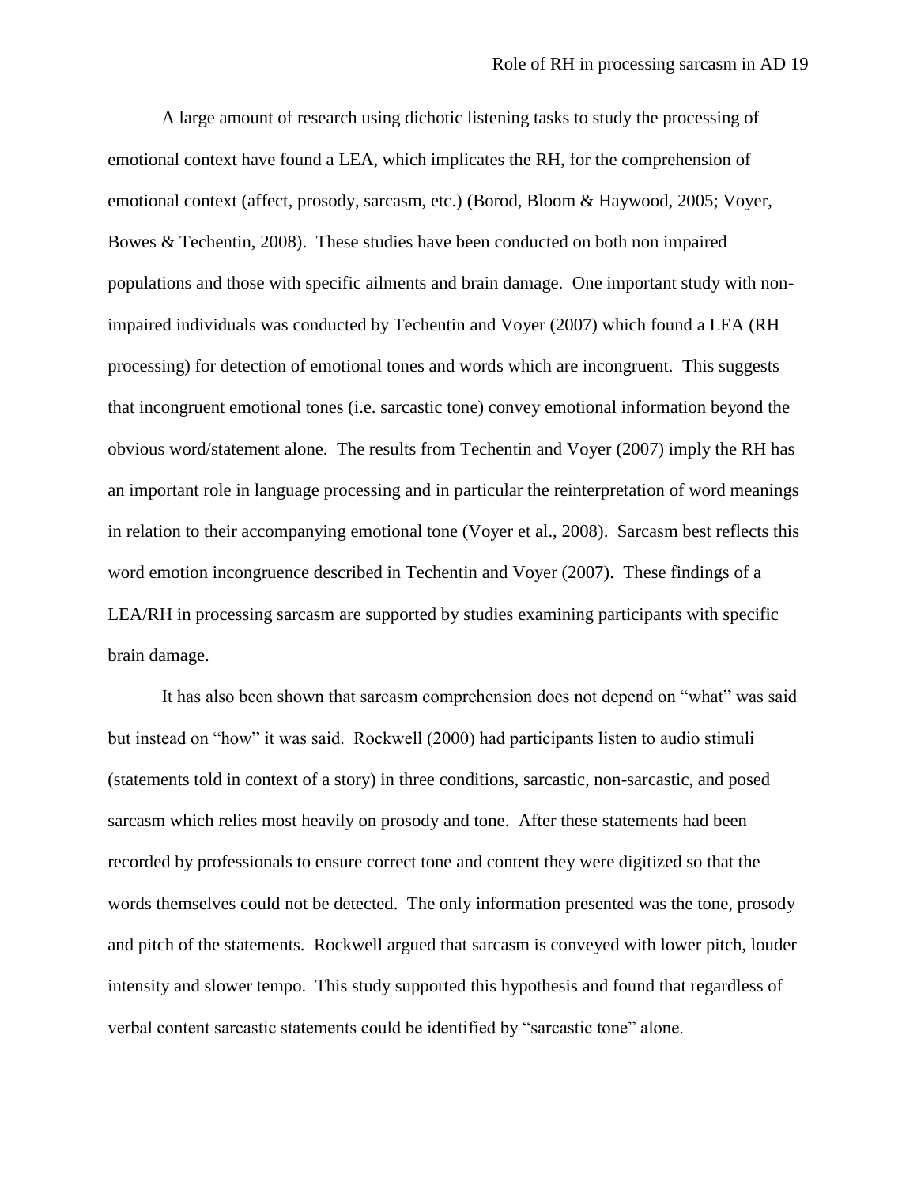A large amount of research using dichotic listening tasks to study the processing of emotional context have found a LEA, which implicates the RH, for the comprehension of emotional context (affect, prosody, sarcasm, etc.) (Borod, Bloom & Haywood, 2005; Voyer, Bowes & Techentin, 2008). These studies have been conducted on both non impaired populations and those with specific ailments and brain damage. One important study with non-impaired individuals was conducted by Techentin and Voyer (2007) which found a LEA (RH processing) for detection of emotional tones and words which are incongruent. This suggests that incongruent emotional tones (i.e. sarcastic tone) convey emotional information beyond the obvious word/statement alone. The results from Techentin and Voyer (2007) imply the RH has an important role in language processing and in particular the reinterpretation of word meanings in relation to their accompanying emotional tone (Voyer et al., 2008). Sarcasm best reflects this word emotion incongruence described in Techentin and Voyer (2007). These findings of a LEA/RH in processing sarcasm are supported by studies examining participants with specific brain damage.

It has also been shown that sarcasm comprehension does not depend on "what" was said but instead on "how" it was said. Rockwell (2000) had participants listen to audio stimuli (statements told in context of a story) in three conditions, sarcastic, non-sarcastic, and posed sarcasm which relies most heavily on prosody and tone. After these statements had been recorded by professionals to ensure correct tone and content they were digitized so that the words themselves could not be detected. The only information presented was the tone, prosody and pitch of the statements. Rockwell argued that sarcasm is conveyed with lower pitch, louder intensity and slower tempo. This study supported this hypothesis and found that regardless of verbal content sarcastic statements could be identified by "sarcastic tone" alone.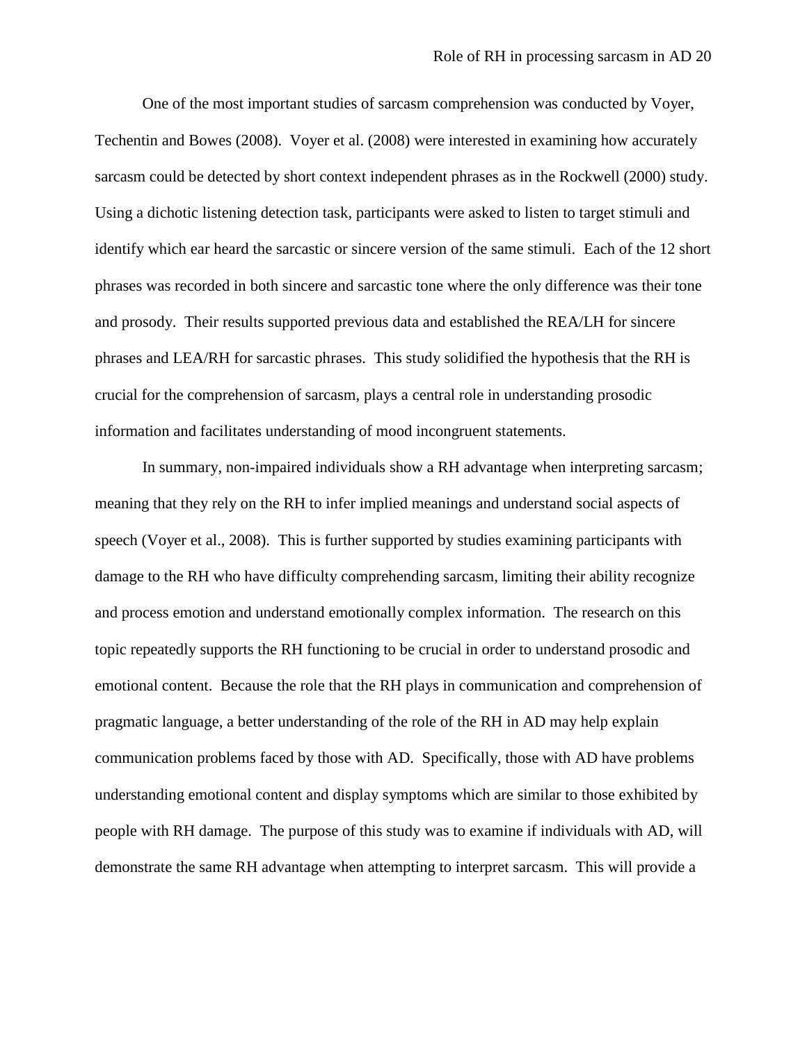One of the most important studies of sarcasm comprehension was conducted by Voyer, Techentin and Bowes (2008). Voyer et al. (2008) were interested in examining how accurately sarcasm could be detected by short context independent phrases as in the Rockwell (2000) study. Using a dichotic listening detection task, participants were asked to listen to target stimuli and identify which ear heard the sarcastic or sincere version of the same stimuli. Each of the 12 short phrases was recorded in both sincere and sarcastic tone where the only difference was their tone and prosody. Their results supported previous data and established the REA/LH for sincere phrases and LEA/RH for sarcastic phrases. This study solidified the hypothesis that the RH is crucial for the comprehension of sarcasm, plays a central role in understanding prosodic information and facilitates understanding of mood incongruent statements.

In summary, non-impaired individuals show a RH advantage when interpreting sarcasm; meaning that they rely on the RH to infer implied meanings and understand social aspects of speech (Voyer et al., 2008). This is further supported by studies examining participants with damage to the RH who have difficulty comprehending sarcasm, limiting their ability recognize and process emotion and understand emotionally complex information. The research on this topic repeatedly supports the RH functioning to be crucial in order to understand prosodic and emotional content. Because the role that the RH plays in communication and comprehension of pragmatic language, a better understanding of the role of the RH in AD may help explain communication problems faced by those with AD. Specifically, those with AD have problems understanding emotional content and display symptoms which are similar to those exhibited by people with RH damage. The purpose of this study was to examine if individuals with AD, will demonstrate the same RH advantage when attempting to interpret sarcasm. This will provide a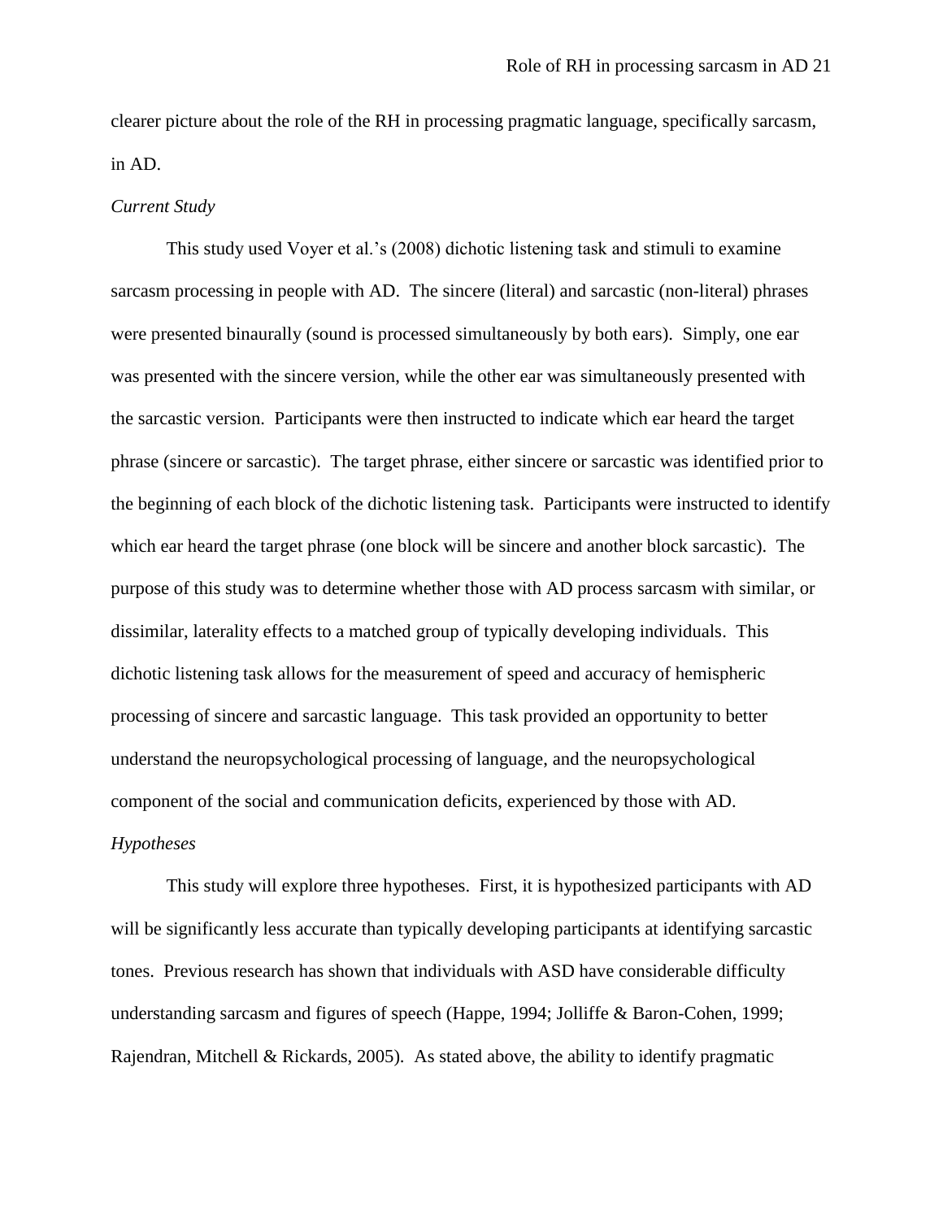clearer picture about the role of the RH in processing pragmatic language, specifically sarcasm, in AD.

*Current Study*

This study used Voyer et al.'s (2008) dichotic listening task and stimuli to examine sarcasm processing in people with AD. The sincere (literal) and sarcastic (non-literal) phrases were presented binaurally (sound is processed simultaneously by both ears). Simply, one ear was presented with the sincere version, while the other ear was simultaneously presented with the sarcastic version. Participants were then instructed to indicate which ear heard the target phrase (sincere or sarcastic). The target phrase, either sincere or sarcastic was identified prior to the beginning of each block of the dichotic listening task. Participants were instructed to identify which ear heard the target phrase (one block will be sincere and another block sarcastic). The purpose of this study was to determine whether those with AD process sarcasm with similar, or dissimilar, laterality effects to a matched group of typically developing individuals. This dichotic listening task allows for the measurement of speed and accuracy of hemispheric processing of sincere and sarcastic language. This task provided an opportunity to better understand the neuropsychological processing of language, and the neuropsychological component of the social and communication deficits, experienced by those with AD.

*Hypotheses*

This study will explore three hypotheses. First, it is hypothesized participants with AD will be significantly less accurate than typically developing participants at identifying sarcastic tones. Previous research has shown that individuals with ASD have considerable difficulty understanding sarcasm and figures of speech (Happe, 1994; Jolliffe & Baron-Cohen, 1999; Rajendran, Mitchell & Rickards, 2005). As stated above, the ability to identify pragmatic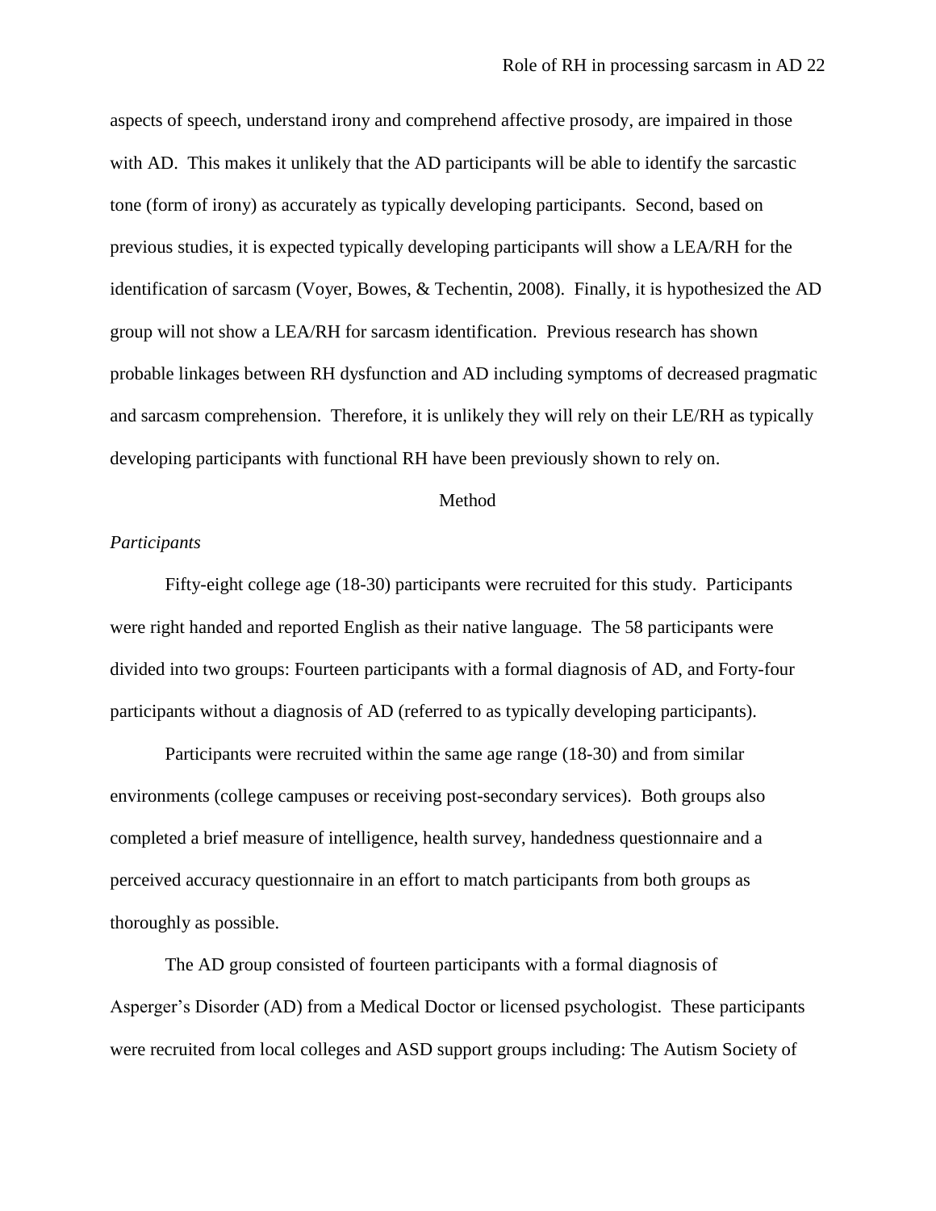aspects of speech, understand irony and comprehend affective prosody, are impaired in those with AD. This makes it unlikely that the AD participants will be able to identify the sarcastic tone (form of irony) as accurately as typically developing participants. Second, based on previous studies, it is expected typically developing participants will show a LEA/RH for the identification of sarcasm (Voyer, Bowes, & Techentin, 2008). Finally, it is hypothesized the AD group will not show a LEA/RH for sarcasm identification. Previous research has shown probable linkages between RH dysfunction and AD including symptoms of decreased pragmatic and sarcasm comprehension. Therefore, it is unlikely they will rely on their LE/RH as typically developing participants with functional RH have been previously shown to rely on.

## Method

### *Participants*

Fifty-eight college age (18-30) participants were recruited for this study. Participants were right handed and reported English as their native language. The 58 participants were divided into two groups: Fourteen participants with a formal diagnosis of AD, and Forty-four participants without a diagnosis of AD (referred to as typically developing participants).

Participants were recruited within the same age range (18-30) and from similar environments (college campuses or receiving post-secondary services). Both groups also completed a brief measure of intelligence, health survey, handedness questionnaire and a perceived accuracy questionnaire in an effort to match participants from both groups as thoroughly as possible.

The AD group consisted of fourteen participants with a formal diagnosis of Asperger's Disorder (AD) from a Medical Doctor or licensed psychologist. These participants were recruited from local colleges and ASD support groups including: The Autism Society of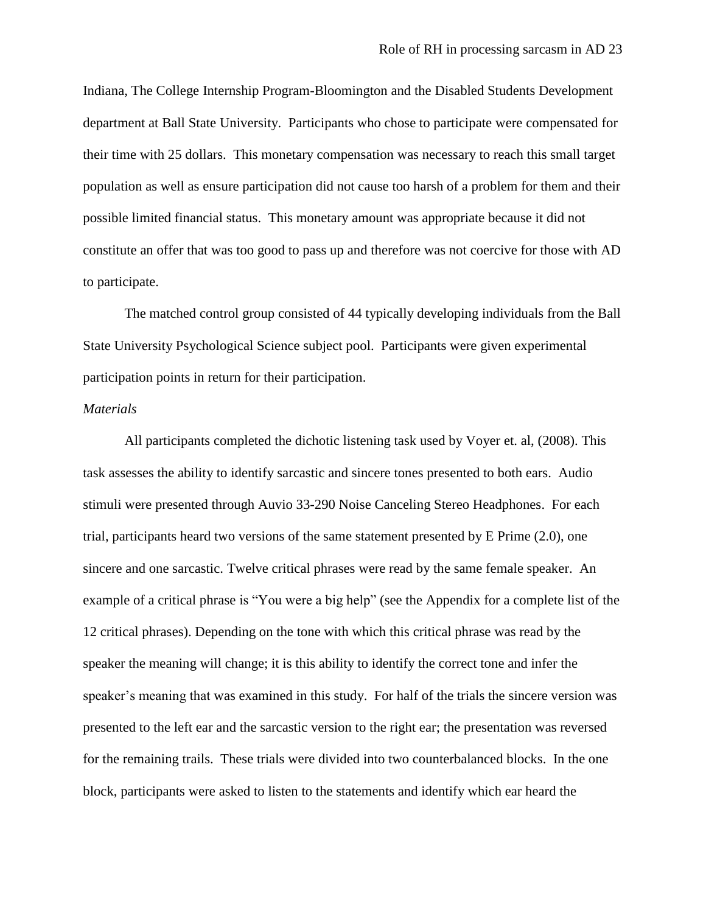Indiana, The College Internship Program-Bloomington and the Disabled Students Development department at Ball State University. Participants who chose to participate were compensated for their time with 25 dollars. This monetary compensation was necessary to reach this small target population as well as ensure participation did not cause too harsh of a problem for them and their possible limited financial status. This monetary amount was appropriate because it did not constitute an offer that was too good to pass up and therefore was not coercive for those with AD to participate.

The matched control group consisted of 44 typically developing individuals from the Ball State University Psychological Science subject pool. Participants were given experimental participation points in return for their participation.

*Materials*

All participants completed the dichotic listening task used by Voyer et. al, (2008). This task assesses the ability to identify sarcastic and sincere tones presented to both ears. Audio stimuli were presented through Auvio 33-290 Noise Canceling Stereo Headphones. For each trial, participants heard two versions of the same statement presented by E Prime (2.0), one sincere and one sarcastic. Twelve critical phrases were read by the same female speaker. An example of a critical phrase is "You were a big help" (see the Appendix for a complete list of the 12 critical phrases). Depending on the tone with which this critical phrase was read by the speaker the meaning will change; it is this ability to identify the correct tone and infer the speaker's meaning that was examined in this study. For half of the trials the sincere version was presented to the left ear and the sarcastic version to the right ear; the presentation was reversed for the remaining trails. These trials were divided into two counterbalanced blocks. In the one block, participants were asked to listen to the statements and identify which ear heard the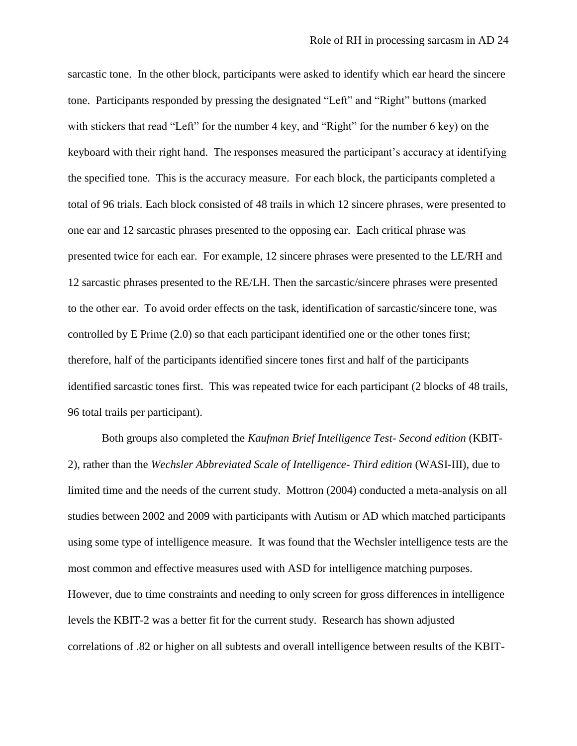sarcastic tone. In the other block, participants were asked to identify which ear heard the sincere tone. Participants responded by pressing the designated "Left" and "Right" buttons (marked with stickers that read "Left" for the number 4 key, and "Right" for the number 6 key) on the keyboard with their right hand. The responses measured the participant's accuracy at identifying the specified tone. This is the accuracy measure. For each block, the participants completed a total of 96 trials. Each block consisted of 48 trails in which 12 sincere phrases, were presented to one ear and 12 sarcastic phrases presented to the opposing ear. Each critical phrase was presented twice for each ear. For example, 12 sincere phrases were presented to the LE/RH and 12 sarcastic phrases presented to the RE/LH. Then the sarcastic/sincere phrases were presented to the other ear. To avoid order effects on the task, identification of sarcastic/sincere tone, was controlled by E Prime (2.0) so that each participant identified one or the other tones first; therefore, half of the participants identified sincere tones first and half of the participants identified sarcastic tones first. This was repeated twice for each participant (2 blocks of 48 trails, 96 total trails per participant).

Both groups also completed the *Kaufman Brief Intelligence Test- Second edition* (KBIT-2), rather than the *Wechsler Abbreviated Scale of Intelligence- Third edition* (WASI-III), due to limited time and the needs of the current study. Mottron (2004) conducted a meta-analysis on all studies between 2002 and 2009 with participants with Autism or AD which matched participants using some type of intelligence measure. It was found that the Wechsler intelligence tests are the most common and effective measures used with ASD for intelligence matching purposes. However, due to time constraints and needing to only screen for gross differences in intelligence levels the KBIT-2 was a better fit for the current study. Research has shown adjusted correlations of .82 or higher on all subtests and overall intelligence between results of the KBIT-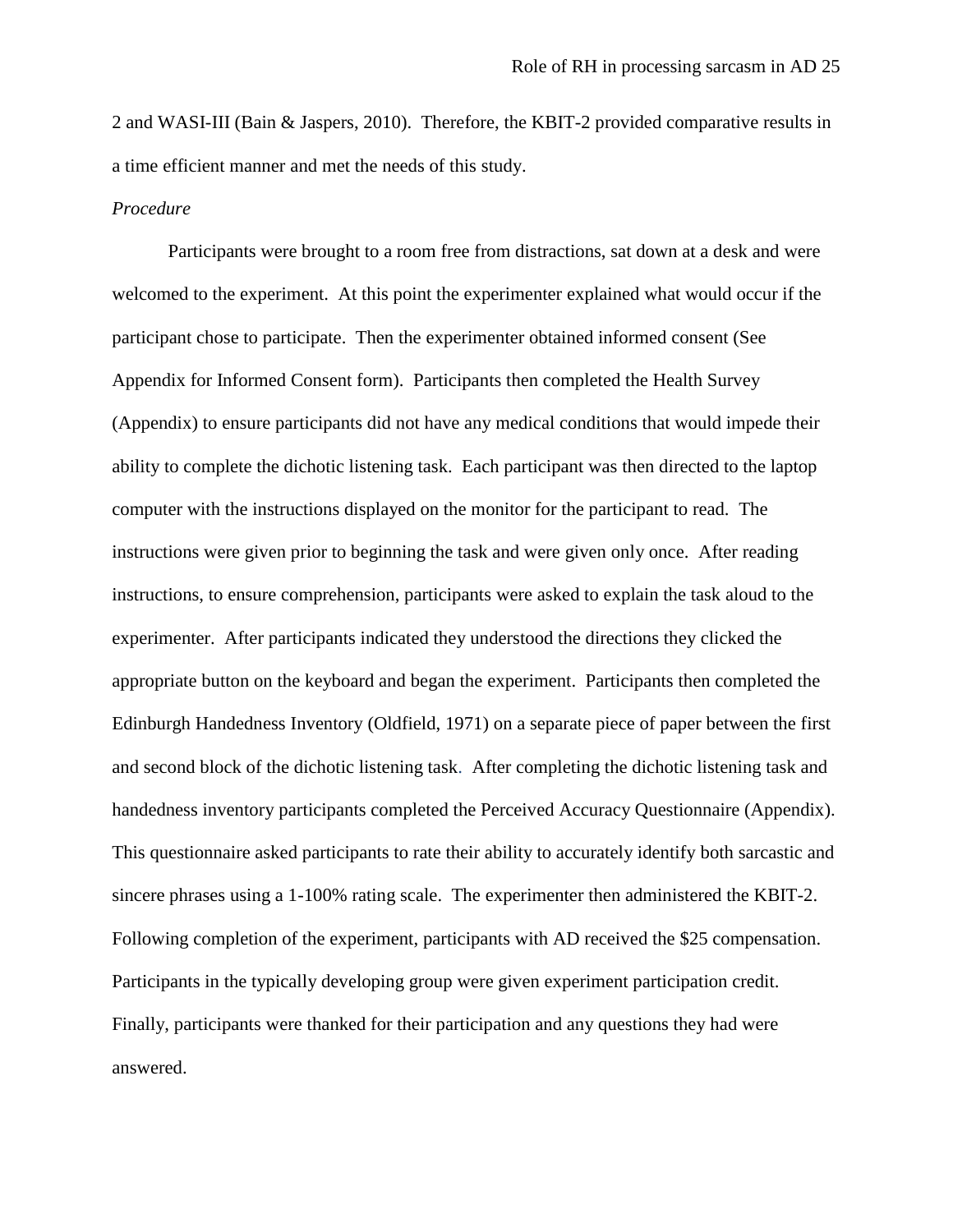2 and WASI-III (Bain & Jaspers, 2010). Therefore, the KBIT-2 provided comparative results in a time efficient manner and met the needs of this study.

*Procedure*

Participants were brought to a room free from distractions, sat down at a desk and were welcomed to the experiment. At this point the experimenter explained what would occur if the participant chose to participate. Then the experimenter obtained informed consent (See Appendix for Informed Consent form). Participants then completed the Health Survey (Appendix) to ensure participants did not have any medical conditions that would impede their ability to complete the dichotic listening task. Each participant was then directed to the laptop computer with the instructions displayed on the monitor for the participant to read. The instructions were given prior to beginning the task and were given only once. After reading instructions, to ensure comprehension, participants were asked to explain the task aloud to the experimenter. After participants indicated they understood the directions they clicked the appropriate button on the keyboard and began the experiment. Participants then completed the Edinburgh Handedness Inventory (Oldfield, 1971) on a separate piece of paper between the first and second block of the dichotic listening task. After completing the dichotic listening task and handedness inventory participants completed the Perceived Accuracy Questionnaire (Appendix). This questionnaire asked participants to rate their ability to accurately identify both sarcastic and sincere phrases using a 1-100% rating scale. The experimenter then administered the KBIT-2. Following completion of the experiment, participants with AD received the $25 compensation. Participants in the typically developing group were given experiment participation credit. Finally, participants were thanked for their participation and any questions they had were answered.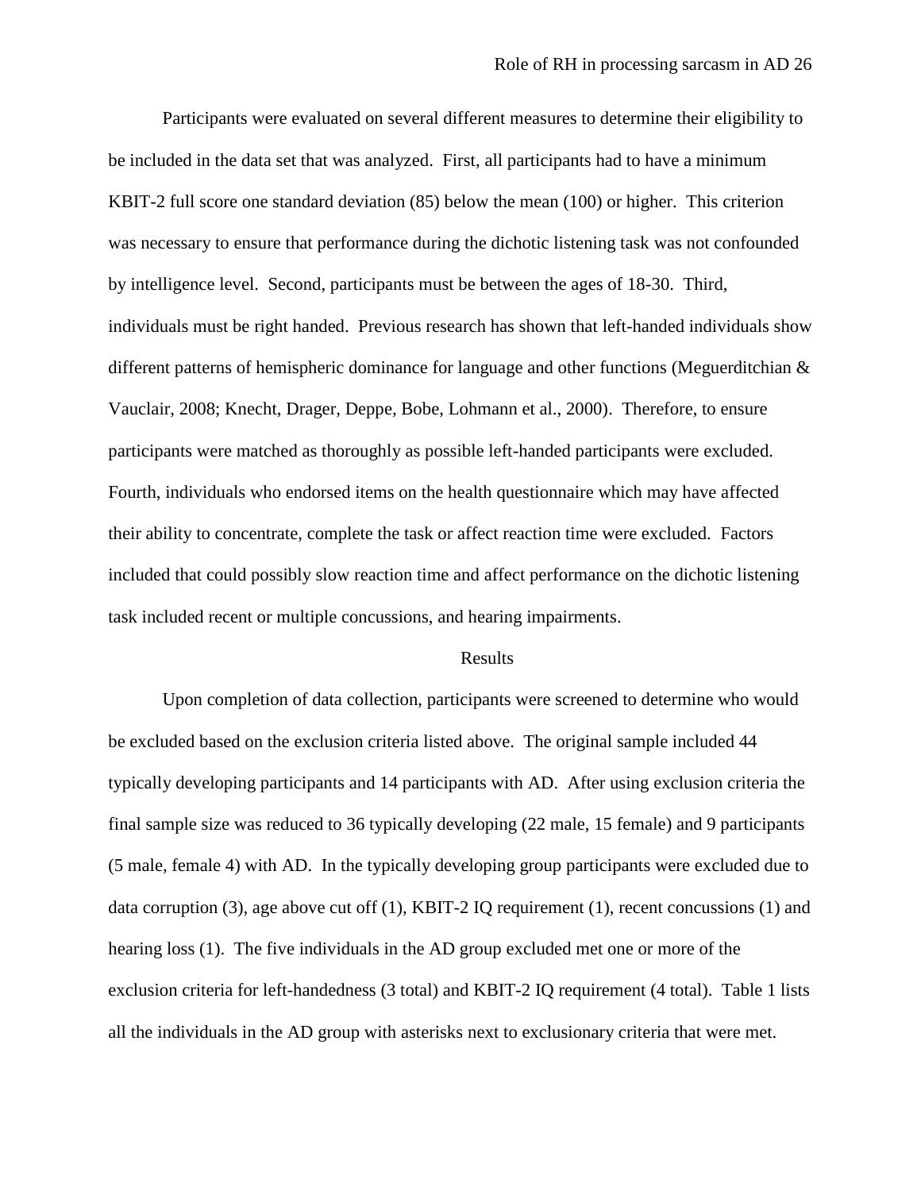Participants were evaluated on several different measures to determine their eligibility to be included in the data set that was analyzed. First, all participants had to have a minimum KBIT-2 full score one standard deviation (85) below the mean (100) or higher. This criterion was necessary to ensure that performance during the dichotic listening task was not confounded by intelligence level. Second, participants must be between the ages of 18-30. Third, individuals must be right handed. Previous research has shown that left-handed individuals show different patterns of hemispheric dominance for language and other functions (Meguerditchian & Vauclair, 2008; Knecht, Drager, Deppe, Bobe, Lohmann et al., 2000). Therefore, to ensure participants were matched as thoroughly as possible left-handed participants were excluded. Fourth, individuals who endorsed items on the health questionnaire which may have affected their ability to concentrate, complete the task or affect reaction time were excluded. Factors included that could possibly slow reaction time and affect performance on the dichotic listening task included recent or multiple concussions, and hearing impairments.

## Results

Upon completion of data collection, participants were screened to determine who would be excluded based on the exclusion criteria listed above. The original sample included 44 typically developing participants and 14 participants with AD. After using exclusion criteria the final sample size was reduced to 36 typically developing (22 male, 15 female) and 9 participants (5 male, female 4) with AD. In the typically developing group participants were excluded due to data corruption (3), age above cut off (1), KBIT-2 IQ requirement (1), recent concussions (1) and hearing loss (1). The five individuals in the AD group excluded met one or more of the exclusion criteria for left-handedness (3 total) and KBIT-2 IQ requirement (4 total). Table 1 lists all the individuals in the AD group with asterisks next to exclusionary criteria that were met.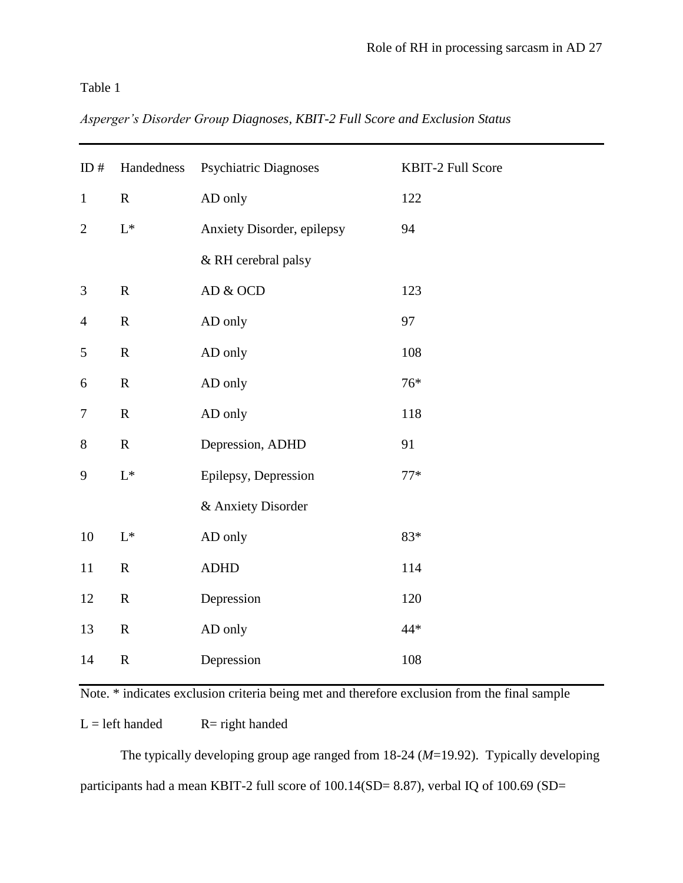Table 1

*Asperger's Disorder Group Diagnoses, KBIT-2 Full Score and Exclusion Status*

| ID # | Handedness | Psychiatric Diagnoses | KBIT-2 Full Score |
|---|---|---|---|
| 1 | R | AD only | 122 |
| 2 | L* | Anxiety Disorder, epilepsy & RH cerebral palsy | 94 |
| 3 | R | AD & OCD | 123 |
| 4 | R | AD only | 97 |
| 5 | R | AD only | 108 |
| 6 | R | AD only | 76* |
| 7 | R | AD only | 118 |
| 8 | R | Depression, ADHD | 91 |
| 9 | L* | Epilepsy, Depression & Anxiety Disorder | 77* |
| 10 | L* | AD only | 83* |
| 11 | R | ADHD | 114 |
| 12 | R | Depression | 120 |
| 13 | R | AD only | 44* |
| 14 | R | Depression | 108 |

Note. * indicates exclusion criteria being met and therefore exclusion from the final sample

L = left handed R= right handed

The typically developing group age ranged from 18-24 (*M*=19.92). Typically developing participants had a mean KBIT-2 full score of 100.14(SD= 8.87), verbal IQ of 100.69 (SD=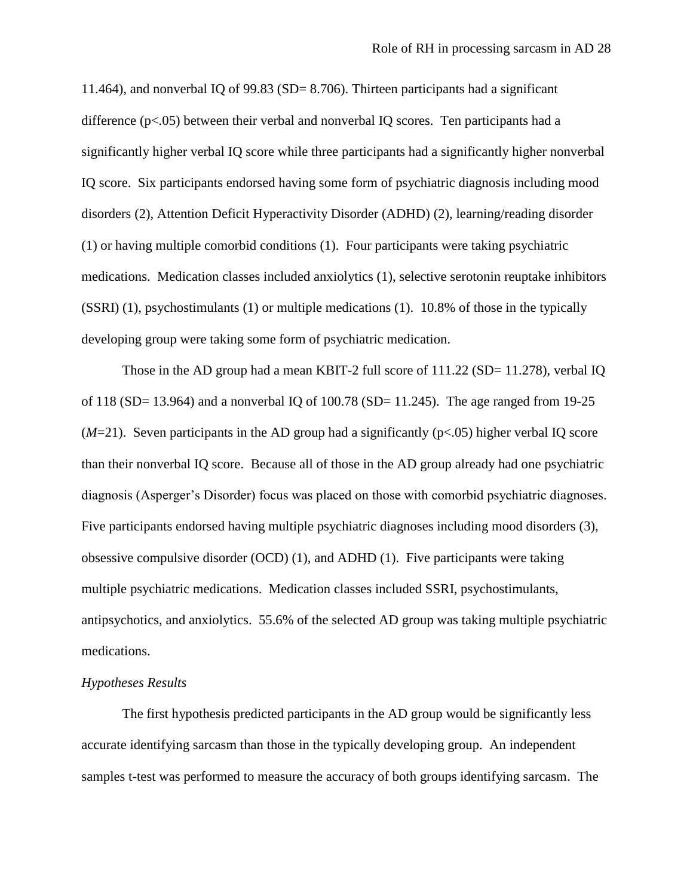11.464), and nonverbal IQ of 99.83 (SD= 8.706). Thirteen participants had a significant difference ($p<.05$) between their verbal and nonverbal IQ scores. Ten participants had a significantly higher verbal IQ score while three participants had a significantly higher nonverbal IQ score. Six participants endorsed having some form of psychiatric diagnosis including mood disorders (2), Attention Deficit Hyperactivity Disorder (ADHD) (2), learning/reading disorder (1) or having multiple comorbid conditions (1). Four participants were taking psychiatric medications. Medication classes included anxiolytics (1), selective serotonin reuptake inhibitors (SSRI) (1), psychostimulants (1) or multiple medications (1). 10.8% of those in the typically developing group were taking some form of psychiatric medication.

Those in the AD group had a mean KBIT-2 full score of 111.22 (SD= 11.278), verbal IQ of 118 (SD= 13.964) and a nonverbal IQ of 100.78 (SD= 11.245). The age ranged from 19-25 (*M*=21). Seven participants in the AD group had a significantly ($p<.05$) higher verbal IQ score than their nonverbal IQ score. Because all of those in the AD group already had one psychiatric diagnosis (Asperger's Disorder) focus was placed on those with comorbid psychiatric diagnoses. Five participants endorsed having multiple psychiatric diagnoses including mood disorders (3), obsessive compulsive disorder (OCD) (1), and ADHD (1). Five participants were taking multiple psychiatric medications. Medication classes included SSRI, psychostimulants, antipsychotics, and anxiolytics. 55.6% of the selected AD group was taking multiple psychiatric medications.

*Hypotheses Results*

The first hypothesis predicted participants in the AD group would be significantly less accurate identifying sarcasm than those in the typically developing group. An independent samples t-test was performed to measure the accuracy of both groups identifying sarcasm. The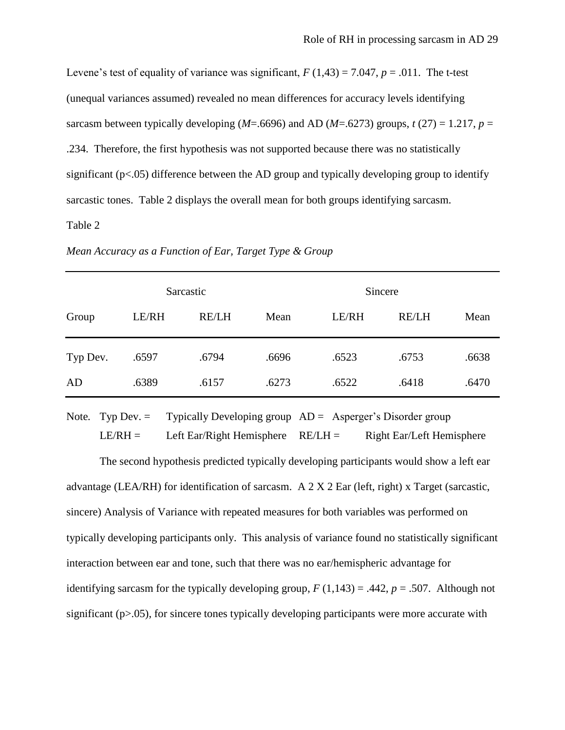Levene's test of equality of variance was significant, $F\ (1,43) = 7.047$, $p = .011$. The t-test (unequal variances assumed) revealed no mean differences for accuracy levels identifying sarcasm between typically developing ($M$=.6696) and AD ($M$=.6273) groups, $t\ (27) = 1.217$, $p = .234$. Therefore, the first hypothesis was not supported because there was no statistically significant ($p<.05$) difference between the AD group and typically developing group to identify sarcastic tones. Table 2 displays the overall mean for both groups identifying sarcasm.

Table 2

*Mean Accuracy as a Function of Ear, Target Type & Group*

| | Sarcastic | | | Sincere | | |
|---|---|---|---|---|---|---|
| Group | LE/RH | RE/LH | Mean | LE/RH | RE/LH | Mean |
| Typ Dev. | .6597 | .6794 | .6696 | .6523 | .6753 | .6638 |
| AD | .6389 | .6157 | .6273 | .6522 | .6418 | .6470 |

Note. Typ Dev. = Typically Developing group AD = Asperger's Disorder group
LE/RH = Left Ear/Right Hemisphere RE/LH = Right Ear/Left Hemisphere

The second hypothesis predicted typically developing participants would show a left ear advantage (LEA/RH) for identification of sarcasm. A 2 X 2 Ear (left, right) x Target (sarcastic, sincere) Analysis of Variance with repeated measures for both variables was performed on typically developing participants only. This analysis of variance found no statistically significant interaction between ear and tone, such that there was no ear/hemispheric advantage for identifying sarcasm for the typically developing group, $F\ (1,143) = .442$, $p = .507$. Although not significant ($p>.05$), for sincere tones typically developing participants were more accurate with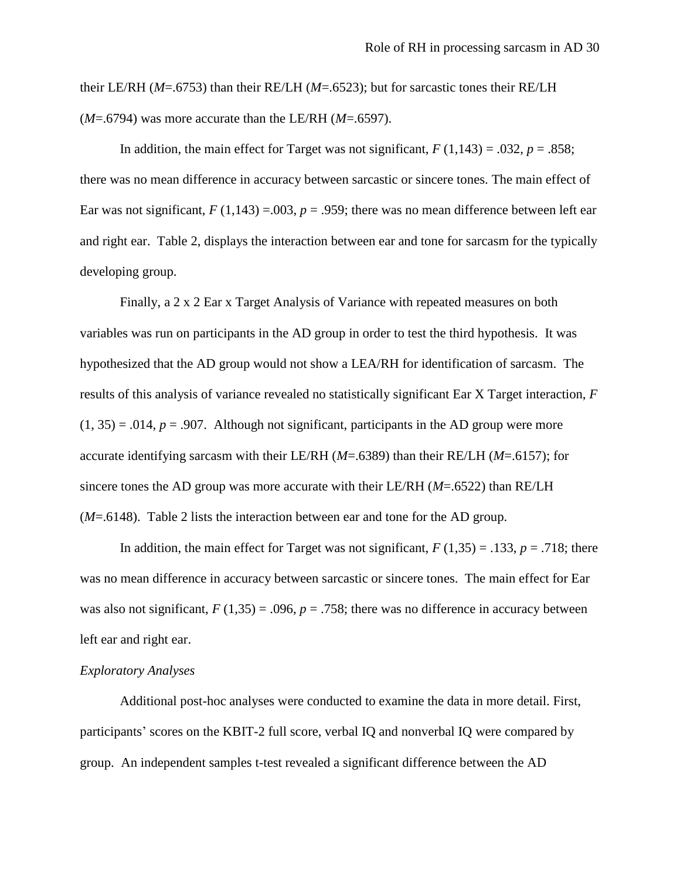their LE/RH (*M*=.6753) than their RE/LH (*M*=.6523); but for sarcastic tones their RE/LH (*M*=.6794) was more accurate than the LE/RH (*M*=.6597).

In addition, the main effect for Target was not significant, $F$ (1,143) = .032, $p$ = .858; there was no mean difference in accuracy between sarcastic or sincere tones. The main effect of Ear was not significant, $F$ (1,143) =.003, $p$ = .959; there was no mean difference between left ear and right ear. Table 2, displays the interaction between ear and tone for sarcasm for the typically developing group.

Finally, a 2 x 2 Ear x Target Analysis of Variance with repeated measures on both variables was run on participants in the AD group in order to test the third hypothesis. It was hypothesized that the AD group would not show a LEA/RH for identification of sarcasm. The results of this analysis of variance revealed no statistically significant Ear X Target interaction, $F$ (1, 35) = .014, $p$ = .907. Although not significant, participants in the AD group were more accurate identifying sarcasm with their LE/RH (*M*=.6389) than their RE/LH (*M*=.6157); for sincere tones the AD group was more accurate with their LE/RH (*M*=.6522) than RE/LH (*M*=.6148). Table 2 lists the interaction between ear and tone for the AD group.

In addition, the main effect for Target was not significant, $F$ (1,35) = .133, $p$ = .718; there was no mean difference in accuracy between sarcastic or sincere tones. The main effect for Ear was also not significant, $F$ (1,35) = .096, $p$ = .758; there was no difference in accuracy between left ear and right ear.

*Exploratory Analyses*

Additional post-hoc analyses were conducted to examine the data in more detail. First, participants' scores on the KBIT-2 full score, verbal IQ and nonverbal IQ were compared by group. An independent samples t-test revealed a significant difference between the AD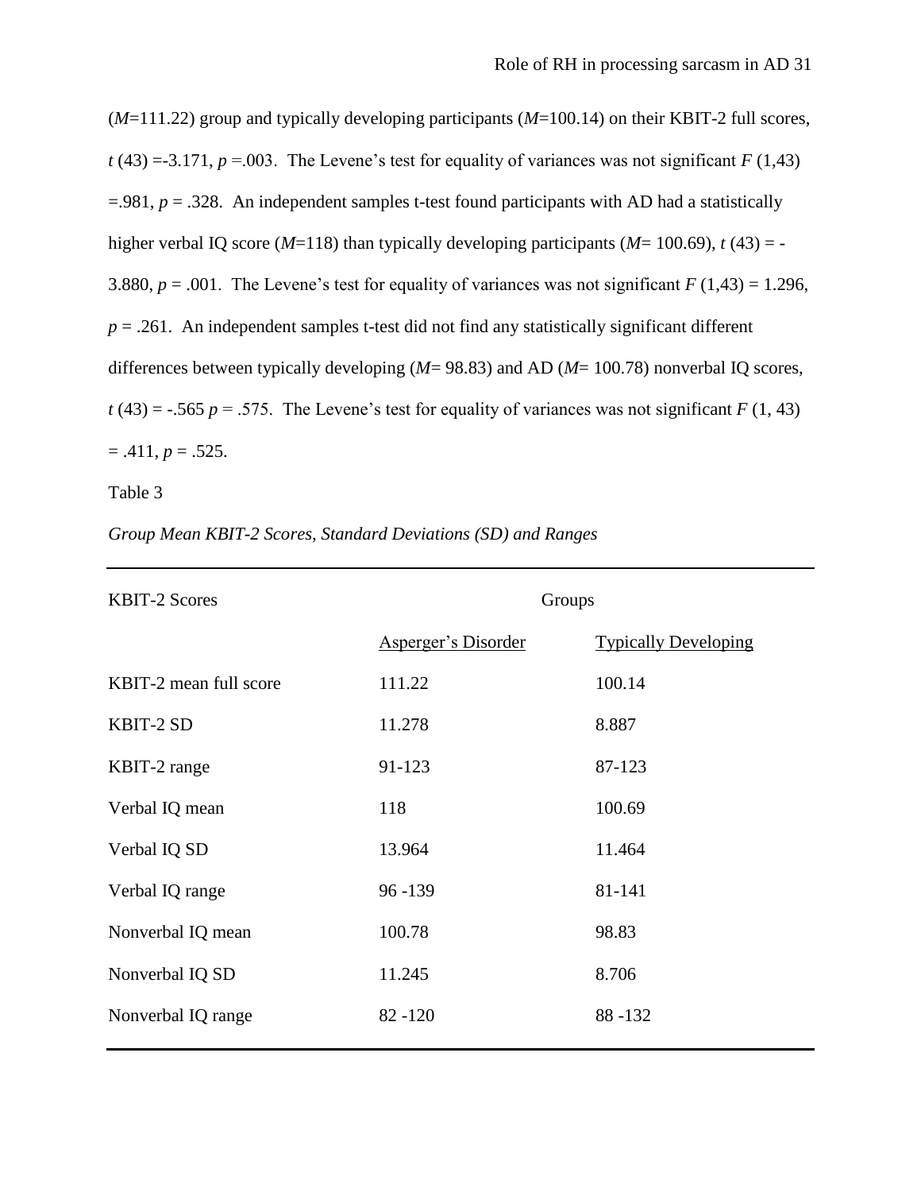($M$=111.22) group and typically developing participants ($M$=100.14) on their KBIT-2 full scores, $t$ (43) =-3.171, $p$ =.003. The Levene's test for equality of variances was not significant $F$ (1,43) =.981, $p$ = .328. An independent samples t-test found participants with AD had a statistically higher verbal IQ score ($M$=118) than typically developing participants ($M$= 100.69), $t$ (43) = -3.880, $p$ = .001. The Levene's test for equality of variances was not significant $F$ (1,43) = 1.296, $p$ = .261. An independent samples t-test did not find any statistically significant different differences between typically developing ($M$= 98.83) and AD ($M$= 100.78) nonverbal IQ scores, $t$ (43) = -.565 $p$ = .575. The Levene's test for equality of variances was not significant $F$ (1, 43) = .411, $p$ = .525.

Table 3

*Group Mean KBIT-2 Scores, Standard Deviations (SD) and Ranges*

| KBIT-2 Scores | Groups | |
|---|---|---|
| | Asperger's Disorder | Typically Developing |
| KBIT-2 mean full score | 111.22 | 100.14 |
| KBIT-2 SD | 11.278 | 8.887 |
| KBIT-2 range | 91-123 | 87-123 |
| Verbal IQ mean | 118 | 100.69 |
| Verbal IQ SD | 13.964 | 11.464 |
| Verbal IQ range | 96 -139 | 81-141 |
| Nonverbal IQ mean | 100.78 | 98.83 |
| Nonverbal IQ SD | 11.245 | 8.706 |
| Nonverbal IQ range | 82 -120 | 88 -132 |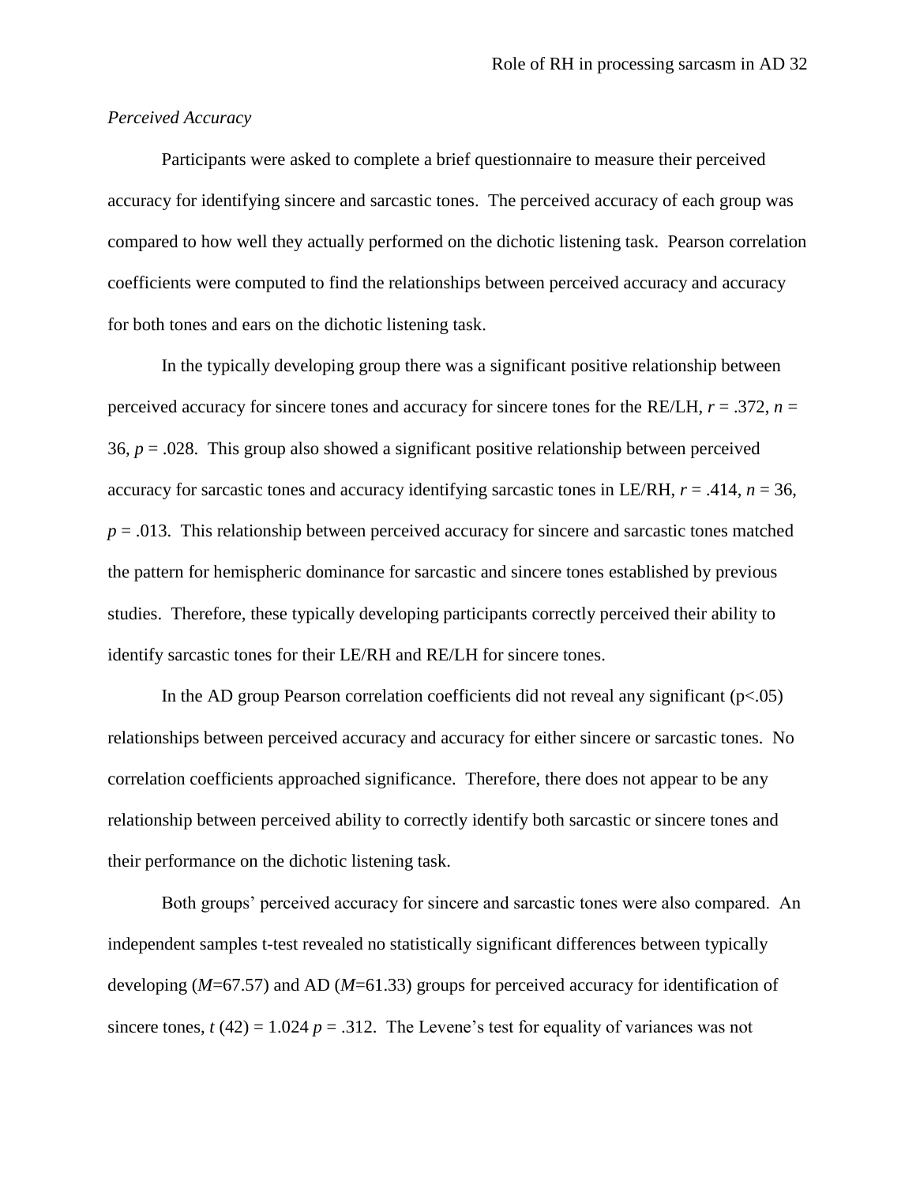*Perceived Accuracy*

Participants were asked to complete a brief questionnaire to measure their perceived accuracy for identifying sincere and sarcastic tones. The perceived accuracy of each group was compared to how well they actually performed on the dichotic listening task. Pearson correlation coefficients were computed to find the relationships between perceived accuracy and accuracy for both tones and ears on the dichotic listening task.

In the typically developing group there was a significant positive relationship between perceived accuracy for sincere tones and accuracy for sincere tones for the RE/LH, $r$ = .372, $n$ = 36, $p$ = .028. This group also showed a significant positive relationship between perceived accuracy for sarcastic tones and accuracy identifying sarcastic tones in LE/RH, $r$ = .414, $n$ = 36, $p$ = .013. This relationship between perceived accuracy for sincere and sarcastic tones matched the pattern for hemispheric dominance for sarcastic and sincere tones established by previous studies. Therefore, these typically developing participants correctly perceived their ability to identify sarcastic tones for their LE/RH and RE/LH for sincere tones.

In the AD group Pearson correlation coefficients did not reveal any significant ($p<.05$) relationships between perceived accuracy and accuracy for either sincere or sarcastic tones. No correlation coefficients approached significance. Therefore, there does not appear to be any relationship between perceived ability to correctly identify both sarcastic or sincere tones and their performance on the dichotic listening task.

Both groups' perceived accuracy for sincere and sarcastic tones were also compared. An independent samples t-test revealed no statistically significant differences between typically developing ($M$=67.57) and AD ($M$=61.33) groups for perceived accuracy for identification of sincere tones, $t$ (42) = 1.024 $p$ = .312. The Levene's test for equality of variances was not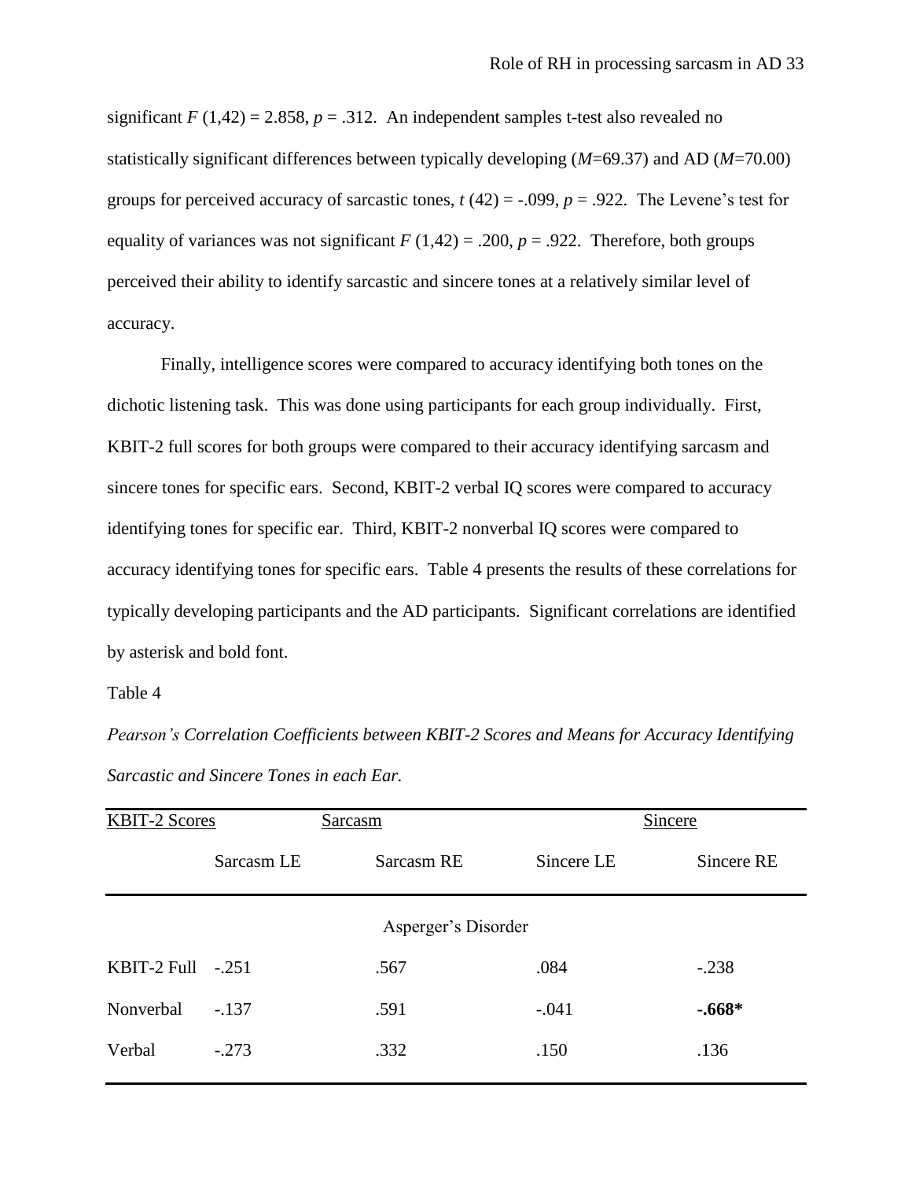significant $F$ (1,42) = 2.858, $p$ = .312. An independent samples t-test also revealed no statistically significant differences between typically developing ($M$=69.37) and AD ($M$=70.00) groups for perceived accuracy of sarcastic tones, $t$ (42) = -.099, $p$ = .922. The Levene's test for equality of variances was not significant $F$ (1,42) = .200, $p$ = .922. Therefore, both groups perceived their ability to identify sarcastic and sincere tones at a relatively similar level of accuracy.

Finally, intelligence scores were compared to accuracy identifying both tones on the dichotic listening task. This was done using participants for each group individually. First, KBIT-2 full scores for both groups were compared to their accuracy identifying sarcasm and sincere tones for specific ears. Second, KBIT-2 verbal IQ scores were compared to accuracy identifying tones for specific ear. Third, KBIT-2 nonverbal IQ scores were compared to accuracy identifying tones for specific ears. Table 4 presents the results of these correlations for typically developing participants and the AD participants. Significant correlations are identified by asterisk and bold font.

Table 4

*Pearson's Correlation Coefficients between KBIT-2 Scores and Means for Accuracy Identifying Sarcastic and Sincere Tones in each Ear.*

| KBIT-2 Scores | Sarcasm | | Sincere | |
|---|---|---|---|---|
| | Sarcasm LE | Sarcasm RE | Sincere LE | Sincere RE |
| | | Asperger's Disorder | | |
| KBIT-2 Full | -.251 | .567 | .084 | -.238 |
| Nonverbal | -.137 | .591 | -.041 | **-.668*** |
| Verbal | -.273 | .332 | .150 | .136 |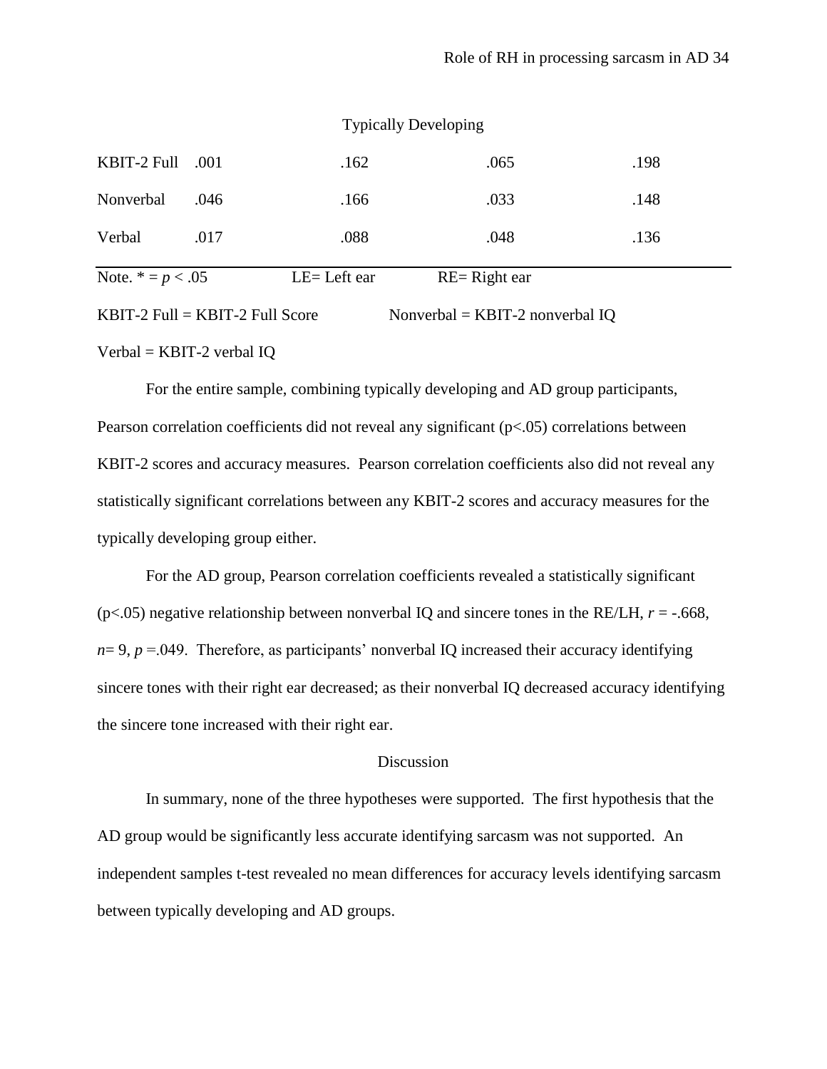| | | | | |
|---|---|---|---|---|
| Typically Developing | | | | |
| KBIT-2 Full | .001 | .162 | .065 | .198 |
| Nonverbal | .046 | .166 | .033 | .148 |
| Verbal | .017 | .088 | .048 | .136 |

Note. * = $p < .05$ LE= Left ear RE= Right ear

KBIT-2 Full = KBIT-2 Full Score Nonverbal = KBIT-2 nonverbal IQ

Verbal = KBIT-2 verbal IQ

For the entire sample, combining typically developing and AD group participants, Pearson correlation coefficients did not reveal any significant ($p<.05$) correlations between KBIT-2 scores and accuracy measures. Pearson correlation coefficients also did not reveal any statistically significant correlations between any KBIT-2 scores and accuracy measures for the typically developing group either.

For the AD group, Pearson correlation coefficients revealed a statistically significant ($p<.05$) negative relationship between nonverbal IQ and sincere tones in the RE/LH, $r = -.668$, $n= 9$, $p =.049$. Therefore, as participants' nonverbal IQ increased their accuracy identifying sincere tones with their right ear decreased; as their nonverbal IQ decreased accuracy identifying the sincere tone increased with their right ear.

## Discussion

In summary, none of the three hypotheses were supported. The first hypothesis that the AD group would be significantly less accurate identifying sarcasm was not supported. An independent samples t-test revealed no mean differences for accuracy levels identifying sarcasm between typically developing and AD groups.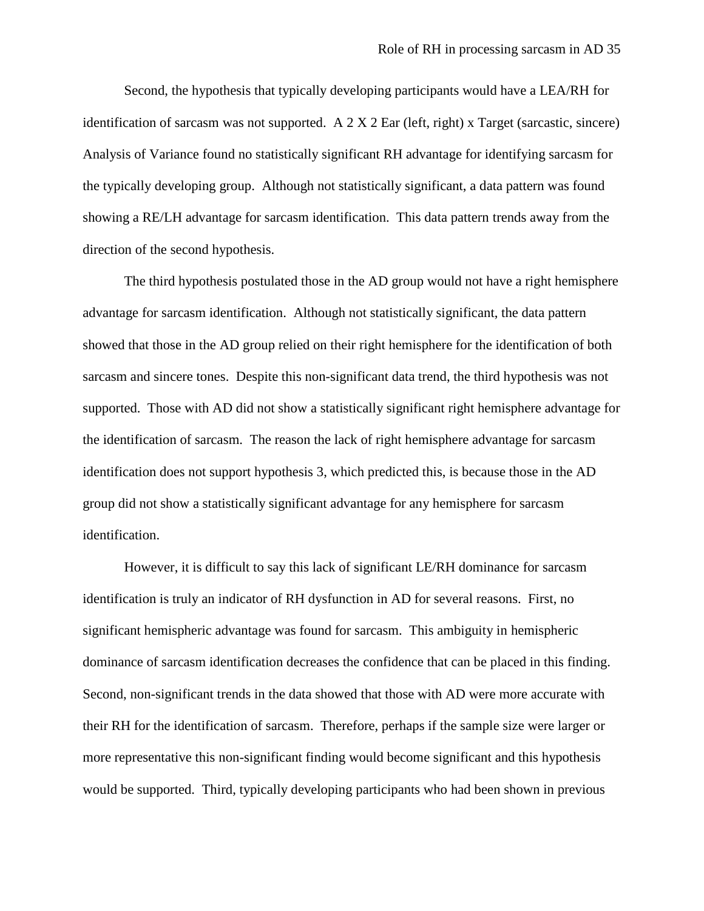Second, the hypothesis that typically developing participants would have a LEA/RH for identification of sarcasm was not supported. A 2 X 2 Ear (left, right) x Target (sarcastic, sincere) Analysis of Variance found no statistically significant RH advantage for identifying sarcasm for the typically developing group. Although not statistically significant, a data pattern was found showing a RE/LH advantage for sarcasm identification. This data pattern trends away from the direction of the second hypothesis.

The third hypothesis postulated those in the AD group would not have a right hemisphere advantage for sarcasm identification. Although not statistically significant, the data pattern showed that those in the AD group relied on their right hemisphere for the identification of both sarcasm and sincere tones. Despite this non-significant data trend, the third hypothesis was not supported. Those with AD did not show a statistically significant right hemisphere advantage for the identification of sarcasm. The reason the lack of right hemisphere advantage for sarcasm identification does not support hypothesis 3, which predicted this, is because those in the AD group did not show a statistically significant advantage for any hemisphere for sarcasm identification.

However, it is difficult to say this lack of significant LE/RH dominance for sarcasm identification is truly an indicator of RH dysfunction in AD for several reasons. First, no significant hemispheric advantage was found for sarcasm. This ambiguity in hemispheric dominance of sarcasm identification decreases the confidence that can be placed in this finding. Second, non-significant trends in the data showed that those with AD were more accurate with their RH for the identification of sarcasm. Therefore, perhaps if the sample size were larger or more representative this non-significant finding would become significant and this hypothesis would be supported. Third, typically developing participants who had been shown in previous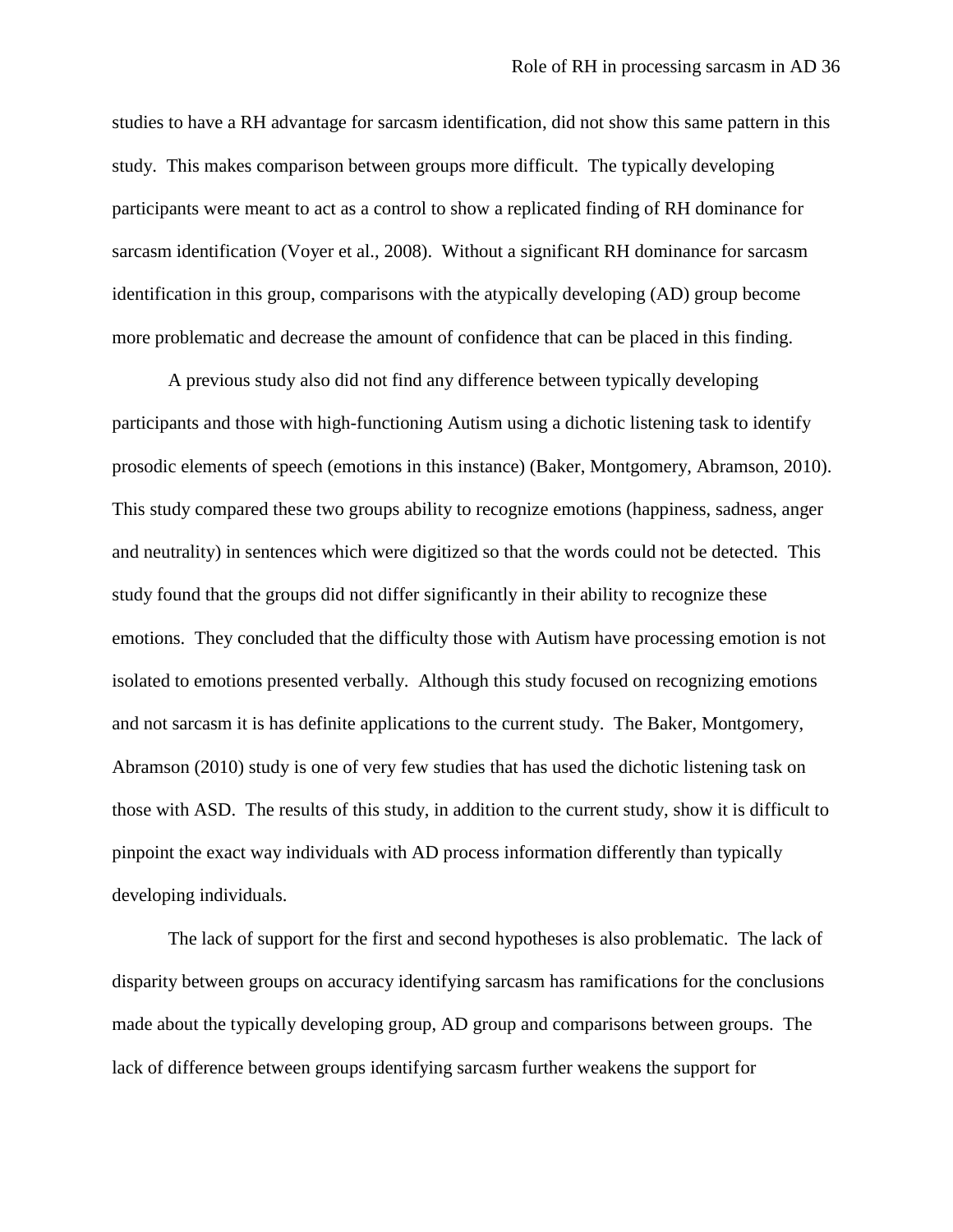studies to have a RH advantage for sarcasm identification, did not show this same pattern in this study. This makes comparison between groups more difficult. The typically developing participants were meant to act as a control to show a replicated finding of RH dominance for sarcasm identification (Voyer et al., 2008). Without a significant RH dominance for sarcasm identification in this group, comparisons with the atypically developing (AD) group become more problematic and decrease the amount of confidence that can be placed in this finding.

A previous study also did not find any difference between typically developing participants and those with high-functioning Autism using a dichotic listening task to identify prosodic elements of speech (emotions in this instance) (Baker, Montgomery, Abramson, 2010). This study compared these two groups ability to recognize emotions (happiness, sadness, anger and neutrality) in sentences which were digitized so that the words could not be detected. This study found that the groups did not differ significantly in their ability to recognize these emotions. They concluded that the difficulty those with Autism have processing emotion is not isolated to emotions presented verbally. Although this study focused on recognizing emotions and not sarcasm it is has definite applications to the current study. The Baker, Montgomery, Abramson (2010) study is one of very few studies that has used the dichotic listening task on those with ASD. The results of this study, in addition to the current study, show it is difficult to pinpoint the exact way individuals with AD process information differently than typically developing individuals.

The lack of support for the first and second hypotheses is also problematic. The lack of disparity between groups on accuracy identifying sarcasm has ramifications for the conclusions made about the typically developing group, AD group and comparisons between groups. The lack of difference between groups identifying sarcasm further weakens the support for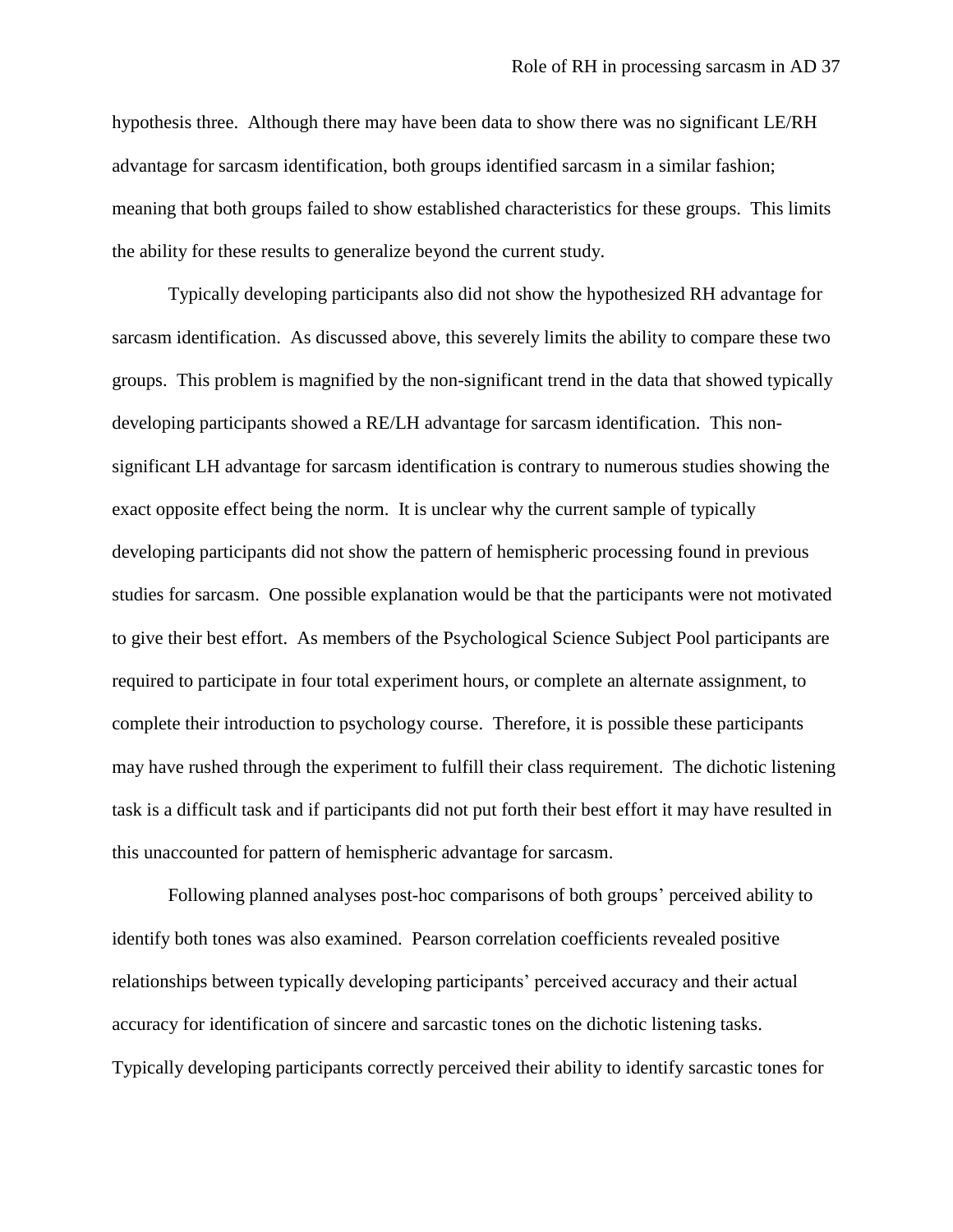hypothesis three. Although there may have been data to show there was no significant LE/RH advantage for sarcasm identification, both groups identified sarcasm in a similar fashion; meaning that both groups failed to show established characteristics for these groups. This limits the ability for these results to generalize beyond the current study.

Typically developing participants also did not show the hypothesized RH advantage for sarcasm identification. As discussed above, this severely limits the ability to compare these two groups. This problem is magnified by the non-significant trend in the data that showed typically developing participants showed a RE/LH advantage for sarcasm identification. This non-significant LH advantage for sarcasm identification is contrary to numerous studies showing the exact opposite effect being the norm. It is unclear why the current sample of typically developing participants did not show the pattern of hemispheric processing found in previous studies for sarcasm. One possible explanation would be that the participants were not motivated to give their best effort. As members of the Psychological Science Subject Pool participants are required to participate in four total experiment hours, or complete an alternate assignment, to complete their introduction to psychology course. Therefore, it is possible these participants may have rushed through the experiment to fulfill their class requirement. The dichotic listening task is a difficult task and if participants did not put forth their best effort it may have resulted in this unaccounted for pattern of hemispheric advantage for sarcasm.

Following planned analyses post-hoc comparisons of both groups' perceived ability to identify both tones was also examined. Pearson correlation coefficients revealed positive relationships between typically developing participants' perceived accuracy and their actual accuracy for identification of sincere and sarcastic tones on the dichotic listening tasks. Typically developing participants correctly perceived their ability to identify sarcastic tones for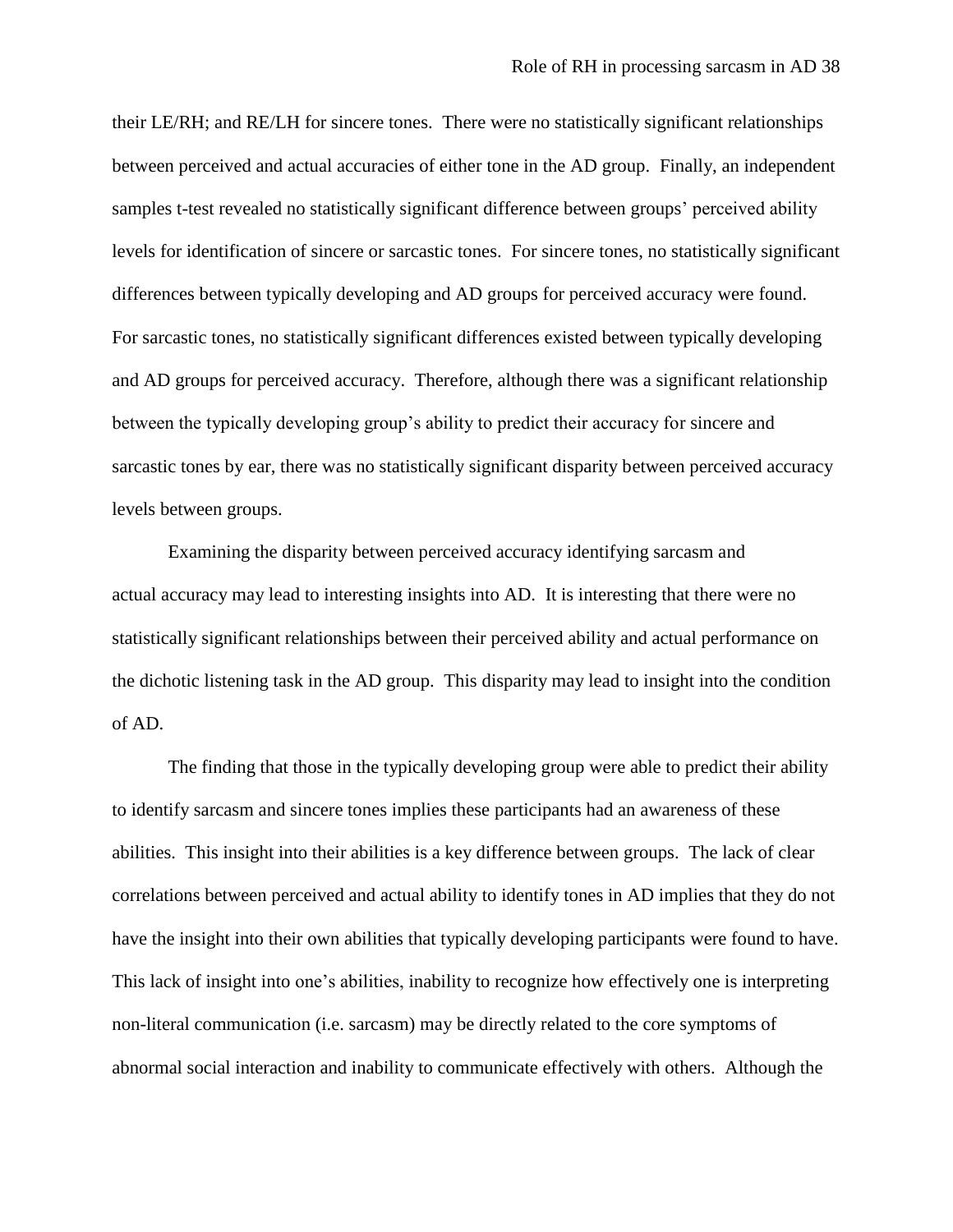their LE/RH; and RE/LH for sincere tones. There were no statistically significant relationships between perceived and actual accuracies of either tone in the AD group. Finally, an independent samples t-test revealed no statistically significant difference between groups' perceived ability levels for identification of sincere or sarcastic tones. For sincere tones, no statistically significant differences between typically developing and AD groups for perceived accuracy were found. For sarcastic tones, no statistically significant differences existed between typically developing and AD groups for perceived accuracy. Therefore, although there was a significant relationship between the typically developing group's ability to predict their accuracy for sincere and sarcastic tones by ear, there was no statistically significant disparity between perceived accuracy levels between groups.

Examining the disparity between perceived accuracy identifying sarcasm and actual accuracy may lead to interesting insights into AD. It is interesting that there were no statistically significant relationships between their perceived ability and actual performance on the dichotic listening task in the AD group. This disparity may lead to insight into the condition of AD.

The finding that those in the typically developing group were able to predict their ability to identify sarcasm and sincere tones implies these participants had an awareness of these abilities. This insight into their abilities is a key difference between groups. The lack of clear correlations between perceived and actual ability to identify tones in AD implies that they do not have the insight into their own abilities that typically developing participants were found to have. This lack of insight into one's abilities, inability to recognize how effectively one is interpreting non-literal communication (i.e. sarcasm) may be directly related to the core symptoms of abnormal social interaction and inability to communicate effectively with others. Although the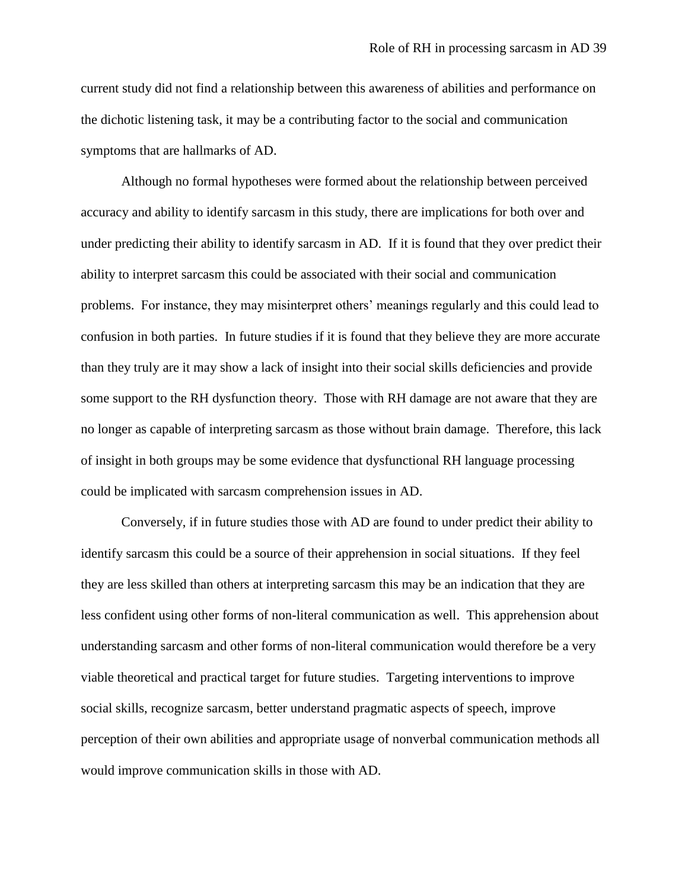current study did not find a relationship between this awareness of abilities and performance on the dichotic listening task, it may be a contributing factor to the social and communication symptoms that are hallmarks of AD.

Although no formal hypotheses were formed about the relationship between perceived accuracy and ability to identify sarcasm in this study, there are implications for both over and under predicting their ability to identify sarcasm in AD. If it is found that they over predict their ability to interpret sarcasm this could be associated with their social and communication problems. For instance, they may misinterpret others' meanings regularly and this could lead to confusion in both parties. In future studies if it is found that they believe they are more accurate than they truly are it may show a lack of insight into their social skills deficiencies and provide some support to the RH dysfunction theory. Those with RH damage are not aware that they are no longer as capable of interpreting sarcasm as those without brain damage. Therefore, this lack of insight in both groups may be some evidence that dysfunctional RH language processing could be implicated with sarcasm comprehension issues in AD.

Conversely, if in future studies those with AD are found to under predict their ability to identify sarcasm this could be a source of their apprehension in social situations. If they feel they are less skilled than others at interpreting sarcasm this may be an indication that they are less confident using other forms of non-literal communication as well. This apprehension about understanding sarcasm and other forms of non-literal communication would therefore be a very viable theoretical and practical target for future studies. Targeting interventions to improve social skills, recognize sarcasm, better understand pragmatic aspects of speech, improve perception of their own abilities and appropriate usage of nonverbal communication methods all would improve communication skills in those with AD.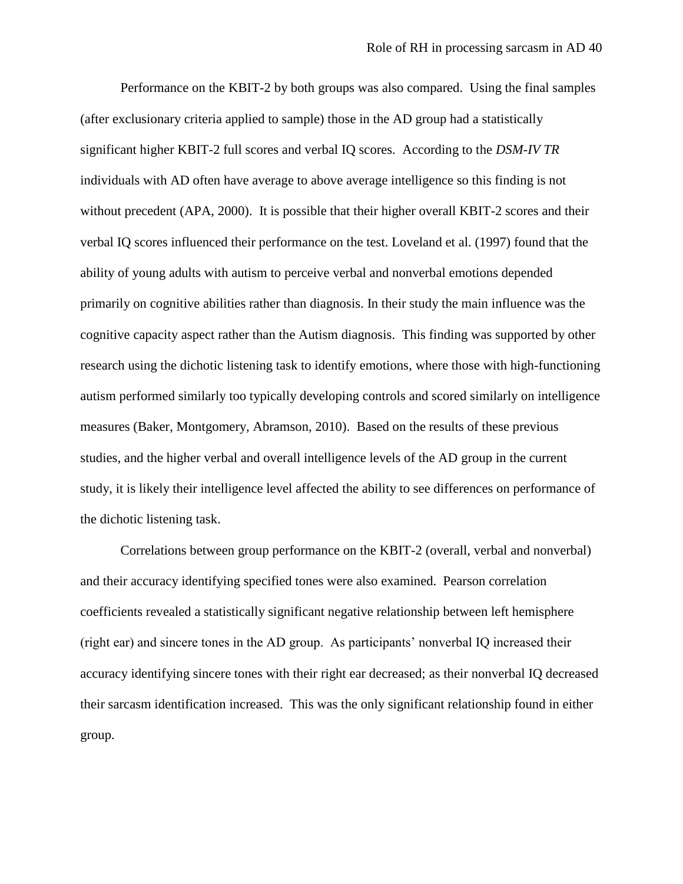Performance on the KBIT-2 by both groups was also compared. Using the final samples (after exclusionary criteria applied to sample) those in the AD group had a statistically significant higher KBIT-2 full scores and verbal IQ scores. According to the *DSM-IV TR* individuals with AD often have average to above average intelligence so this finding is not without precedent (APA, 2000). It is possible that their higher overall KBIT-2 scores and their verbal IQ scores influenced their performance on the test. Loveland et al. (1997) found that the ability of young adults with autism to perceive verbal and nonverbal emotions depended primarily on cognitive abilities rather than diagnosis. In their study the main influence was the cognitive capacity aspect rather than the Autism diagnosis. This finding was supported by other research using the dichotic listening task to identify emotions, where those with high-functioning autism performed similarly too typically developing controls and scored similarly on intelligence measures (Baker, Montgomery, Abramson, 2010). Based on the results of these previous studies, and the higher verbal and overall intelligence levels of the AD group in the current study, it is likely their intelligence level affected the ability to see differences on performance of the dichotic listening task.

Correlations between group performance on the KBIT-2 (overall, verbal and nonverbal) and their accuracy identifying specified tones were also examined. Pearson correlation coefficients revealed a statistically significant negative relationship between left hemisphere (right ear) and sincere tones in the AD group. As participants' nonverbal IQ increased their accuracy identifying sincere tones with their right ear decreased; as their nonverbal IQ decreased their sarcasm identification increased. This was the only significant relationship found in either group.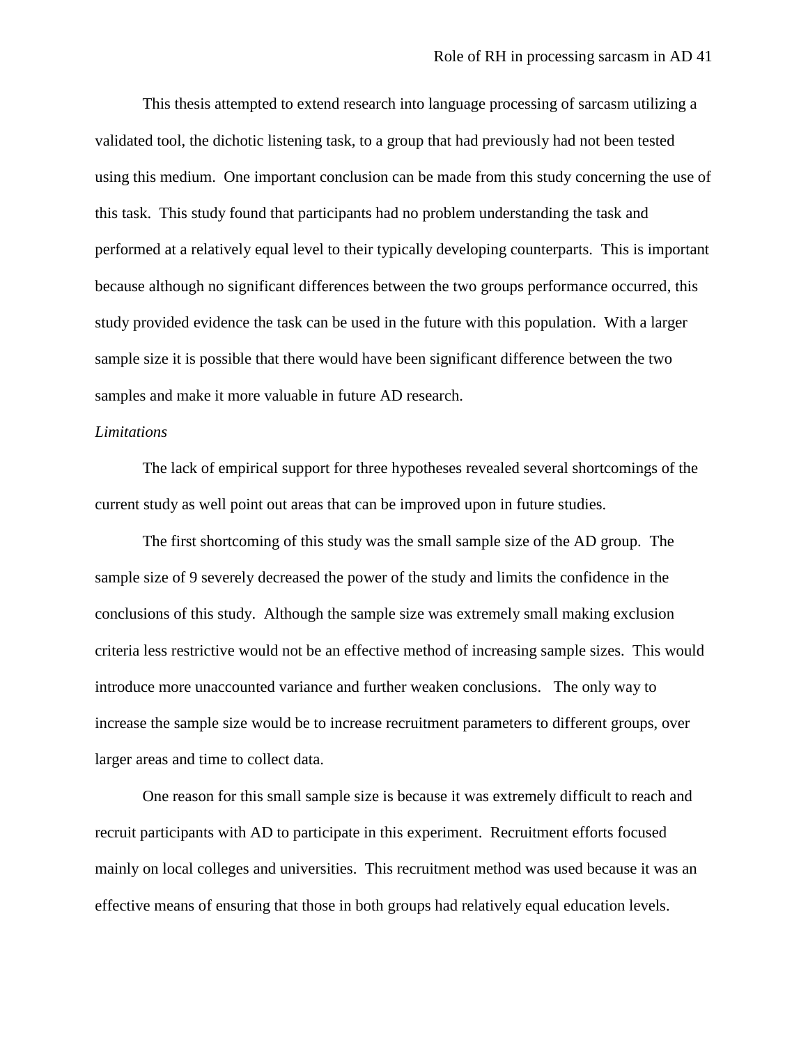This thesis attempted to extend research into language processing of sarcasm utilizing a validated tool, the dichotic listening task, to a group that had previously had not been tested using this medium. One important conclusion can be made from this study concerning the use of this task. This study found that participants had no problem understanding the task and performed at a relatively equal level to their typically developing counterparts. This is important because although no significant differences between the two groups performance occurred, this study provided evidence the task can be used in the future with this population. With a larger sample size it is possible that there would have been significant difference between the two samples and make it more valuable in future AD research.

*Limitations*

The lack of empirical support for three hypotheses revealed several shortcomings of the current study as well point out areas that can be improved upon in future studies.

The first shortcoming of this study was the small sample size of the AD group. The sample size of 9 severely decreased the power of the study and limits the confidence in the conclusions of this study. Although the sample size was extremely small making exclusion criteria less restrictive would not be an effective method of increasing sample sizes. This would introduce more unaccounted variance and further weaken conclusions. The only way to increase the sample size would be to increase recruitment parameters to different groups, over larger areas and time to collect data.

One reason for this small sample size is because it was extremely difficult to reach and recruit participants with AD to participate in this experiment. Recruitment efforts focused mainly on local colleges and universities. This recruitment method was used because it was an effective means of ensuring that those in both groups had relatively equal education levels.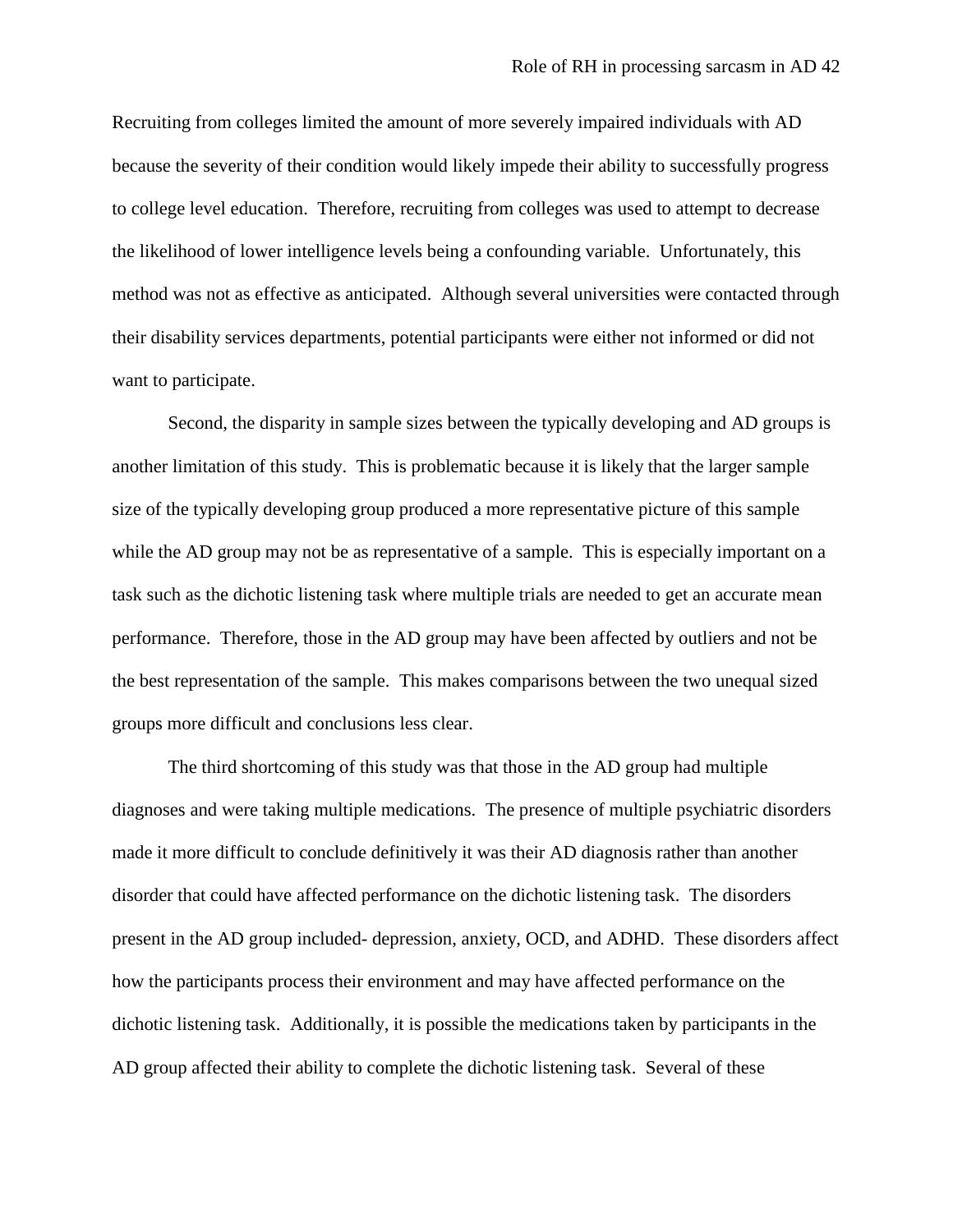Recruiting from colleges limited the amount of more severely impaired individuals with AD because the severity of their condition would likely impede their ability to successfully progress to college level education. Therefore, recruiting from colleges was used to attempt to decrease the likelihood of lower intelligence levels being a confounding variable. Unfortunately, this method was not as effective as anticipated. Although several universities were contacted through their disability services departments, potential participants were either not informed or did not want to participate.

Second, the disparity in sample sizes between the typically developing and AD groups is another limitation of this study. This is problematic because it is likely that the larger sample size of the typically developing group produced a more representative picture of this sample while the AD group may not be as representative of a sample. This is especially important on a task such as the dichotic listening task where multiple trials are needed to get an accurate mean performance. Therefore, those in the AD group may have been affected by outliers and not be the best representation of the sample. This makes comparisons between the two unequal sized groups more difficult and conclusions less clear.

The third shortcoming of this study was that those in the AD group had multiple diagnoses and were taking multiple medications. The presence of multiple psychiatric disorders made it more difficult to conclude definitively it was their AD diagnosis rather than another disorder that could have affected performance on the dichotic listening task. The disorders present in the AD group included- depression, anxiety, OCD, and ADHD. These disorders affect how the participants process their environment and may have affected performance on the dichotic listening task. Additionally, it is possible the medications taken by participants in the AD group affected their ability to complete the dichotic listening task. Several of these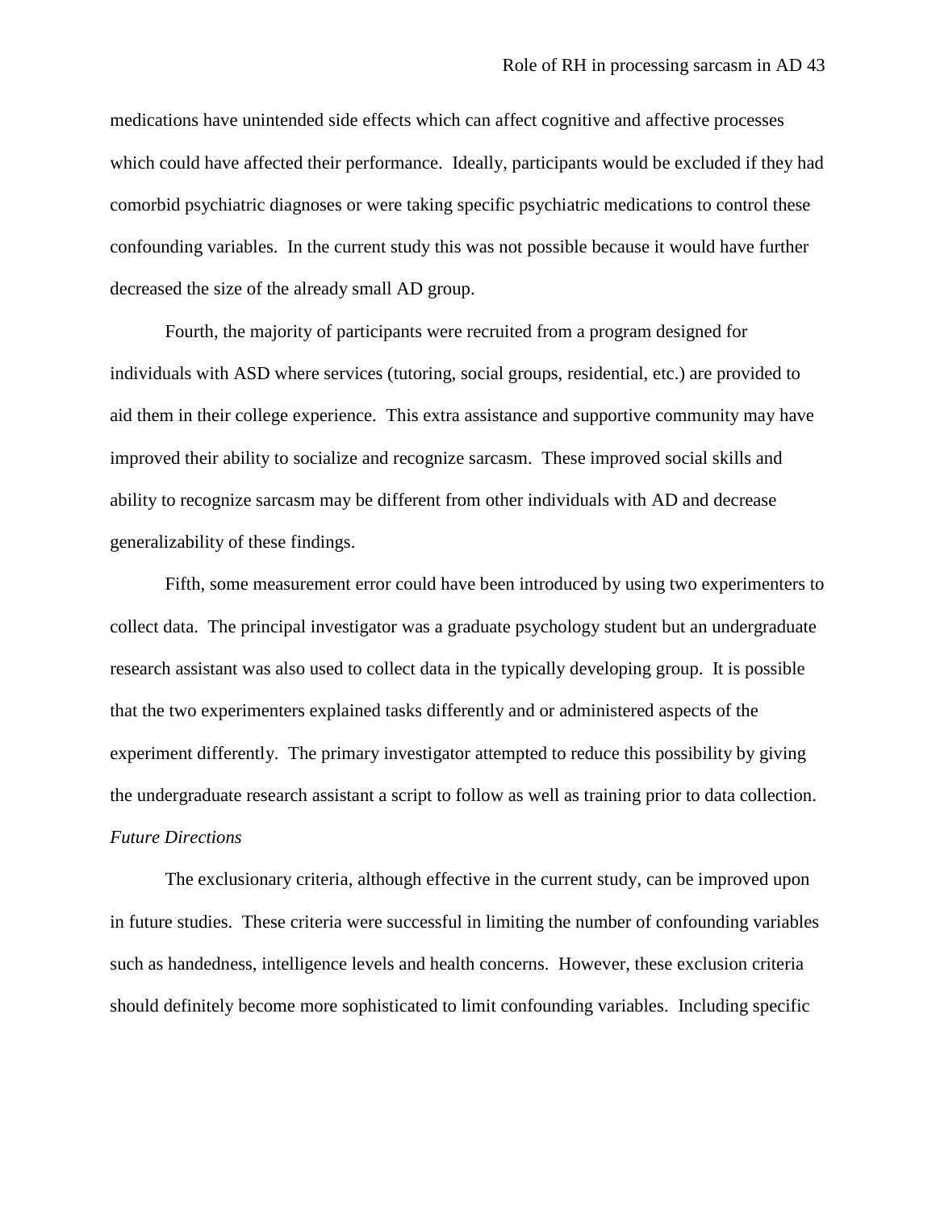medications have unintended side effects which can affect cognitive and affective processes which could have affected their performance. Ideally, participants would be excluded if they had comorbid psychiatric diagnoses or were taking specific psychiatric medications to control these confounding variables. In the current study this was not possible because it would have further decreased the size of the already small AD group.

Fourth, the majority of participants were recruited from a program designed for individuals with ASD where services (tutoring, social groups, residential, etc.) are provided to aid them in their college experience. This extra assistance and supportive community may have improved their ability to socialize and recognize sarcasm. These improved social skills and ability to recognize sarcasm may be different from other individuals with AD and decrease generalizability of these findings.

Fifth, some measurement error could have been introduced by using two experimenters to collect data. The principal investigator was a graduate psychology student but an undergraduate research assistant was also used to collect data in the typically developing group. It is possible that the two experimenters explained tasks differently and or administered aspects of the experiment differently. The primary investigator attempted to reduce this possibility by giving the undergraduate research assistant a script to follow as well as training prior to data collection.

*Future Directions*

The exclusionary criteria, although effective in the current study, can be improved upon in future studies. These criteria were successful in limiting the number of confounding variables such as handedness, intelligence levels and health concerns. However, these exclusion criteria should definitely become more sophisticated to limit confounding variables. Including specific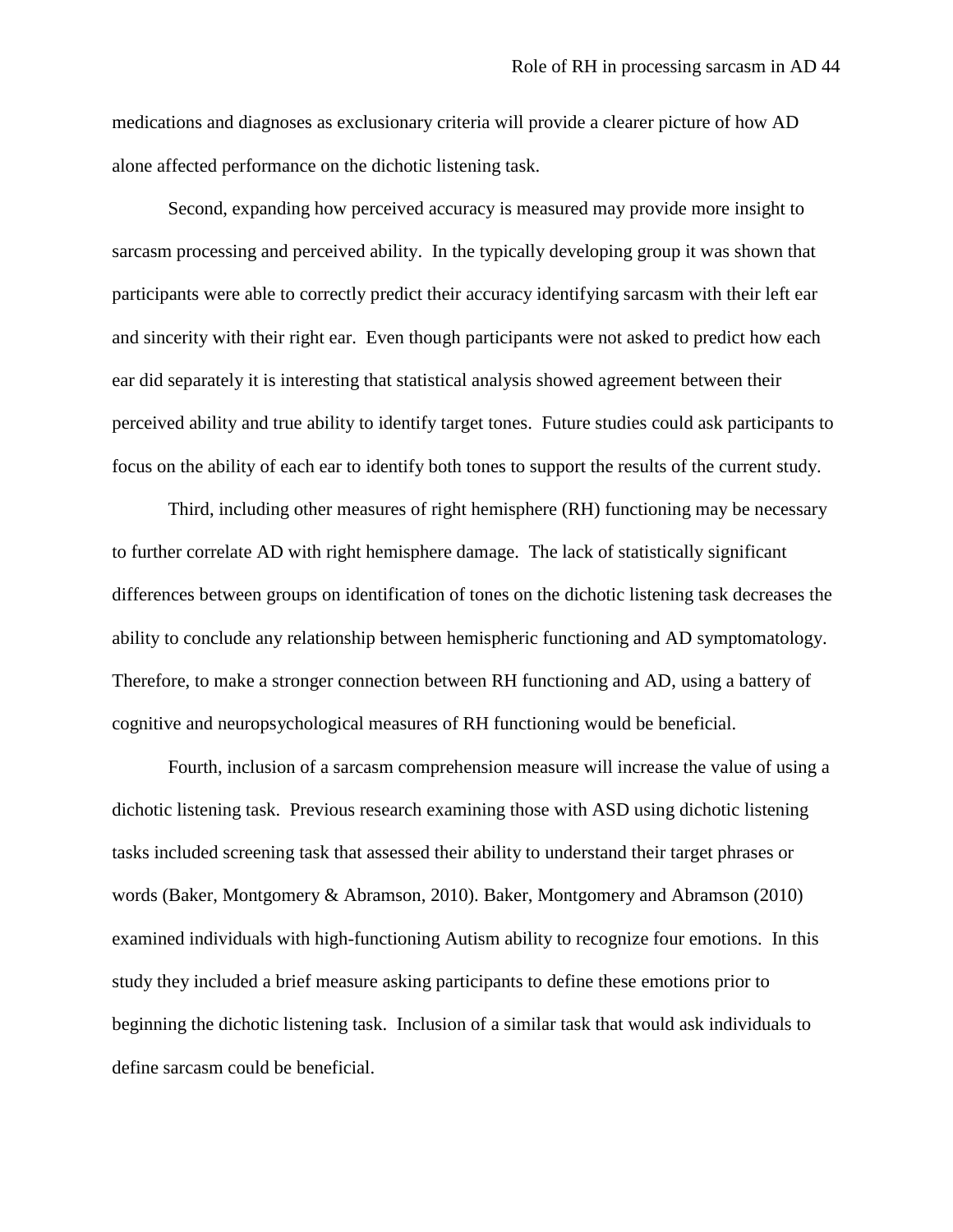medications and diagnoses as exclusionary criteria will provide a clearer picture of how AD alone affected performance on the dichotic listening task.

Second, expanding how perceived accuracy is measured may provide more insight to sarcasm processing and perceived ability. In the typically developing group it was shown that participants were able to correctly predict their accuracy identifying sarcasm with their left ear and sincerity with their right ear. Even though participants were not asked to predict how each ear did separately it is interesting that statistical analysis showed agreement between their perceived ability and true ability to identify target tones. Future studies could ask participants to focus on the ability of each ear to identify both tones to support the results of the current study.

Third, including other measures of right hemisphere (RH) functioning may be necessary to further correlate AD with right hemisphere damage. The lack of statistically significant differences between groups on identification of tones on the dichotic listening task decreases the ability to conclude any relationship between hemispheric functioning and AD symptomatology. Therefore, to make a stronger connection between RH functioning and AD, using a battery of cognitive and neuropsychological measures of RH functioning would be beneficial.

Fourth, inclusion of a sarcasm comprehension measure will increase the value of using a dichotic listening task. Previous research examining those with ASD using dichotic listening tasks included screening task that assessed their ability to understand their target phrases or words (Baker, Montgomery & Abramson, 2010). Baker, Montgomery and Abramson (2010) examined individuals with high-functioning Autism ability to recognize four emotions. In this study they included a brief measure asking participants to define these emotions prior to beginning the dichotic listening task. Inclusion of a similar task that would ask individuals to define sarcasm could be beneficial.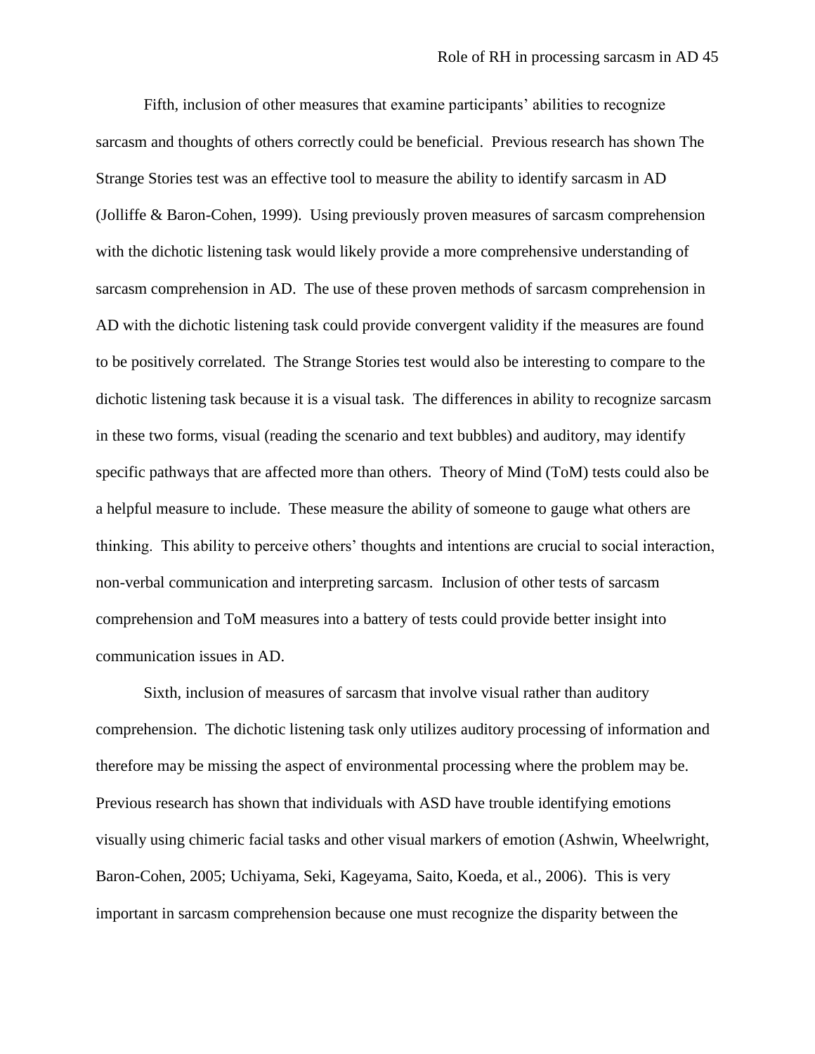Fifth, inclusion of other measures that examine participants' abilities to recognize sarcasm and thoughts of others correctly could be beneficial. Previous research has shown The Strange Stories test was an effective tool to measure the ability to identify sarcasm in AD (Jolliffe & Baron-Cohen, 1999). Using previously proven measures of sarcasm comprehension with the dichotic listening task would likely provide a more comprehensive understanding of sarcasm comprehension in AD. The use of these proven methods of sarcasm comprehension in AD with the dichotic listening task could provide convergent validity if the measures are found to be positively correlated. The Strange Stories test would also be interesting to compare to the dichotic listening task because it is a visual task. The differences in ability to recognize sarcasm in these two forms, visual (reading the scenario and text bubbles) and auditory, may identify specific pathways that are affected more than others. Theory of Mind (ToM) tests could also be a helpful measure to include. These measure the ability of someone to gauge what others are thinking. This ability to perceive others' thoughts and intentions are crucial to social interaction, non-verbal communication and interpreting sarcasm. Inclusion of other tests of sarcasm comprehension and ToM measures into a battery of tests could provide better insight into communication issues in AD.

Sixth, inclusion of measures of sarcasm that involve visual rather than auditory comprehension. The dichotic listening task only utilizes auditory processing of information and therefore may be missing the aspect of environmental processing where the problem may be. Previous research has shown that individuals with ASD have trouble identifying emotions visually using chimeric facial tasks and other visual markers of emotion (Ashwin, Wheelwright, Baron-Cohen, 2005; Uchiyama, Seki, Kageyama, Saito, Koeda, et al., 2006). This is very important in sarcasm comprehension because one must recognize the disparity between the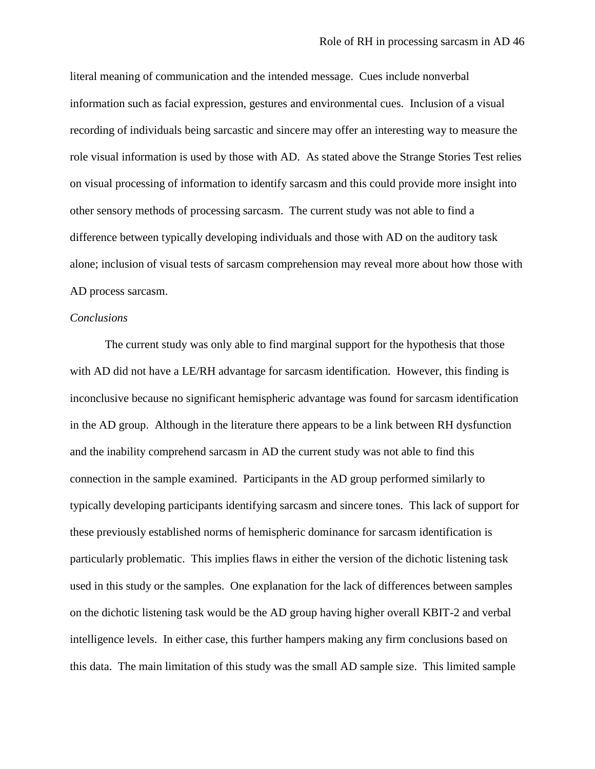literal meaning of communication and the intended message. Cues include nonverbal information such as facial expression, gestures and environmental cues. Inclusion of a visual recording of individuals being sarcastic and sincere may offer an interesting way to measure the role visual information is used by those with AD. As stated above the Strange Stories Test relies on visual processing of information to identify sarcasm and this could provide more insight into other sensory methods of processing sarcasm. The current study was not able to find a difference between typically developing individuals and those with AD on the auditory task alone; inclusion of visual tests of sarcasm comprehension may reveal more about how those with AD process sarcasm.

*Conclusions*

The current study was only able to find marginal support for the hypothesis that those with AD did not have a LE/RH advantage for sarcasm identification. However, this finding is inconclusive because no significant hemispheric advantage was found for sarcasm identification in the AD group. Although in the literature there appears to be a link between RH dysfunction and the inability comprehend sarcasm in AD the current study was not able to find this connection in the sample examined. Participants in the AD group performed similarly to typically developing participants identifying sarcasm and sincere tones. This lack of support for these previously established norms of hemispheric dominance for sarcasm identification is particularly problematic. This implies flaws in either the version of the dichotic listening task used in this study or the samples. One explanation for the lack of differences between samples on the dichotic listening task would be the AD group having higher overall KBIT-2 and verbal intelligence levels. In either case, this further hampers making any firm conclusions based on this data. The main limitation of this study was the small AD sample size. This limited sample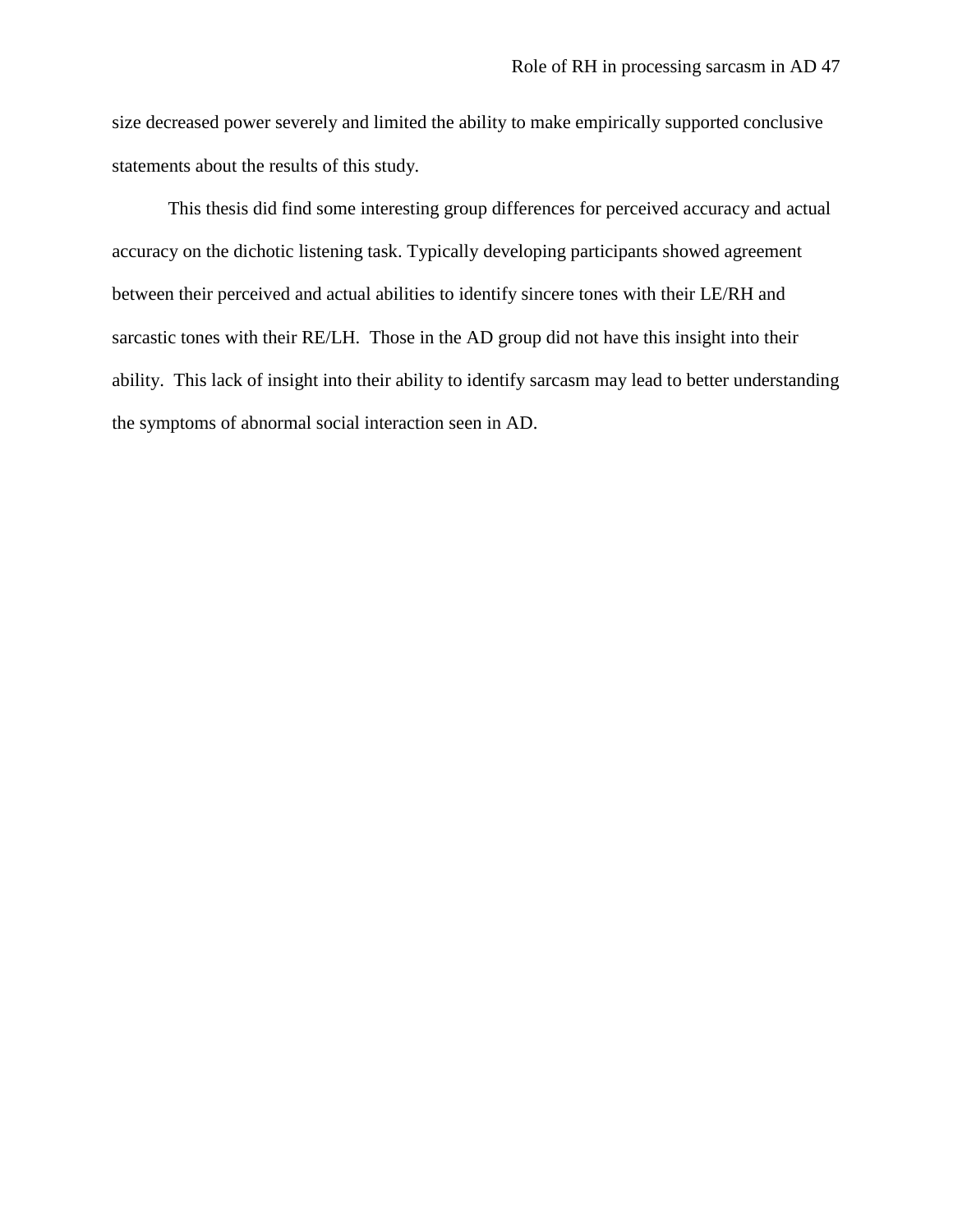size decreased power severely and limited the ability to make empirically supported conclusive statements about the results of this study.

This thesis did find some interesting group differences for perceived accuracy and actual accuracy on the dichotic listening task. Typically developing participants showed agreement between their perceived and actual abilities to identify sincere tones with their LE/RH and sarcastic tones with their RE/LH. Those in the AD group did not have this insight into their ability. This lack of insight into their ability to identify sarcasm may lead to better understanding the symptoms of abnormal social interaction seen in AD.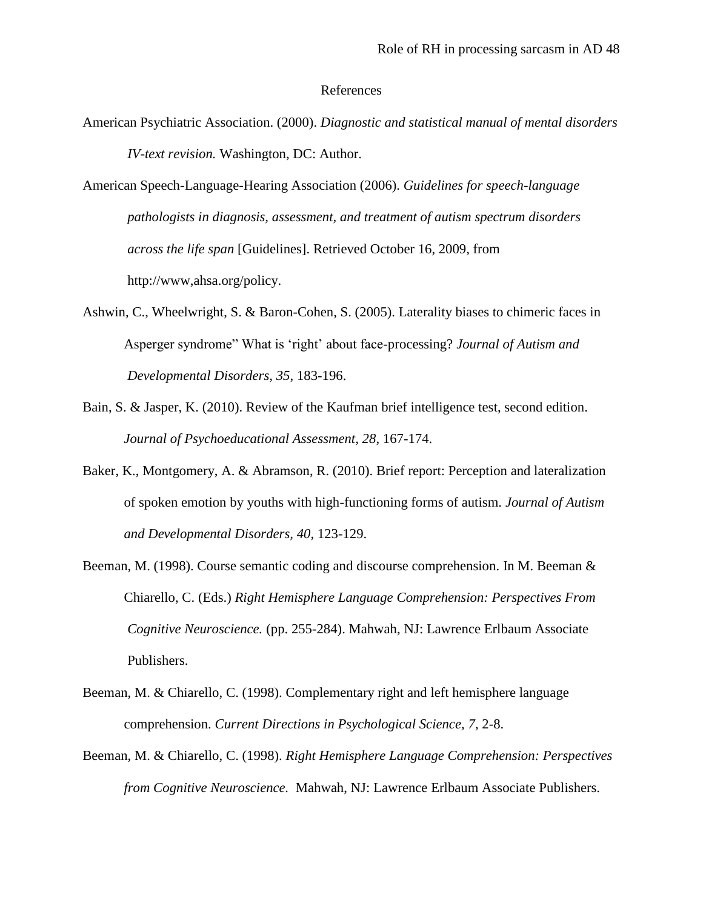# References

American Psychiatric Association. (2000). *Diagnostic and statistical manual of mental disorders IV-text revision.* Washington, DC: Author.

American Speech-Language-Hearing Association (2006). *Guidelines for speech-language pathologists in diagnosis, assessment, and treatment of autism spectrum disorders across the life span* [Guidelines]. Retrieved October 16, 2009, from http://www,ahsa.org/policy.

Ashwin, C., Wheelwright, S. & Baron-Cohen, S. (2005). Laterality biases to chimeric faces in Asperger syndrome" What is 'right' about face-processing? *Journal of Autism and Developmental Disorders, 35*, 183-196.

Bain, S. & Jasper, K. (2010). Review of the Kaufman brief intelligence test, second edition. *Journal of Psychoeducational Assessment, 28*, 167-174.

Baker, K., Montgomery, A. & Abramson, R. (2010). Brief report: Perception and lateralization of spoken emotion by youths with high-functioning forms of autism. *Journal of Autism and Developmental Disorders, 40*, 123-129.

Beeman, M. (1998). Course semantic coding and discourse comprehension. In M. Beeman & Chiarello, C. (Eds.) *Right Hemisphere Language Comprehension: Perspectives From Cognitive Neuroscience.* (pp. 255-284). Mahwah, NJ: Lawrence Erlbaum Associate Publishers.

Beeman, M. & Chiarello, C. (1998). Complementary right and left hemisphere language comprehension. *Current Directions in Psychological Science, 7*, 2-8.

Beeman, M. & Chiarello, C. (1998). *Right Hemisphere Language Comprehension: Perspectives from Cognitive Neuroscience.* Mahwah, NJ: Lawrence Erlbaum Associate Publishers.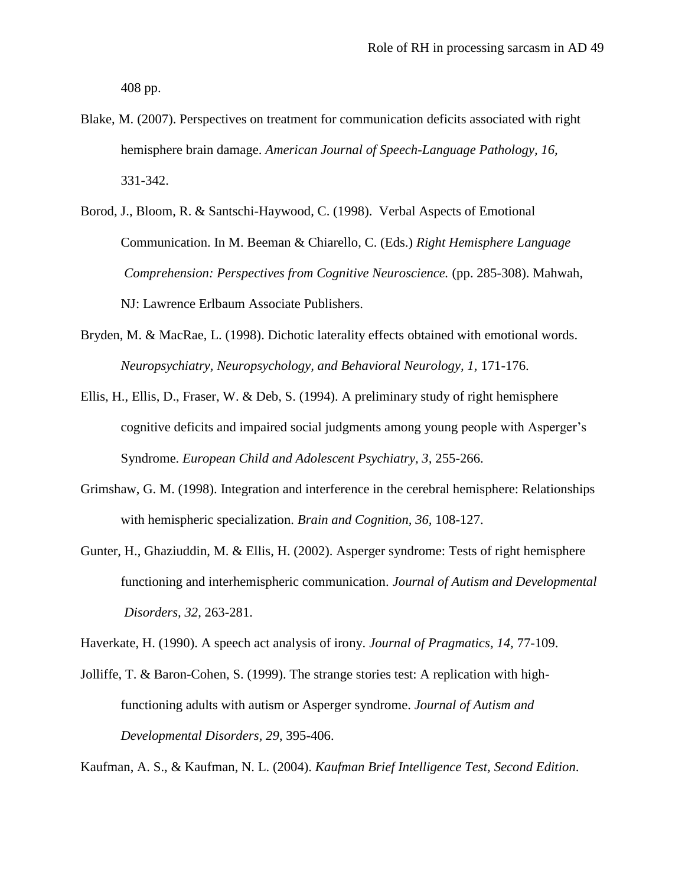408 pp.

Blake, M. (2007). Perspectives on treatment for communication deficits associated with right hemisphere brain damage. *American Journal of Speech-Language Pathology, 16,* 331-342.

Borod, J., Bloom, R. & Santschi-Haywood, C. (1998). Verbal Aspects of Emotional Communication. In M. Beeman & Chiarello, C. (Eds.) *Right Hemisphere Language Comprehension: Perspectives from Cognitive Neuroscience.* (pp. 285-308). Mahwah, NJ: Lawrence Erlbaum Associate Publishers.

Bryden, M. & MacRae, L. (1998). Dichotic laterality effects obtained with emotional words. *Neuropsychiatry, Neuropsychology, and Behavioral Neurology, 1,* 171-176.

Ellis, H., Ellis, D., Fraser, W. & Deb, S. (1994). A preliminary study of right hemisphere cognitive deficits and impaired social judgments among young people with Asperger's Syndrome. *European Child and Adolescent Psychiatry, 3,* 255-266.

Grimshaw, G. M. (1998). Integration and interference in the cerebral hemisphere: Relationships with hemispheric specialization. *Brain and Cognition, 36,* 108-127.

Gunter, H., Ghaziuddin, M. & Ellis, H. (2002). Asperger syndrome: Tests of right hemisphere functioning and interhemispheric communication. *Journal of Autism and Developmental Disorders, 32*, 263-281.

Haverkate, H. (1990). A speech act analysis of irony. *Journal of Pragmatics, 14*, 77-109.

Jolliffe, T. & Baron-Cohen, S. (1999). The strange stories test: A replication with high-functioning adults with autism or Asperger syndrome. *Journal of Autism and Developmental Disorders, 29*, 395-406.

Kaufman, A. S., & Kaufman, N. L. (2004). *Kaufman Brief Intelligence Test, Second Edition.*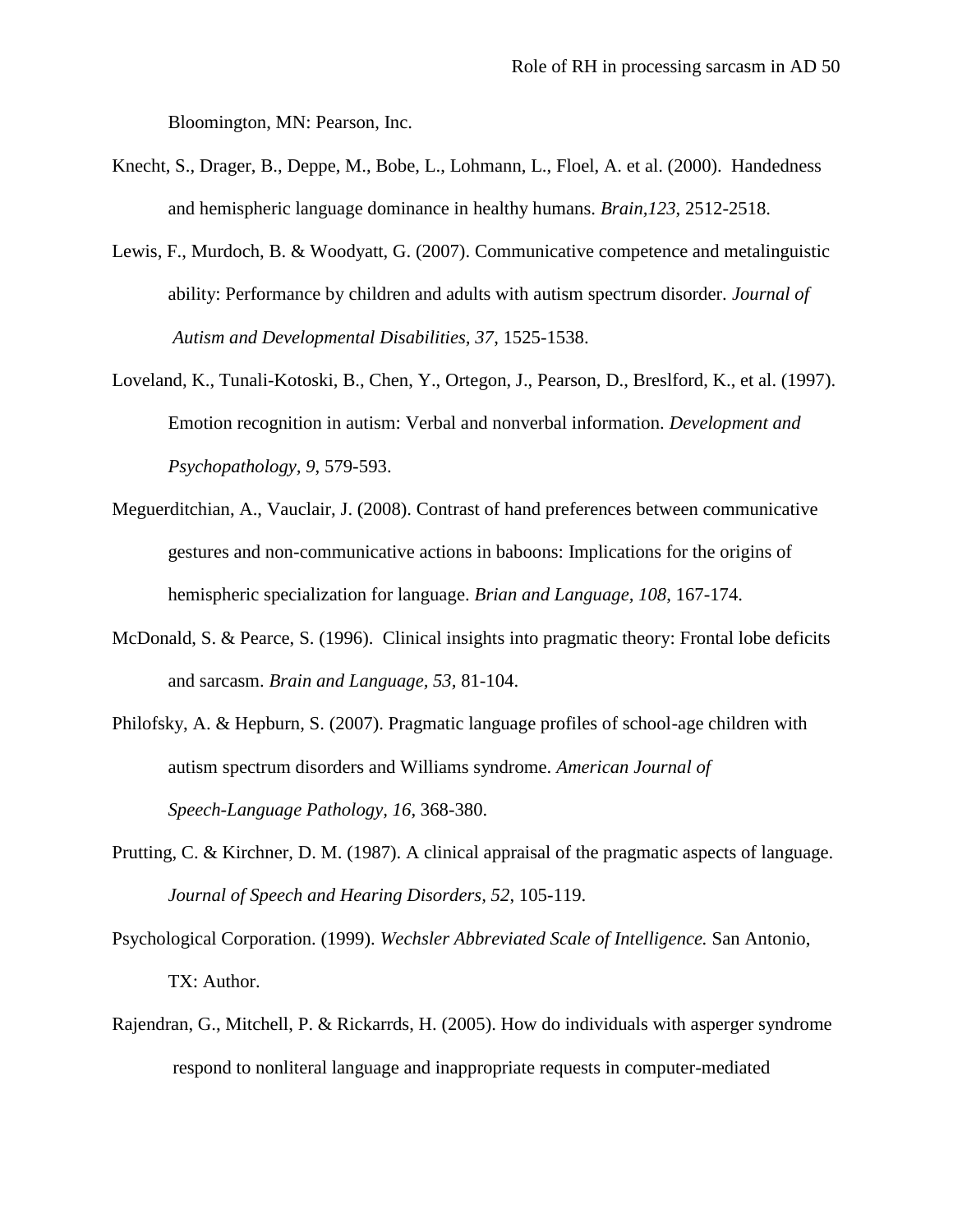Bloomington, MN: Pearson, Inc.

Knecht, S., Drager, B., Deppe, M., Bobe, L., Lohmann, L., Floel, A. et al. (2000). Handedness and hemispheric language dominance in healthy humans. *Brain,123*, 2512-2518.

Lewis, F., Murdoch, B. & Woodyatt, G. (2007). Communicative competence and metalinguistic ability: Performance by children and adults with autism spectrum disorder. *Journal of Autism and Developmental Disabilities, 37*, 1525-1538.

Loveland, K., Tunali-Kotoski, B., Chen, Y., Ortegon, J., Pearson, D., Breslford, K., et al. (1997). Emotion recognition in autism: Verbal and nonverbal information. *Development and Psychopathology, 9*, 579-593.

Meguerditchian, A., Vauclair, J. (2008). Contrast of hand preferences between communicative gestures and non-communicative actions in baboons: Implications for the origins of hemispheric specialization for language. *Brian and Language, 108*, 167-174.

McDonald, S. & Pearce, S. (1996). Clinical insights into pragmatic theory: Frontal lobe deficits and sarcasm. *Brain and Language, 53,* 81-104.

Philofsky, A. & Hepburn, S. (2007). Pragmatic language profiles of school-age children with autism spectrum disorders and Williams syndrome. *American Journal of Speech-Language Pathology, 16*, 368-380.

Prutting, C. & Kirchner, D. M. (1987). A clinical appraisal of the pragmatic aspects of language. *Journal of Speech and Hearing Disorders, 52*, 105-119.

Psychological Corporation. (1999). *Wechsler Abbreviated Scale of Intelligence.* San Antonio, TX: Author.

Rajendran, G., Mitchell, P. & Rickarrds, H. (2005). How do individuals with asperger syndrome respond to nonliteral language and inappropriate requests in computer-mediated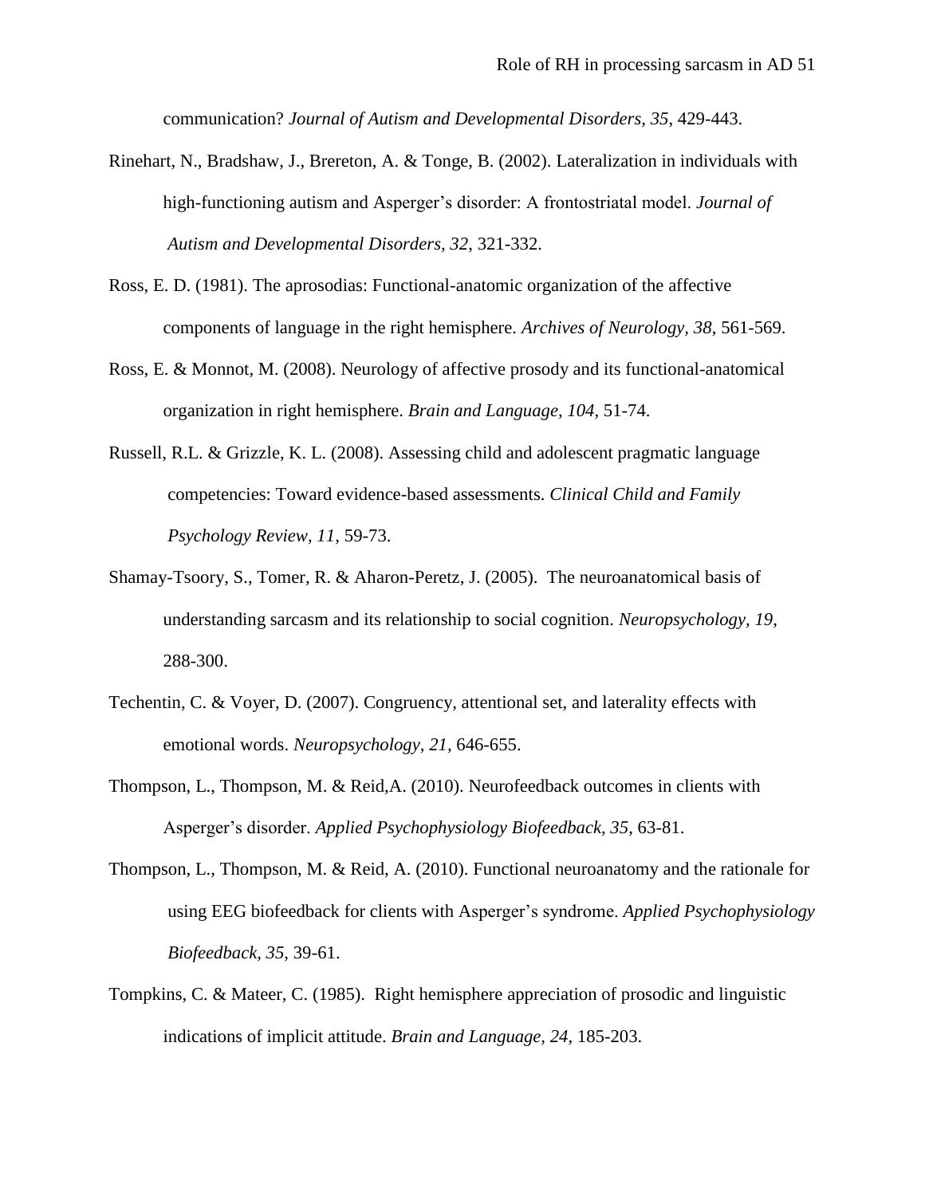communication? *Journal of Autism and Developmental Disorders, 35*, 429-443.

Rinehart, N., Bradshaw, J., Brereton, A. & Tonge, B. (2002). Lateralization in individuals with high-functioning autism and Asperger's disorder: A frontostriatal model. *Journal of Autism and Developmental Disorders, 32*, 321-332.

Ross, E. D. (1981). The aprosodias: Functional-anatomic organization of the affective components of language in the right hemisphere. *Archives of Neurology, 38*, 561-569.

Ross, E. & Monnot, M. (2008). Neurology of affective prosody and its functional-anatomical organization in right hemisphere. *Brain and Language, 104*, 51-74.

Russell, R.L. & Grizzle, K. L. (2008). Assessing child and adolescent pragmatic language competencies: Toward evidence-based assessments. *Clinical Child and Family Psychology Review, 11*, 59-73.

Shamay-Tsoory, S., Tomer, R. & Aharon-Peretz, J. (2005). The neuroanatomical basis of understanding sarcasm and its relationship to social cognition. *Neuropsychology, 19*, 288-300.

Techentin, C. & Voyer, D. (2007). Congruency, attentional set, and laterality effects with emotional words. *Neuropsychology, 21*, 646-655.

Thompson, L., Thompson, M. & Reid,A. (2010). Neurofeedback outcomes in clients with Asperger's disorder. *Applied Psychophysiology Biofeedback, 35*, 63-81.

Thompson, L., Thompson, M. & Reid, A. (2010). Functional neuroanatomy and the rationale for using EEG biofeedback for clients with Asperger's syndrome. *Applied Psychophysiology Biofeedback, 35*, 39-61.

Tompkins, C. & Mateer, C. (1985). Right hemisphere appreciation of prosodic and linguistic indications of implicit attitude. *Brain and Language, 24*, 185-203.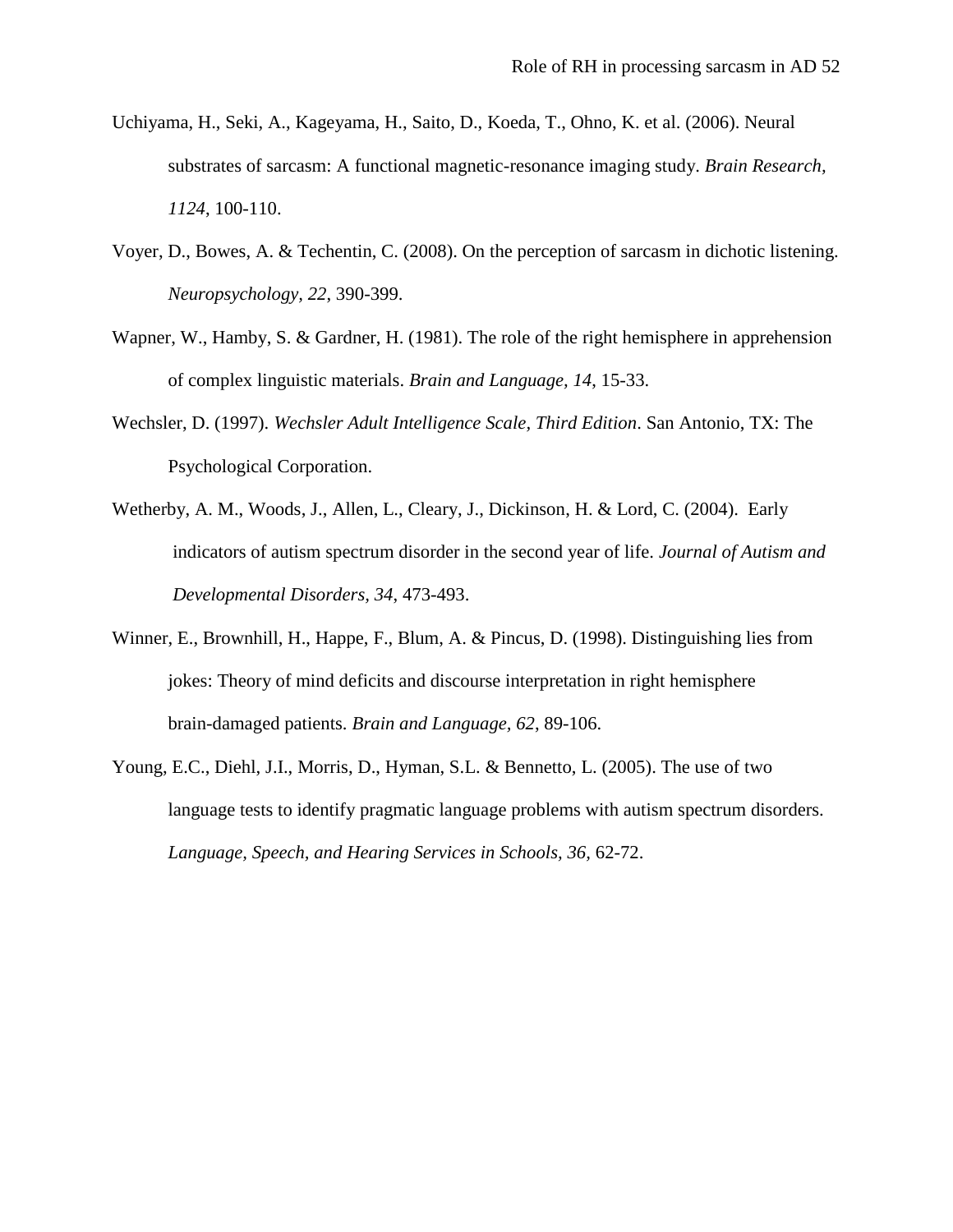Uchiyama, H., Seki, A., Kageyama, H., Saito, D., Koeda, T., Ohno, K. et al. (2006). Neural substrates of sarcasm: A functional magnetic-resonance imaging study. *Brain Research, 1124*, 100-110.

Voyer, D., Bowes, A. & Techentin, C. (2008). On the perception of sarcasm in dichotic listening. *Neuropsychology, 22*, 390-399.

Wapner, W., Hamby, S. & Gardner, H. (1981). The role of the right hemisphere in apprehension of complex linguistic materials. *Brain and Language, 14*, 15-33.

Wechsler, D. (1997). *Wechsler Adult Intelligence Scale, Third Edition*. San Antonio, TX: The Psychological Corporation.

Wetherby, A. M., Woods, J., Allen, L., Cleary, J., Dickinson, H. & Lord, C. (2004). Early indicators of autism spectrum disorder in the second year of life. *Journal of Autism and Developmental Disorders, 34*, 473-493.

Winner, E., Brownhill, H., Happe, F., Blum, A. & Pincus, D. (1998). Distinguishing lies from jokes: Theory of mind deficits and discourse interpretation in right hemisphere brain-damaged patients. *Brain and Language, 62*, 89-106.

Young, E.C., Diehl, J.I., Morris, D., Hyman, S.L. & Bennetto, L. (2005). The use of two language tests to identify pragmatic language problems with autism spectrum disorders. *Language, Speech, and Hearing Services in Schools, 36*, 62-72.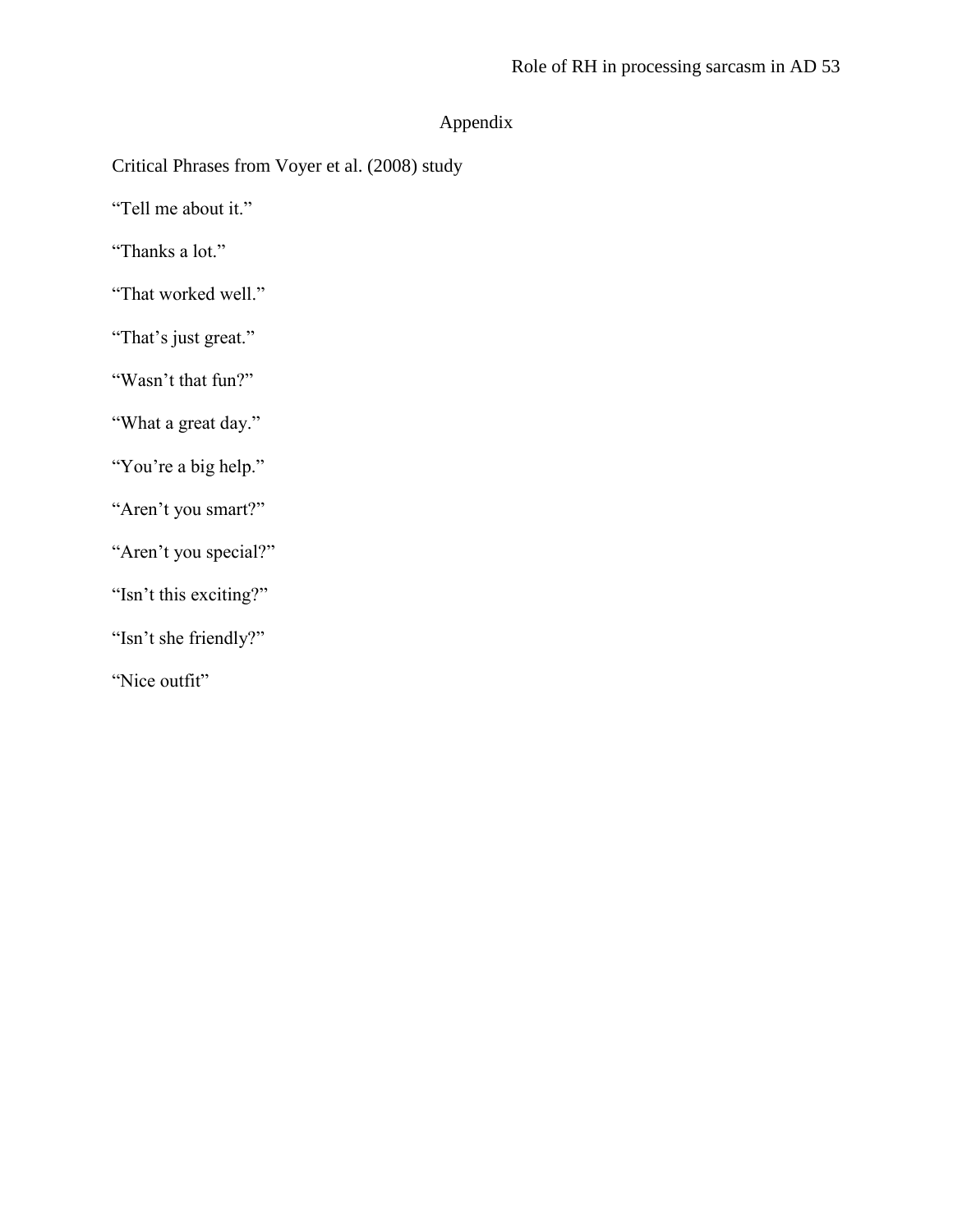# Appendix

Critical Phrases from Voyer et al. (2008) study

“Tell me about it.”

“Thanks a lot.”

“That worked well.”

“That’s just great.”

“Wasn’t that fun?”

“What a great day.”

“You’re a big help.”

“Aren’t you smart?”

“Aren’t you special?”

“Isn’t this exciting?”

“Isn’t she friendly?”

“Nice outfit”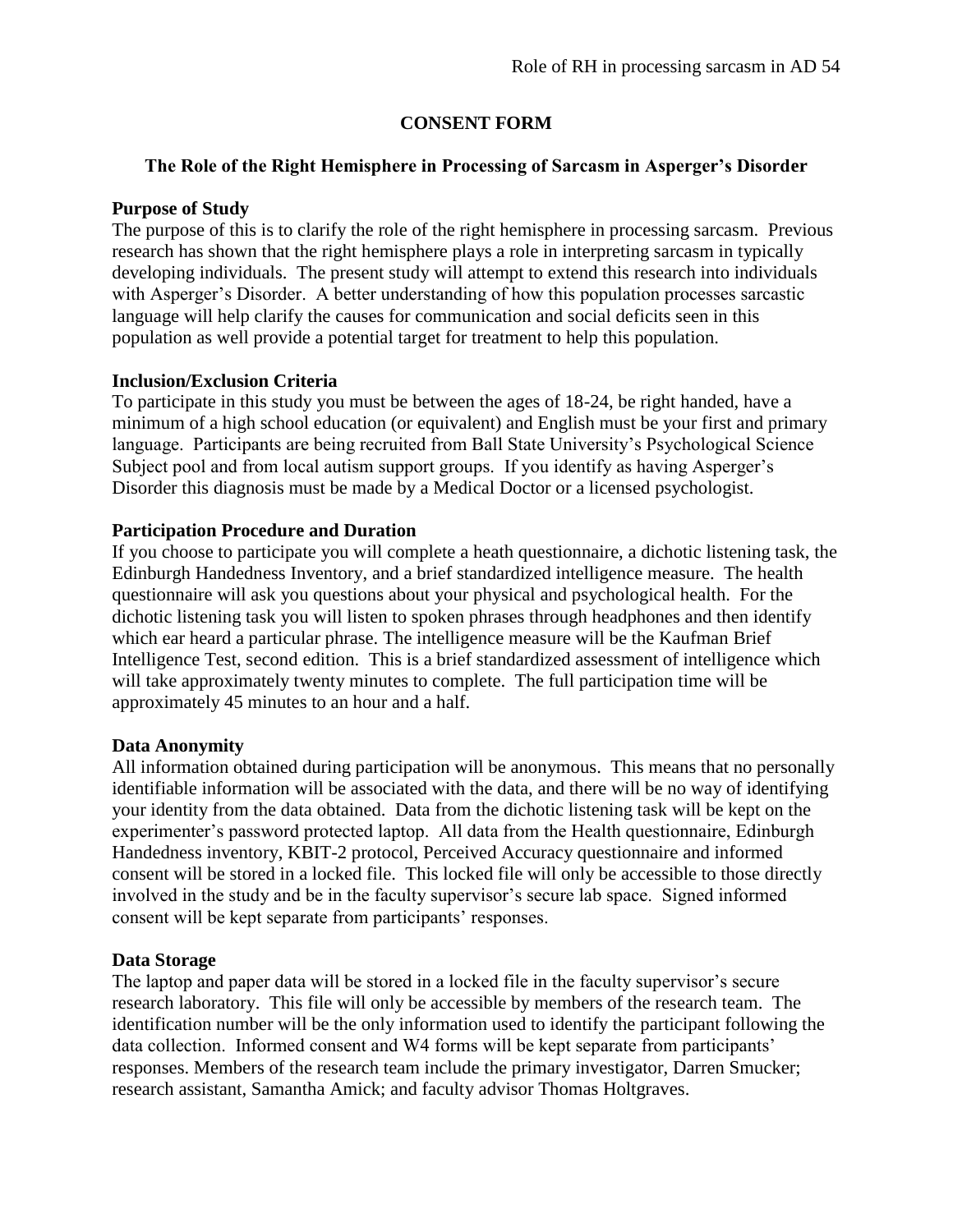# CONSENT FORM

## The Role of the Right Hemisphere in Processing of Sarcasm in Asperger's Disorder

### Purpose of Study

The purpose of this is to clarify the role of the right hemisphere in processing sarcasm. Previous research has shown that the right hemisphere plays a role in interpreting sarcasm in typically developing individuals. The present study will attempt to extend this research into individuals with Asperger's Disorder. A better understanding of how this population processes sarcastic language will help clarify the causes for communication and social deficits seen in this population as well provide a potential target for treatment to help this population.

### Inclusion/Exclusion Criteria

To participate in this study you must be between the ages of 18-24, be right handed, have a minimum of a high school education (or equivalent) and English must be your first and primary language. Participants are being recruited from Ball State University's Psychological Science Subject pool and from local autism support groups. If you identify as having Asperger's Disorder this diagnosis must be made by a Medical Doctor or a licensed psychologist.

### Participation Procedure and Duration

If you choose to participate you will complete a heath questionnaire, a dichotic listening task, the Edinburgh Handedness Inventory, and a brief standardized intelligence measure. The health questionnaire will ask you questions about your physical and psychological health. For the dichotic listening task you will listen to spoken phrases through headphones and then identify which ear heard a particular phrase. The intelligence measure will be the Kaufman Brief Intelligence Test, second edition. This is a brief standardized assessment of intelligence which will take approximately twenty minutes to complete. The full participation time will be approximately 45 minutes to an hour and a half.

### Data Anonymity

All information obtained during participation will be anonymous. This means that no personally identifiable information will be associated with the data, and there will be no way of identifying your identity from the data obtained. Data from the dichotic listening task will be kept on the experimenter's password protected laptop. All data from the Health questionnaire, Edinburgh Handedness inventory, KBIT-2 protocol, Perceived Accuracy questionnaire and informed consent will be stored in a locked file. This locked file will only be accessible to those directly involved in the study and be in the faculty supervisor's secure lab space. Signed informed consent will be kept separate from participants' responses.

### Data Storage

The laptop and paper data will be stored in a locked file in the faculty supervisor's secure research laboratory. This file will only be accessible by members of the research team. The identification number will be the only information used to identify the participant following the data collection. Informed consent and W4 forms will be kept separate from participants' responses. Members of the research team include the primary investigator, Darren Smucker; research assistant, Samantha Amick; and faculty advisor Thomas Holtgraves.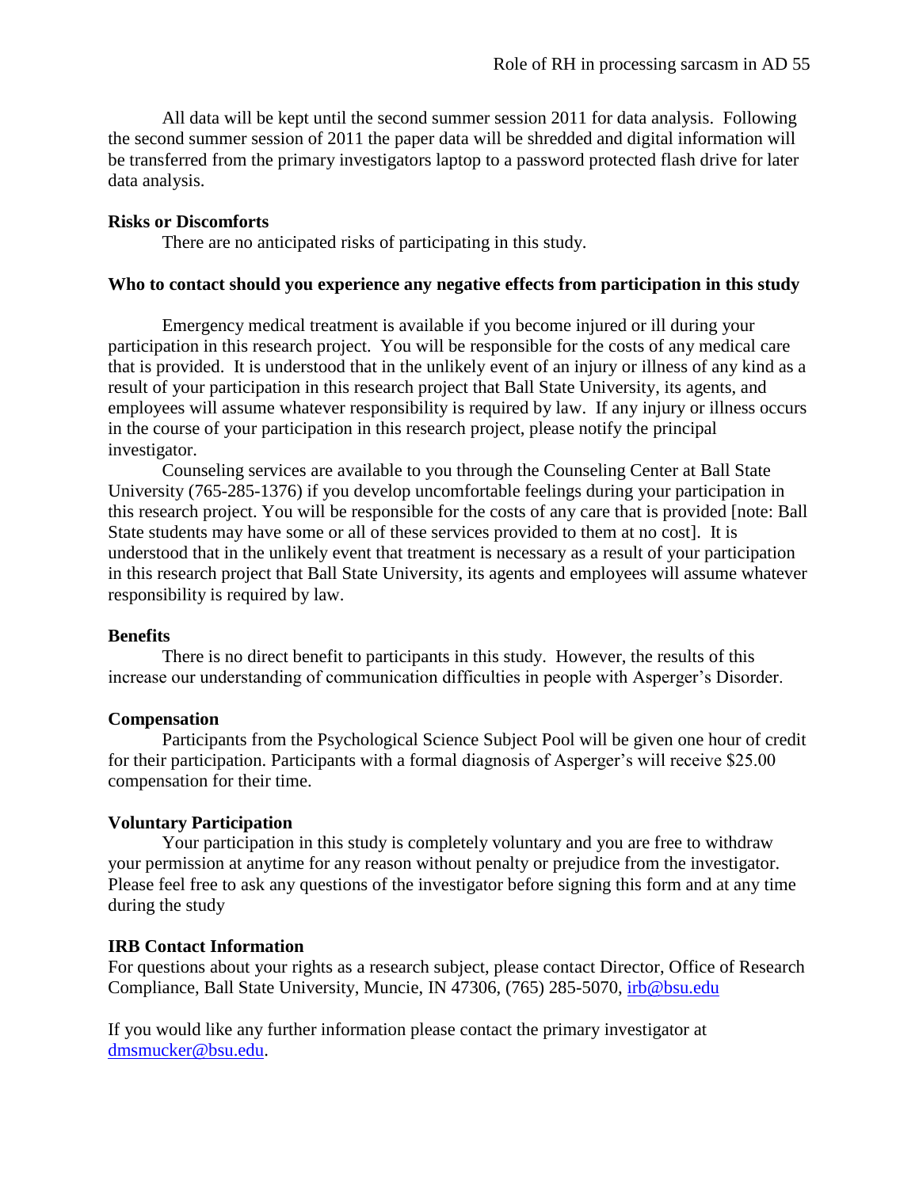All data will be kept until the second summer session 2011 for data analysis. Following the second summer session of 2011 the paper data will be shredded and digital information will be transferred from the primary investigators laptop to a password protected flash drive for later data analysis.

**Risks or Discomforts**

There are no anticipated risks of participating in this study.

**Who to contact should you experience any negative effects from participation in this study**

Emergency medical treatment is available if you become injured or ill during your participation in this research project. You will be responsible for the costs of any medical care that is provided. It is understood that in the unlikely event of an injury or illness of any kind as a result of your participation in this research project that Ball State University, its agents, and employees will assume whatever responsibility is required by law. If any injury or illness occurs in the course of your participation in this research project, please notify the principal investigator.

Counseling services are available to you through the Counseling Center at Ball State University (765-285-1376) if you develop uncomfortable feelings during your participation in this research project. You will be responsible for the costs of any care that is provided [note: Ball State students may have some or all of these services provided to them at no cost]. It is understood that in the unlikely event that treatment is necessary as a result of your participation in this research project that Ball State University, its agents and employees will assume whatever responsibility is required by law.

**Benefits**

There is no direct benefit to participants in this study. However, the results of this increase our understanding of communication difficulties in people with Asperger's Disorder.

**Compensation**

Participants from the Psychological Science Subject Pool will be given one hour of credit for their participation. Participants with a formal diagnosis of Asperger's will receive $25.00 compensation for their time.

**Voluntary Participation**

Your participation in this study is completely voluntary and you are free to withdraw your permission at anytime for any reason without penalty or prejudice from the investigator. Please feel free to ask any questions of the investigator before signing this form and at any time during the study

**IRB Contact Information**

For questions about your rights as a research subject, please contact Director, Office of Research Compliance, Ball State University, Muncie, IN 47306, (765) 285-5070, irb@bsu.edu

If you would like any further information please contact the primary investigator at dmsmucker@bsu.edu.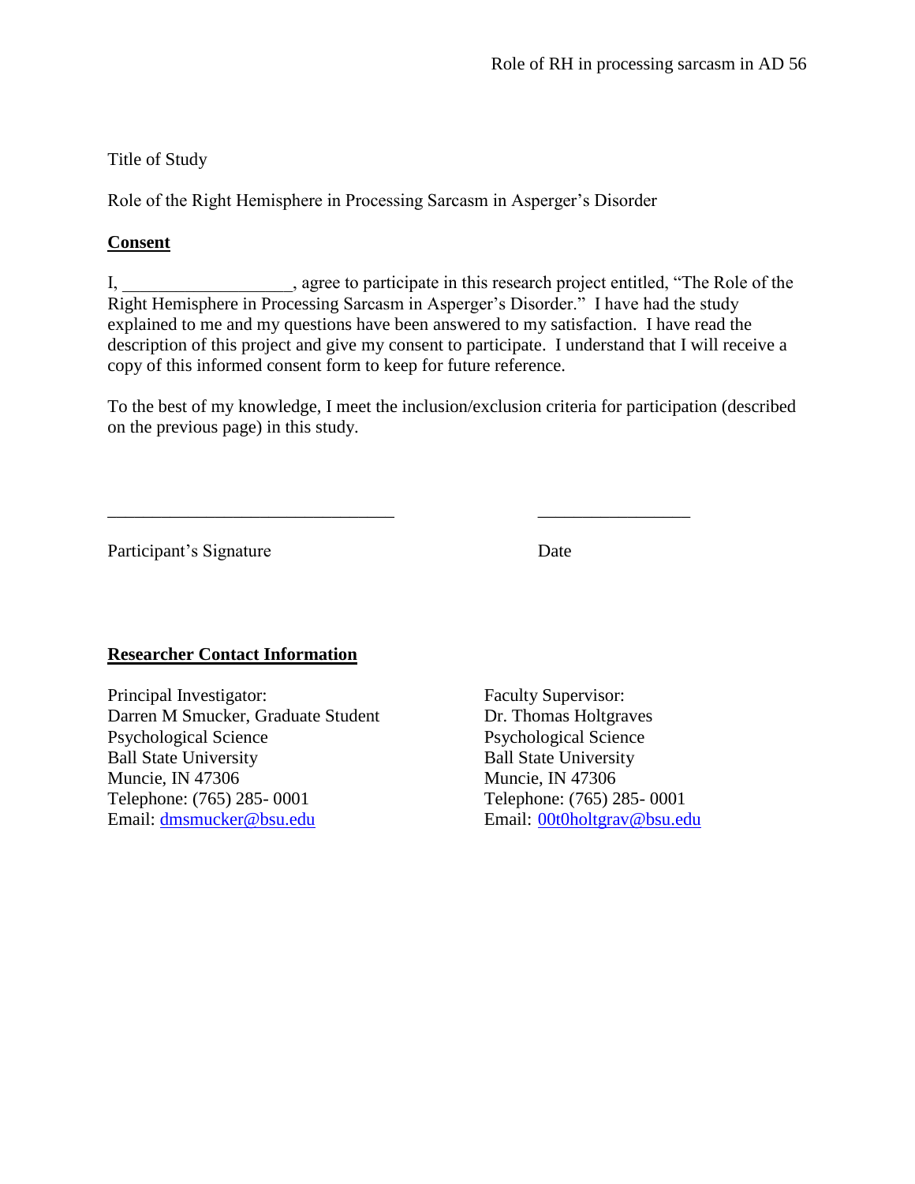Title of Study

Role of the Right Hemisphere in Processing Sarcasm in Asperger's Disorder

**Consent**

I, __________________, agree to participate in this research project entitled, "The Role of the Right Hemisphere in Processing Sarcasm in Asperger's Disorder." I have had the study explained to me and my questions have been answered to my satisfaction. I have read the description of this project and give my consent to participate. I understand that I will receive a copy of this informed consent form to keep for future reference.

To the best of my knowledge, I meet the inclusion/exclusion criteria for participation (described on the previous page) in this study.

______________________________ ________________

Participant's Signature Date

**Researcher Contact Information**

Principal Investigator:
Darren M Smucker, Graduate Student
Psychological Science
Ball State University
Muncie, IN 47306
Telephone: (765) 285- 0001
Email: dmsmucker@bsu.edu

Faculty Supervisor:
Dr. Thomas Holtgraves
Psychological Science
Ball State University
Muncie, IN 47306
Telephone: (765) 285- 0001
Email: 00t0holtgrav@bsu.edu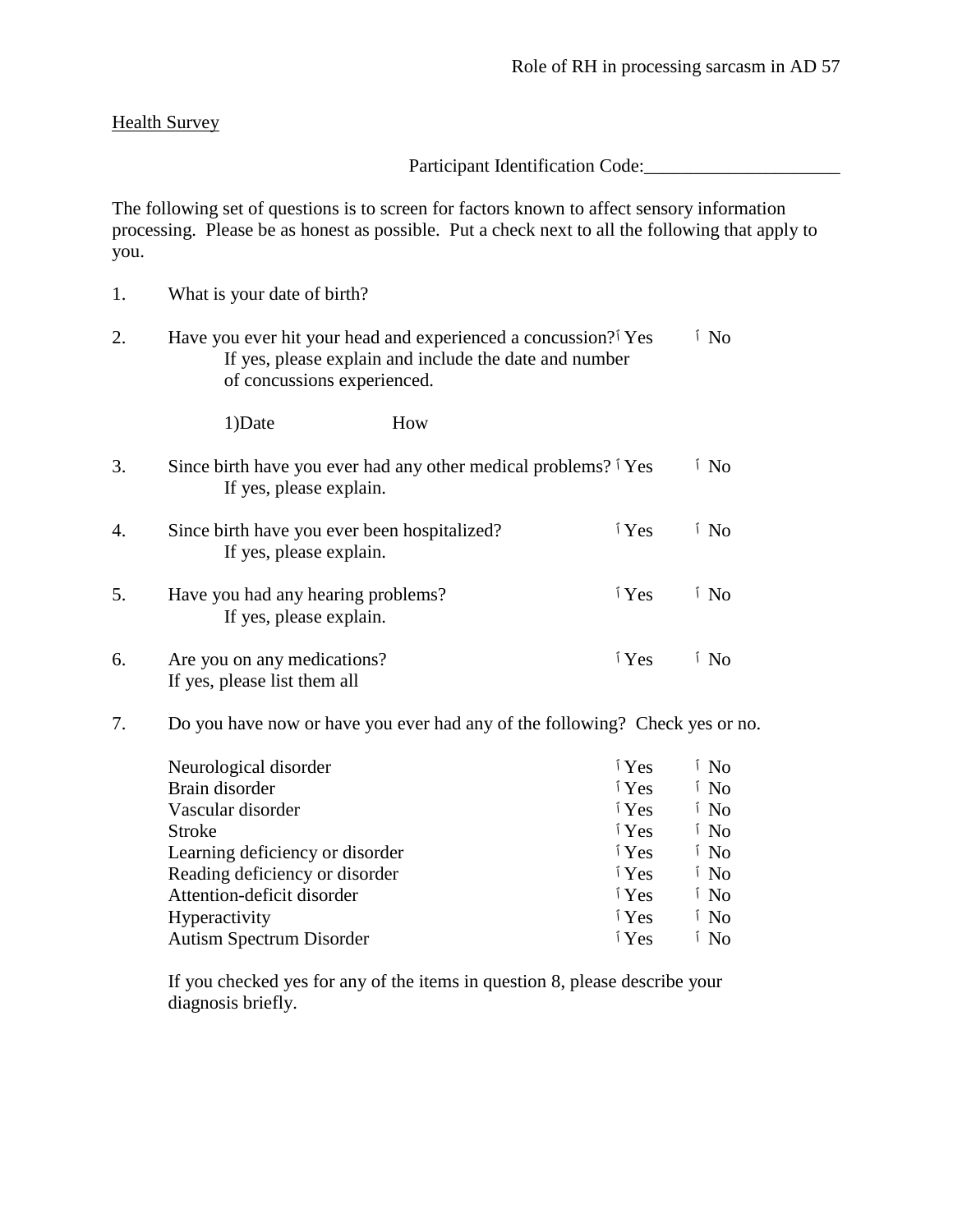Health Survey

Participant Identification Code:_____________________

The following set of questions is to screen for factors known to affect sensory information processing. Please be as honest as possible. Put a check next to all the following that apply to you.

1. What is your date of birth?

2. Have you ever hit your head and experienced a concussion? ☐ Yes ☐ No
   If yes, please explain and include the date and number of concussions experienced.

   1)Date How

3. Since birth have you ever had any other medical problems? ☐ Yes ☐ No
   If yes, please explain.

4. Since birth have you ever been hospitalized? ☐ Yes ☐ No
   If yes, please explain.

5. Have you had any hearing problems? ☐ Yes ☐ No
   If yes, please explain.

6. Are you on any medications? ☐ Yes ☐ No
   If yes, please list them all

7. Do you have now or have you ever had any of the following? Check yes or no.

| | | |
|---|---|---|
| Neurological disorder | ☐ Yes | ☐ No |
| Brain disorder | ☐ Yes | ☐ No |
| Vascular disorder | ☐ Yes | ☐ No |
| Stroke | ☐ Yes | ☐ No |
| Learning deficiency or disorder | ☐ Yes | ☐ No |
| Reading deficiency or disorder | ☐ Yes | ☐ No |
| Attention-deficit disorder | ☐ Yes | ☐ No |
| Hyperactivity | ☐ Yes | ☐ No |
| Autism Spectrum Disorder | ☐ Yes | ☐ No |

If you checked yes for any of the items in question 8, please describe your diagnosis briefly.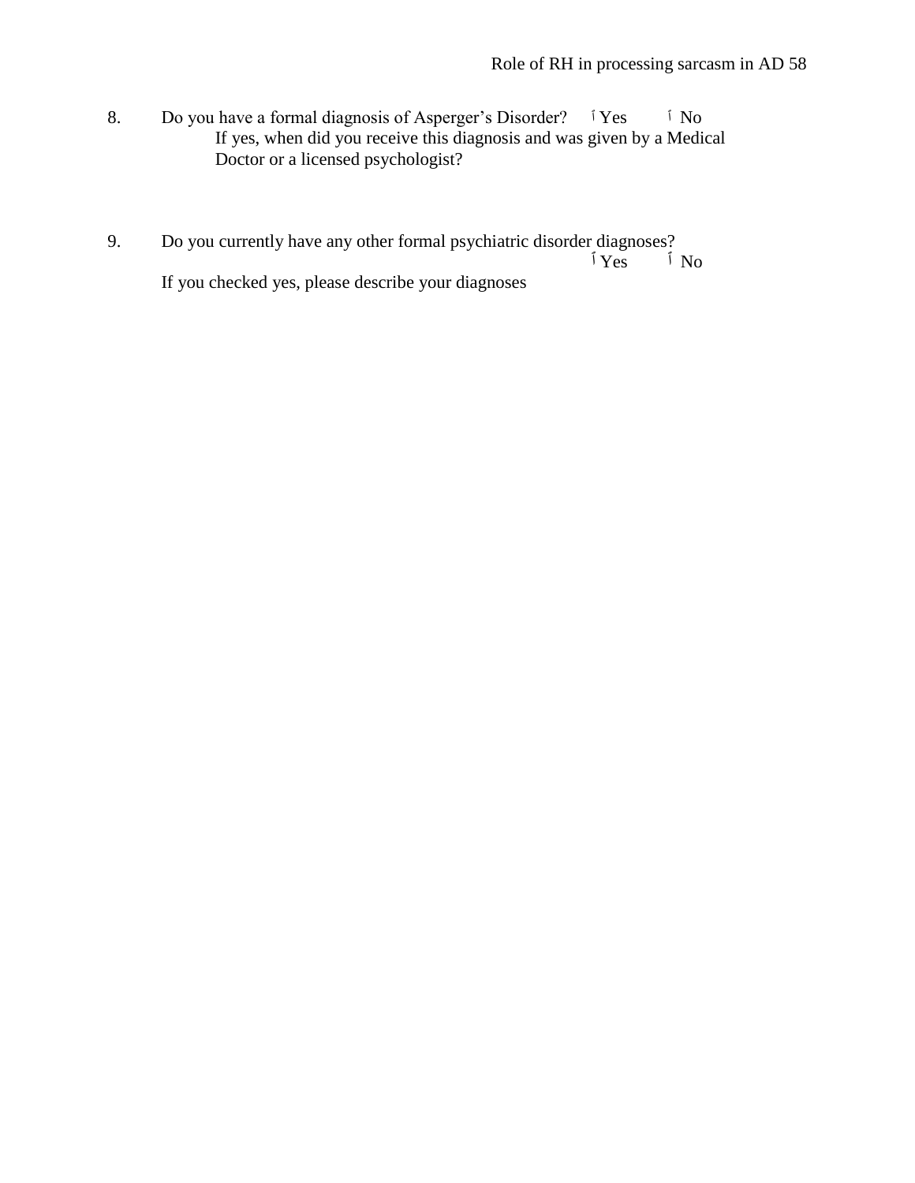8. Do you have a formal diagnosis of Asperger's Disorder? ☐ Yes ☐ No

   If yes, when did you receive this diagnosis and was given by a Medical Doctor or a licensed psychologist?

9. Do you currently have any other formal psychiatric disorder diagnoses? ☐ Yes ☐ No

   If you checked yes, please describe your diagnoses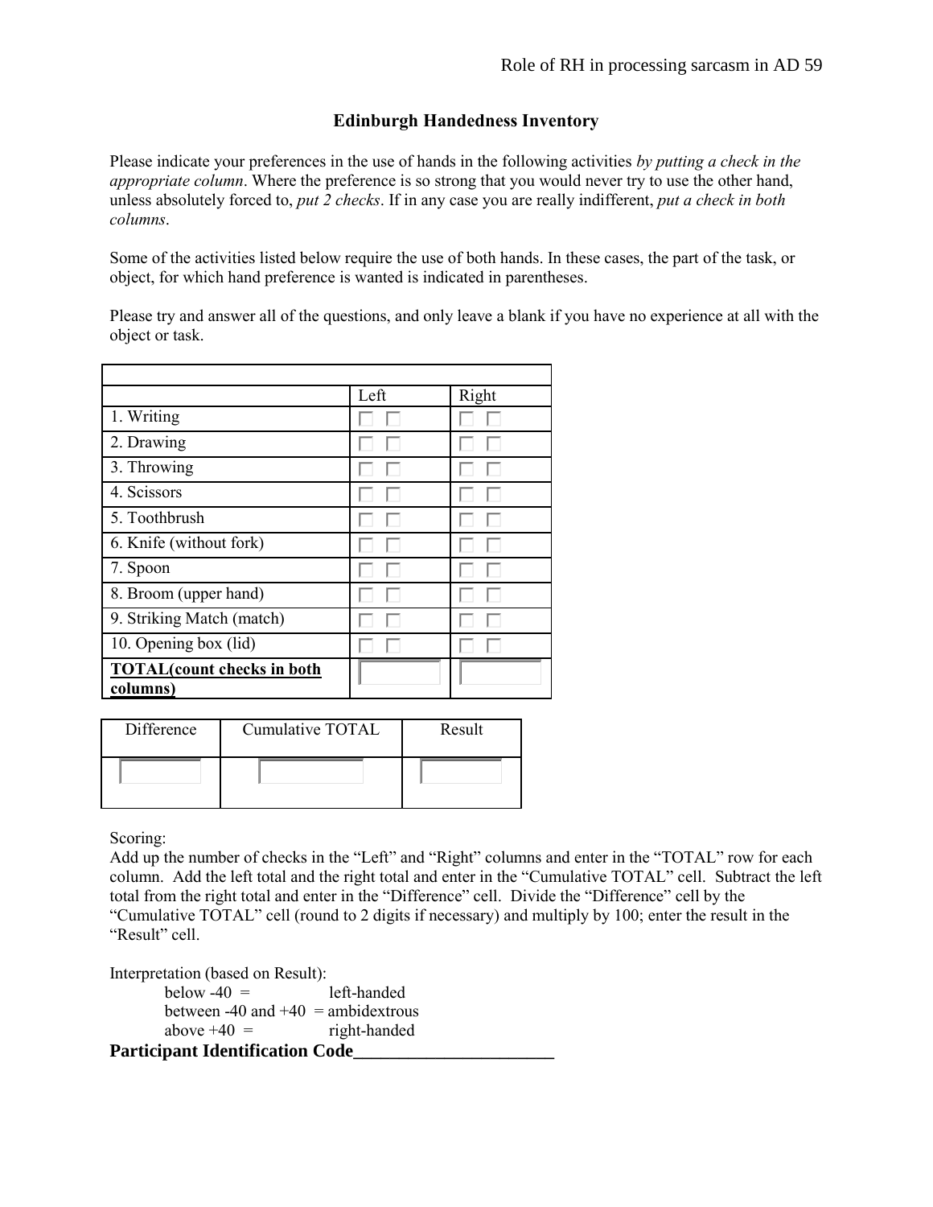### Edinburgh Handedness Inventory

Please indicate your preferences in the use of hands in the following activities *by putting a check in the appropriate column*. Where the preference is so strong that you would never try to use the other hand, unless absolutely forced to, *put 2 checks*. If in any case you are really indifferent, *put a check in both columns*.

Some of the activities listed below require the use of both hands. In these cases, the part of the task, or object, for which hand preference is wanted is indicated in parentheses.

Please try and answer all of the questions, and only leave a blank if you have no experience at all with the object or task.

| | Left | Right |
|---|---|---|
| 1. Writing | ☐ ☐ | ☐ ☐ |
| 2. Drawing | ☐ ☐ | ☐ ☐ |
| 3. Throwing | ☐ ☐ | ☐ ☐ |
| 4. Scissors | ☐ ☐ | ☐ ☐ |
| 5. Toothbrush | ☐ ☐ | ☐ ☐ |
| 6. Knife (without fork) | ☐ ☐ | ☐ ☐ |
| 7. Spoon | ☐ ☐ | ☐ ☐ |
| 8. Broom (upper hand) | ☐ ☐ | ☐ ☐ |
| 9. Striking Match (match) | ☐ ☐ | ☐ ☐ |
| 10. Opening box (lid) | ☐ ☐ | ☐ ☐ |
| **TOTAL(count checks in both columns)** | | |

| Difference | Cumulative TOTAL | Result |
|---|---|---|
| | | |

Scoring:
Add up the number of checks in the "Left" and "Right" columns and enter in the "TOTAL" row for each column. Add the left total and the right total and enter in the "Cumulative TOTAL" cell. Subtract the left total from the right total and enter in the "Difference" cell. Divide the "Difference" cell by the "Cumulative TOTAL" cell (round to 2 digits if necessary) and multiply by 100; enter the result in the "Result" cell.

Interpretation (based on Result):

below -40 = left-handed
between -40 and +40 = ambidextrous
above +40 = right-handed

**Participant Identification Code______________________**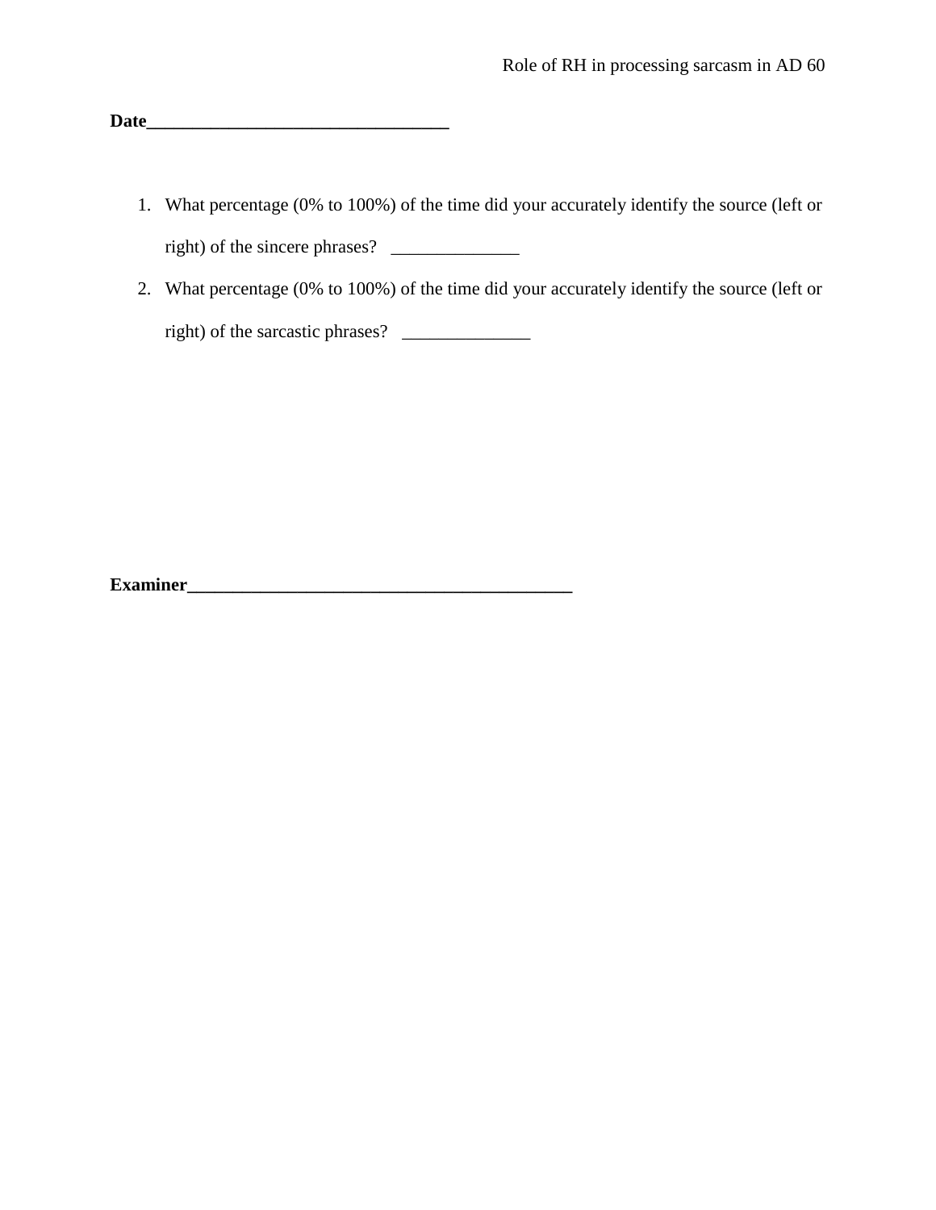**Date__________________________________**

1. What percentage (0% to 100%) of the time did your accurately identify the source (left or right) of the sincere phrases? ______________
2. What percentage (0% to 100%) of the time did your accurately identify the source (left or right) of the sarcastic phrases? ______________

**Examiner___________________________________________**